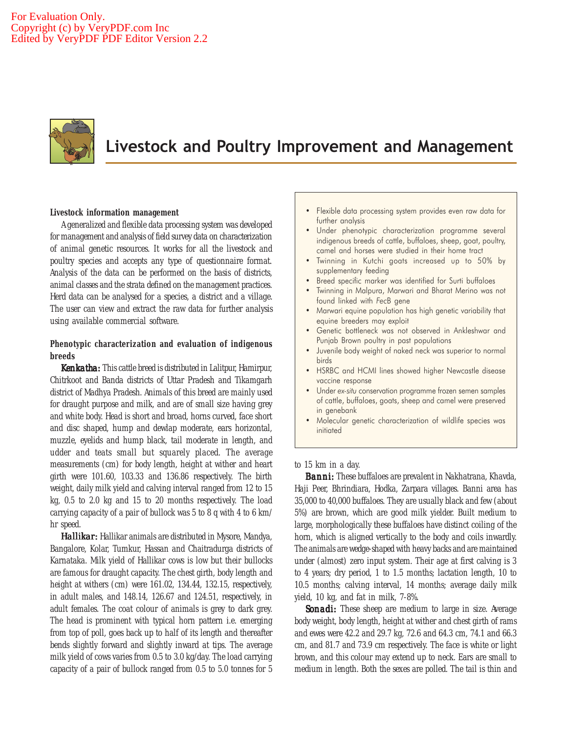# Livestock and Poultry Improvement and Management

- Flexible data processing system provides even raw data for further analysis
- Under phenotypic characterization programme several indigenous breeds of cattle, buffaloes, sheep, goat, poultry, camel and horses were studied in their home tract
- Twinning in Kutchi goats increased up to 50% by supplementary feeding
- Breed specific marker was identified for Surti buffaloes
- Twinning in Malpura, Marwari and Bharat Merino was not found linked with *FecB* gene
- Marwari equine population has high genetic variability that equine breeders may exploit
- Genetic bottleneck was not observed in Ankleshwar and Punjab Brown poultry in past populations
- Juvenile body weight of naked neck was superior to normal birds
- HSRBC and HCMI lines showed higher Newcastle disease vaccine response
- Under *ex-situ* conservation programme frozen semen samples of cattle, buffaloes, goats, sheep and camel were preserved in genebank
- Molecular genetic characterization of wildlife species was initiated

### Livestock information management

A generalized and flexible data processing system was developed for management and analysis of field survey data on characterization of animal genetic resources. It works for all the livestock and poultry species and accepts any type of questionnaire format. Analysis of the data can be performed on the basis of districts, animal classes and the strata defined on the management practices. Herd data can be analysed for a species, a district and a village. The user can view and extract the raw data for further analysis using available commercial software.

### Phenotypic characterization and evaluation of indigenous breeds

***Kenkatha:*** This cattle breed is distributed in Lalitpur, Hamirpur, Chitrkoot and Banda districts of Uttar Pradesh and Tikamgarh district of Madhya Pradesh. Animals of this breed are mainly used for draught purpose and milk, and are of small size having grey and white body. Head is short and broad, horns curved, face short and disc shaped, hump and dewlap moderate, ears horizontal, muzzle, eyelids and hump black, tail moderate in length, and udder and teats small but squarely placed. The average measurements (cm) for body length, height at wither and heart girth were 101.60, 103.33 and 136.86 respectively. The birth weight, daily milk yield and calving interval ranged from 12 to 15 kg, 0.5 to 2.0 kg and 15 to 20 months respectively. The load carrying capacity of a pair of bullock was 5 to 8 q with 4 to 6 km/hr speed.

***Hallikar:*** Hallikar animals are distributed in Mysore, Mandya, Bangalore, Kolar, Tumkur, Hassan and Chaitradurga districts of Karnataka. Milk yield of Hallikar cows is low but their bullocks are famous for draught capacity. The chest girth, body length and height at withers (cm) were 161.02, 134.44, 132.15, respectively, in adult males, and 148.14, 126.67 and 124.51, respectively, in adult females. The coat colour of animals is grey to dark grey. The head is prominent with typical horn pattern i.e. emerging from top of poll, goes back up to half of its length and thereafter bends slightly forward and slightly inward at tips. The average milk yield of cows varies from 0.5 to 3.0 kg/day. The load carrying capacity of a pair of bullock ranged from 0.5 to 5.0 tonnes for 5 to 15 km in a day.

***Banni:*** These buffaloes are prevalent in Nakhatrana, Khavda, Haji Peer, Bhrindiara, Hodka, Zarpara villages. Banni area has 35,000 to 40,000 buffaloes. They are usually black and few (about 5%) are brown, which are good milk yielder. Built medium to large, morphologically these buffaloes have distinct coiling of the horn, which is aligned vertically to the body and coils inwardly. The animals are wedge-shaped with heavy backs and are maintained under (almost) zero input system. Their age at first calving is 3 to 4 years; dry period, 1 to 1.5 months; lactation length, 10 to 10.5 months; calving interval, 14 months; average daily milk yield, 10 kg, and fat in milk, 7-8%.

***Sonadi:*** These sheep are medium to large in size. Average body weight, body length, height at wither and chest girth of rams and ewes were 42.2 and 29.7 kg, 72.6 and 64.3 cm, 74.1 and 66.3 cm, and 81.7 and 73.9 cm respectively. The face is white or light brown, and this colour may extend up to neck. Ears are small to medium in length. Both the sexes are polled. The tail is thin and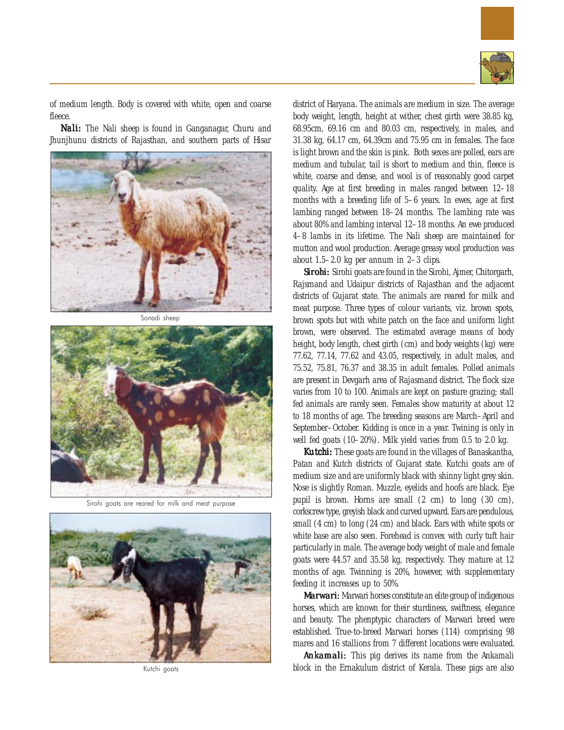of medium length. Body is covered with white, open and coarse fleece.

***Nali:*** The Nali sheep is found in Ganganagar, Churu and Jhunjhunu districts of Rajasthan, and southern parts of Hisar district of Haryana. The animals are medium in size. The average body weight, length, height at wither, chest girth were 38.85 kg, 68.95cm, 69.16 cm and 80.03 cm, respectively, in males, and 31.38 kg, 64.17 cm, 64.39cm and 75.95 cm in females. The face is light brown and the skin is pink. Both sexes are polled, ears are medium and tubular, tail is short to medium and thin, fleece is white, coarse and dense, and wool is of reasonably good carpet quality. Age at first breeding in males ranged between 12–18 months with a breeding life of 5–6 years. In ewes, age at first lambing ranged between 18–24 months. The lambing rate was about 80% and lambing interval 12–18 months. An ewe produced 4–8 lambs in its lifetime. The Nali sheep are maintained for mutton and wool production. Average greasy wool production was about 1.5–2.0 kg per annum in 2–3 clips.

Sonadi sheep

Sirohi goats are reared for milk and meat purpose

Kutchi goats

***Sirohi:*** Sirohi goats are found in the Sirohi, Ajmer, Chitorgarh, Rajsmand and Udaipur districts of Rajasthan and the adjacent districts of Gujarat state. The animals are reared for milk and meat purpose. Three types of colour variants, viz. brown spots, brown spots but with white patch on the face and uniform light brown, were observed. The estimated average means of body height, body length, chest girth (cm) and body weights (kg) were 77.62, 77.14, 77.62 and 43.05, respectively, in adult males, and 75.52, 75.81, 76.37 and 38.35 in adult females. Polled animals are present in Devgarh area of Rajasmand district. The flock size varies from 10 to 100. Animals are kept on pasture grazing; stall fed animals are rarely seen. Females show maturity at about 12 to 18 months of age. The breeding seasons are March–April and September–October. Kidding is once in a year. Twining is only in well fed goats (10–20%). Milk yield varies from 0.5 to 2.0 kg.

***Kutchi:*** These goats are found in the villages of Banaskantha, Patan and Kutch districts of Gujarat state. Kutchi goats are of medium size and are uniformly black with shinny light grey skin. Nose is slightly Roman. Muzzle, eyelids and hoofs are black. Eye pupil is brown. Horns are small (2 cm) to long (30 cm), corkscrew type, greyish black and curved upward. Ears are pendulous, small (4 cm) to long (24 cm) and black. Ears with white spots or white base are also seen. Forehead is convex with curly tuft hair particularly in male. The average body weight of male and female goats were 44.57 and 35.58 kg, respectively. They mature at 12 months of age. Twinning is 20%, however, with supplementary feeding it increases up to 50%.

***Marwari:*** Marwari horses constitute an elite group of indigenous horses, which are known for their sturdiness, swiftness, elegance and beauty. The phenptypic characters of Marwari breed were established. True-to-breed Marwari horses (114) comprising 98 mares and 16 stallions from 7 different locations were evaluated.

***Ankamali:*** This pig derives its name from the Ankamali block in the Ernakulum district of Kerala. These pigs are also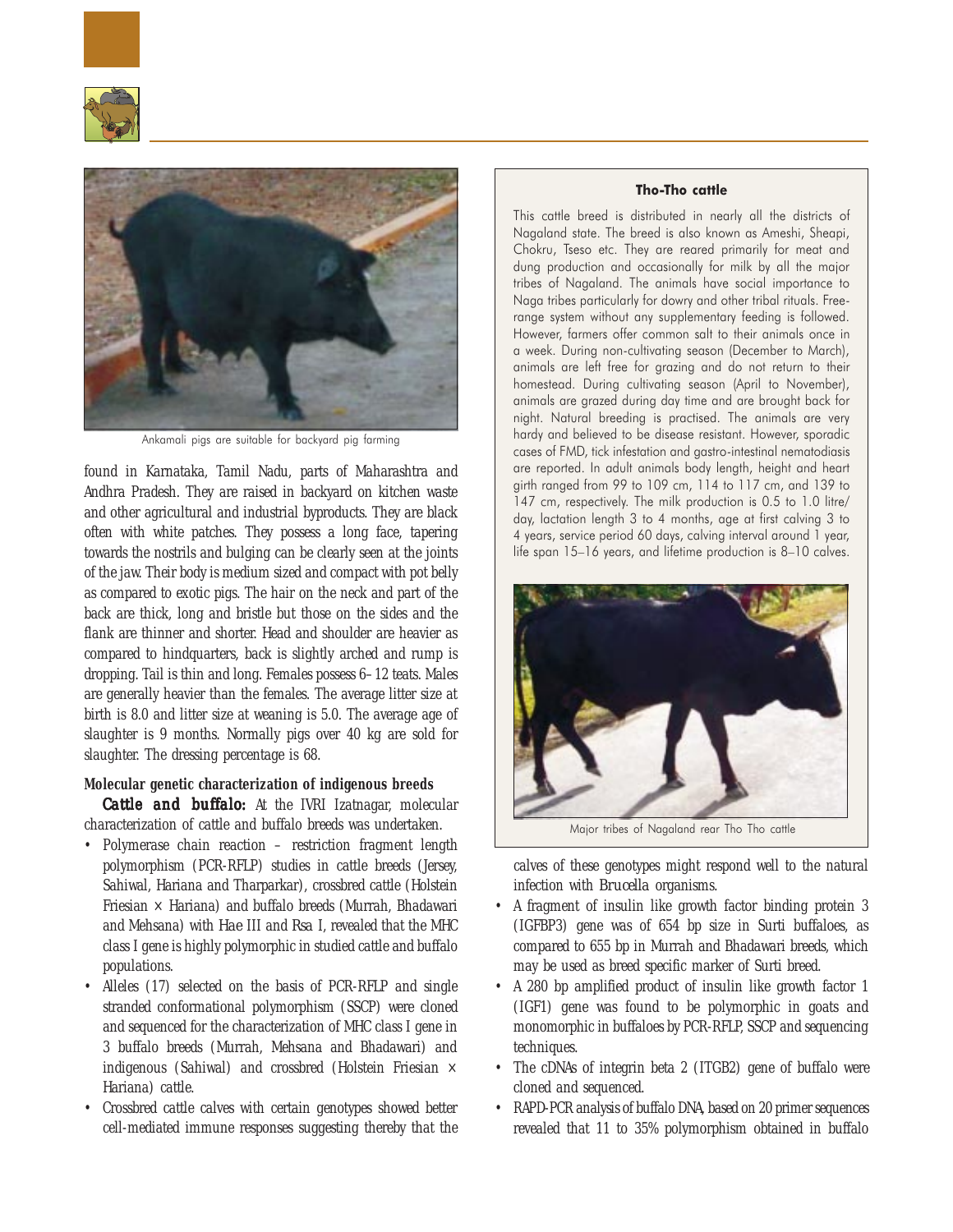Ankamali pigs are suitable for backyard pig farming

found in Karnataka, Tamil Nadu, parts of Maharashtra and Andhra Pradesh. They are raised in backyard on kitchen waste and other agricultural and industrial byproducts. They are black often with white patches. They possess a long face, tapering towards the nostrils and bulging can be clearly seen at the joints of the jaw. Their body is medium sized and compact with pot belly as compared to exotic pigs. The hair on the neck and part of the back are thick, long and bristle but those on the sides and the flank are thinner and shorter. Head and shoulder are heavier as compared to hindquarters, back is slightly arched and rump is dropping. Tail is thin and long. Females possess 6–12 teats. Males are generally heavier than the females. The average litter size at birth is 8.0 and litter size at weaning is 5.0. The average age of slaughter is 9 months. Normally pigs over 40 kg are sold for slaughter. The dressing percentage is 68.

> **Tho-Tho cattle**
>
> This cattle breed is distributed in nearly all the districts of Nagaland state. The breed is also known as Ameshi, Sheapi, Chokru, Tseso etc. They are reared primarily for meat and dung production and occasionally for milk by all the major tribes of Nagaland. The animals have social importance to Naga tribes particularly for dowry and other tribal rituals. Free-range system without any supplementary feeding is followed. However, farmers offer common salt to their animals once in a week. During non-cultivating season (December to March), animals are left free for grazing and do not return to their homestead. During cultivating season (April to November), animals are grazed during day time and are brought back for night. Natural breeding is practised. The animals are very hardy and believed to be disease resistant. However, sporadic cases of FMD, tick infestation and gastro-intestinal nematodiasis are reported. In adult animals body length, height and heart girth ranged from 99 to 109 cm, 114 to 117 cm, and 139 to 147 cm, respectively. The milk production is 0.5 to 1.0 litre/day, lactation length 3 to 4 months, age at first calving 3 to 4 years, service period 60 days, calving interval around 1 year, life span 15–16 years, and lifetime production is 8–10 calves.
>
> Major tribes of Nagaland rear Tho Tho cattle

### Molecular genetic characterization of indigenous breeds

***Cattle and buffalo:*** At the IVRI Izatnagar, molecular characterization of cattle and buffalo breeds was undertaken.

- Polymerase chain reaction – restriction fragment length polymorphism (PCR-RFLP) studies in cattle breeds (Jersey, Sahiwal, Hariana and Tharparkar), crossbred cattle (Holstein Friesian × Hariana) and buffalo breeds (Murrah, Bhadawari and Mehsana) with *Hae* III and *Rsa* I, revealed that the MHC class I gene is highly polymorphic in studied cattle and buffalo populations.
- Alleles (17) selected on the basis of PCR-RFLP and single stranded conformational polymorphism (SSCP) were cloned and sequenced for the characterization of MHC class I gene in 3 buffalo breeds (Murrah, Mehsana and Bhadawari) and indigenous (Sahiwal) and crossbred (Holstein Friesian × Hariana) cattle.
- Crossbred cattle calves with certain genotypes showed better cell-mediated immune responses suggesting thereby that the calves of these genotypes might respond well to the natural infection with *Brucella* organisms.
- A fragment of insulin like growth factor binding protein 3 (IGFBP3) gene was of 654 bp size in Surti buffaloes, as compared to 655 bp in Murrah and Bhadawari breeds, which may be used as breed specific marker of Surti breed.
- A 280 bp amplified product of insulin like growth factor 1 (IGF1) gene was found to be polymorphic in goats and monomorphic in buffaloes by PCR-RFLP, SSCP and sequencing techniques.
- The cDNAs of integrin beta 2 (ITGB2) gene of buffalo were cloned and sequenced.
- RAPD-PCR analysis of buffalo DNA, based on 20 primer sequences revealed that 11 to 35% polymorphism obtained in buffalo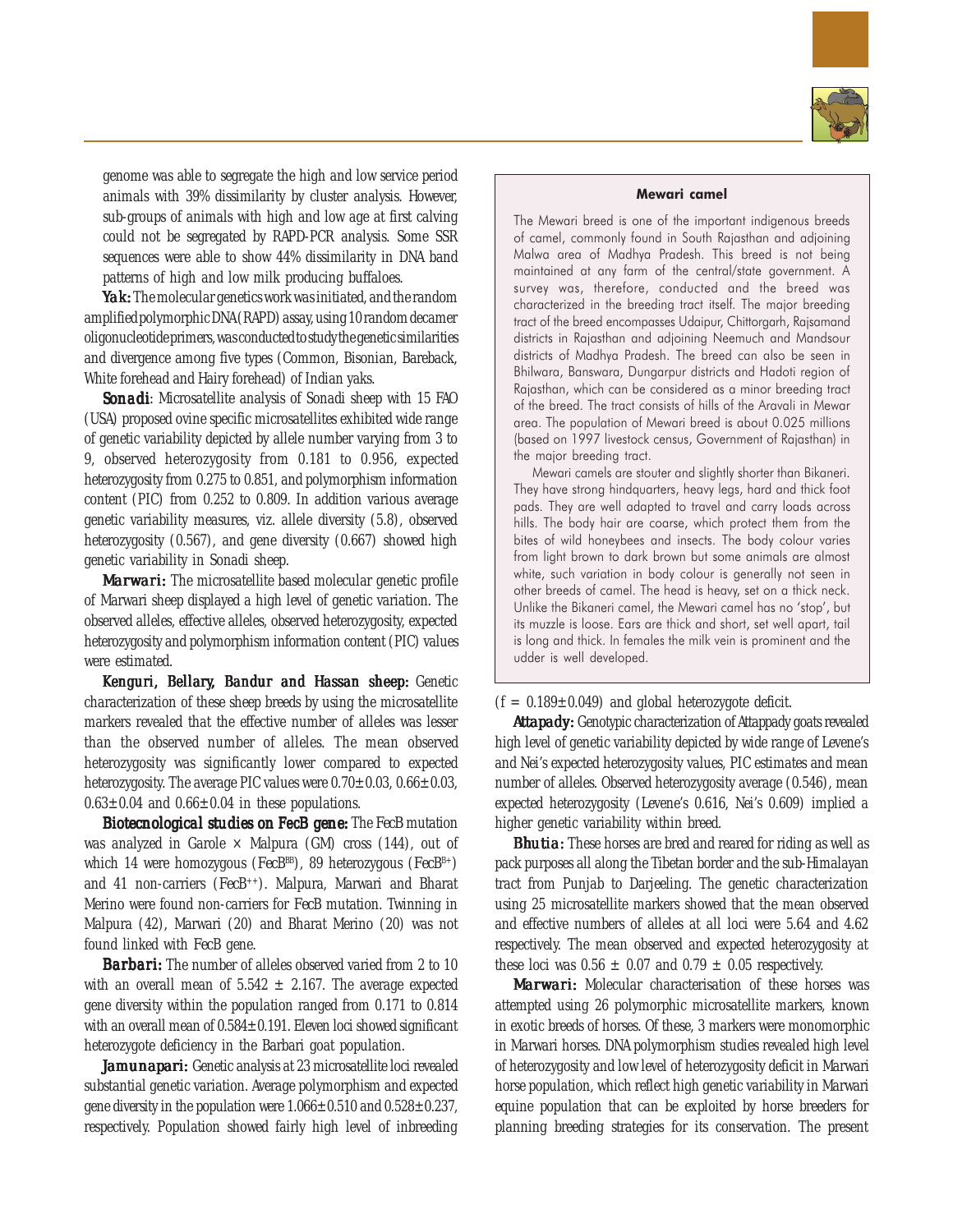genome was able to segregate the high and low service period animals with 39% dissimilarity by cluster analysis. However, sub-groups of animals with high and low age at first calving could not be segregated by RAPD-PCR analysis. Some SSR sequences were able to show 44% dissimilarity in DNA band patterns of high and low milk producing buffaloes.

***Yak:*** The molecular genetics work was initiated, and the random amplified polymorphic DNA (RAPD) assay, using 10 random decamer oligonucleotide primers, was conducted to study the genetic similarities and divergence among five types (Common, Bisonian, Bareback, White forehead and Hairy forehead) of Indian yaks.

***Sonadi***: Microsatellite analysis of Sonadi sheep with 15 FAO (USA) proposed ovine specific microsatellites exhibited wide range of genetic variability depicted by allele number varying from 3 to 9, observed heterozygosity from 0.181 to 0.956, expected heterozygosity from 0.275 to 0.851, and polymorphism information content (PIC) from 0.252 to 0.809. In addition various average genetic variability measures, viz. allele diversity (5.8), observed heterozygosity (0.567), and gene diversity (0.667) showed high genetic variability in Sonadi sheep.

***Marwari:*** The microsatellite based molecular genetic profile of Marwari sheep displayed a high level of genetic variation. The observed alleles, effective alleles, observed heterozygosity, expected heterozygosity and polymorphism information content (PIC) values were estimated.

***Kenguri, Bellary, Bandur and Hassan sheep:*** Genetic characterization of these sheep breeds by using the microsatellite markers revealed that the effective number of alleles was lesser than the observed number of alleles. The mean observed heterozygosity was significantly lower compared to expected heterozygosity. The average PIC values were 0.70±0.03, 0.66±0.03, 0.63±0.04 and 0.66±0.04 in these populations.

***Biotecnological studies on FecB gene:*** The FecB mutation was analyzed in Garole × Malpura (GM) cross (144), out of which 14 were homozygous ($FecB^{BB}$), 89 heterozygous ($FecB^{B+}$) and 41 non-carriers ($FecB^{++}$). Malpura, Marwari and Bharat Merino were found non-carriers for FecB mutation. Twinning in Malpura (42), Marwari (20) and Bharat Merino (20) was not found linked with FecB gene.

***Barbari:*** The number of alleles observed varied from 2 to 10 with an overall mean of 5.542 ± 2.167. The average expected gene diversity within the population ranged from 0.171 to 0.814 with an overall mean of 0.584±0.191. Eleven loci showed significant heterozygote deficiency in the Barbari goat population.

***Jamunapari:*** Genetic analysis at 23 microsatellite loci revealed substantial genetic variation. Average polymorphism and expected gene diversity in the population were 1.066±0.510 and 0.528±0.237, respectively. Population showed fairly high level of inbreeding (f = 0.189±0.049) and global heterozygote deficit.

***Attapady:*** Genotypic characterization of Attappady goats revealed high level of genetic variability depicted by wide range of Levene's and Nei's expected heterozygosity values, PIC estimates and mean number of alleles. Observed heterozygosity average (0.546), mean expected heterozygosity (Levene's 0.616, Nei's 0.609) implied a higher genetic variability within breed.

***Bhutia:*** These horses are bred and reared for riding as well as pack purposes all along the Tibetan border and the sub-Himalayan tract from Punjab to Darjeeling. The genetic characterization using 25 microsatellite markers showed that the mean observed and effective numbers of alleles at all loci were 5.64 and 4.62 respectively. The mean observed and expected heterozygosity at these loci was 0.56 ± 0.07 and 0.79 ± 0.05 respectively.

***Marwari:*** Molecular characterisation of these horses was attempted using 26 polymorphic microsatellite markers, known in exotic breeds of horses. Of these, 3 markers were monomorphic in Marwari horses. DNA polymorphism studies revealed high level of heterozygosity and low level of heterozygosity deficit in Marwari horse population, which reflect high genetic variability in Marwari equine population that can be exploited by horse breeders for planning breeding strategies for its conservation. The present

**Mewari camel**

The Mewari breed is one of the important indigenous breeds of camel, commonly found in South Rajasthan and adjoining Malwa area of Madhya Pradesh. This breed is not being maintained at any farm of the central/state government. A survey was, therefore, conducted and the breed was characterized in the breeding tract itself. The major breeding tract of the breed encompasses Udaipur, Chittorgarh, Rajsamand districts in Rajasthan and adjoining Neemuch and Mandsour districts of Madhya Pradesh. The breed can also be seen in Bhilwara, Banswara, Dungarpur districts and Hadoti region of Rajasthan, which can be considered as a minor breeding tract of the breed. The tract consists of hills of the Aravali in Mewar area. The population of Mewari breed is about 0.025 millions (based on 1997 livestock census, Government of Rajasthan) in the major breeding tract.

Mewari camels are stouter and slightly shorter than Bikaneri. They have strong hindquarters, heavy legs, hard and thick foot pads. They are well adapted to travel and carry loads across hills. The body hair are coarse, which protect them from the bites of wild honeybees and insects. The body colour varies from light brown to dark brown but some animals are almost white, such variation in body colour is generally not seen in other breeds of camel. The head is heavy, set on a thick neck. Unlike the Bikaneri camel, the Mewari camel has no 'stop', but its muzzle is loose. Ears are thick and short, set well apart, tail is long and thick. In females the milk vein is prominent and the udder is well developed.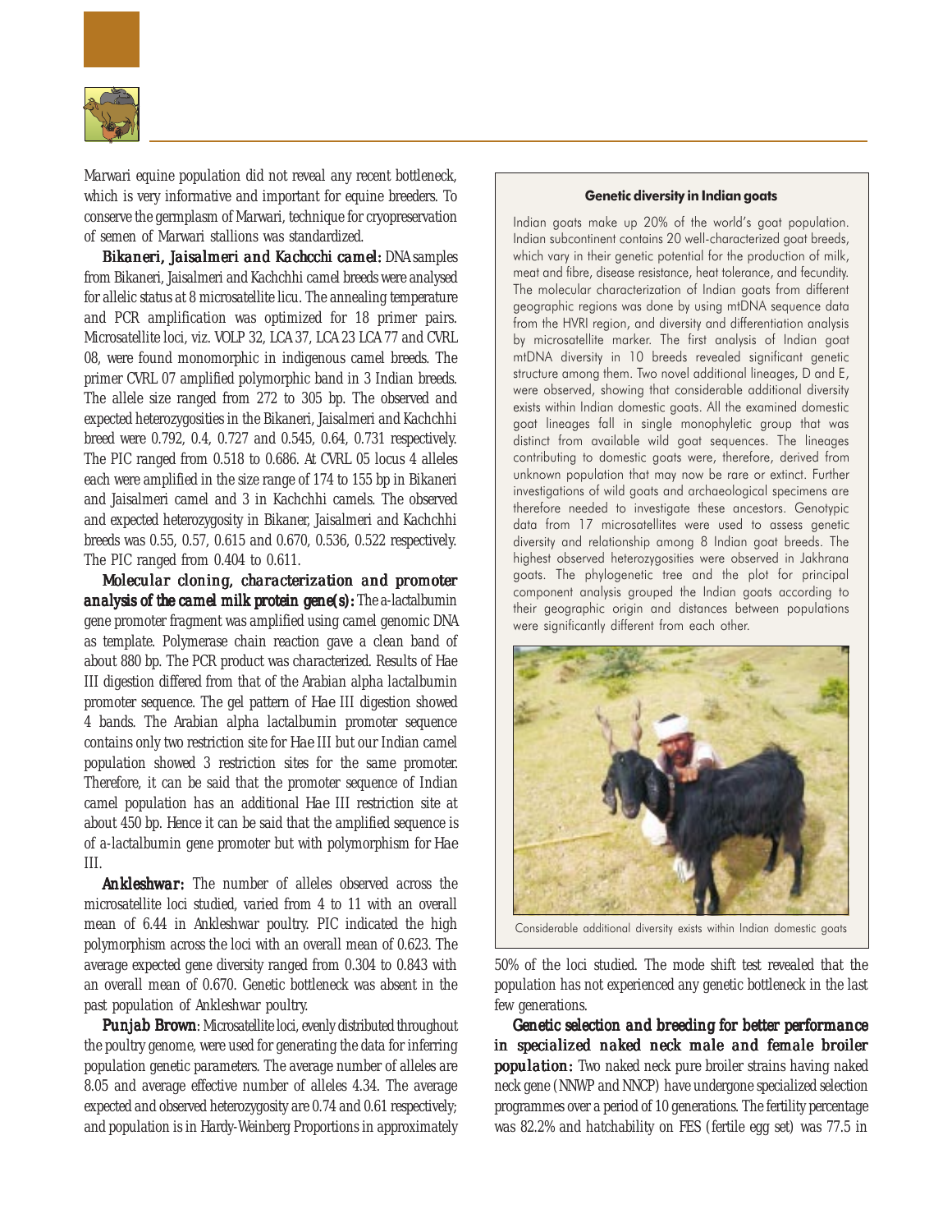Marwari equine population did not reveal any recent bottleneck, which is very informative and important for equine breeders. To conserve the germplasm of Marwari, technique for cryopreservation of semen of Marwari stallions was standardized.

***Bikaneri, Jaisalmeri and Kachcchi camel:*** DNA samples from Bikaneri, Jaisalmeri and Kachchhi camel breeds were analysed for allelic status at 8 microsatellite licu. The annealing temperature and PCR amplification was optimized for 18 primer pairs. Microsatellite loci, viz. VOLP 32, LCA 37, LCA 23 LCA 77 and CVRL 08, were found monomorphic in indigenous camel breeds. The primer CVRL 07 amplified polymorphic band in 3 Indian breeds. The allele size ranged from 272 to 305 bp. The observed and expected heterozygosities in the Bikaneri, Jaisalmeri and Kachchhi breed were 0.792, 0.4, 0.727 and 0.545, 0.64, 0.731 respectively. The PIC ranged from 0.518 to 0.686. At CVRL 05 locus 4 alleles each were amplified in the size range of 174 to 155 bp in Bikaneri and Jaisalmeri camel and 3 in Kachchhi camels. The observed and expected heterozygosity in Bikaner, Jaisalmeri and Kachchhi breeds was 0.55, 0.57, 0.615 and 0.670, 0.536, 0.522 respectively. The PIC ranged from 0.404 to 0.611.

***Molecular cloning, characterization and promoter analysis of the camel milk protein gene(s):*** The a-lactalbumin gene promoter fragment was amplified using camel genomic DNA as template. Polymerase chain reaction gave a clean band of about 880 bp. The PCR product was characterized. Results of Hae III digestion differed from that of the Arabian alpha lactalbumin promoter sequence. The gel pattern of *Hae* III digestion showed 4 bands. The Arabian alpha lactalbumin promoter sequence contains only two restriction site for *Hae* III but our Indian camel population showed 3 restriction sites for the same promoter. Therefore, it can be said that the promoter sequence of Indian camel population has an additional *Hae* III restriction site at about 450 bp. Hence it can be said that the amplified sequence is of a-lactalbumin gene promoter but with polymorphism for Hae III.

***Ankleshwar:*** The number of alleles observed across the microsatellite loci studied, varied from 4 to 11 with an overall mean of 6.44 in Ankleshwar poultry. PIC indicated the high polymorphism across the loci with an overall mean of 0.623. The average expected gene diversity ranged from 0.304 to 0.843 with an overall mean of 0.670. Genetic bottleneck was absent in the past population of Ankleshwar poultry.

***Punjab Brown***: Microsatellite loci, evenly distributed throughout the poultry genome, were used for generating the data for inferring population genetic parameters. The average number of alleles are 8.05 and average effective number of alleles 4.34. The average expected and observed heterozygosity are 0.74 and 0.61 respectively; and population is in Hardy-Weinberg Proportions in approximately 50% of the loci studied. The mode shift test revealed that the population has not experienced any genetic bottleneck in the last few generations.

***Genetic selection and breeding for better performance in specialized naked neck male and female broiler population:*** Two naked neck pure broiler strains having naked neck gene (NNWP and NNCP) have undergone specialized selection programmes over a period of 10 generations. The fertility percentage was 82.2% and hatchability on FES (fertile egg set) was 77.5 in

---

**Genetic diversity in Indian goats**

Indian goats make up 20% of the world's goat population. Indian subcontinent contains 20 well-characterized goat breeds, which vary in their genetic potential for the production of milk, meat and fibre, disease resistance, heat tolerance, and fecundity. The molecular characterization of Indian goats from different geographic regions was done by using mtDNA sequence data from the HVRI region, and diversity and differentiation analysis by microsatellite marker. The first analysis of Indian goat mtDNA diversity in 10 breeds revealed significant genetic structure among them. Two novel additional lineages, D and E, were observed, showing that considerable additional diversity exists within Indian domestic goats. All the examined domestic goat lineages fall in single monophyletic group that was distinct from available wild goat sequences. The lineages contributing to domestic goats were, therefore, derived from unknown population that may now be rare or extinct. Further investigations of wild goats and archaeological specimens are therefore needed to investigate these ancestors. Genotypic data from 17 microsatellites were used to assess genetic diversity and relationship among 8 Indian goat breeds. The highest observed heterozygosities were observed in Jakhrana goats. The phylogenetic tree and the plot for principal component analysis grouped the Indian goats according to their geographic origin and distances between populations were significantly different from each other.

Considerable additional diversity exists within Indian domestic goats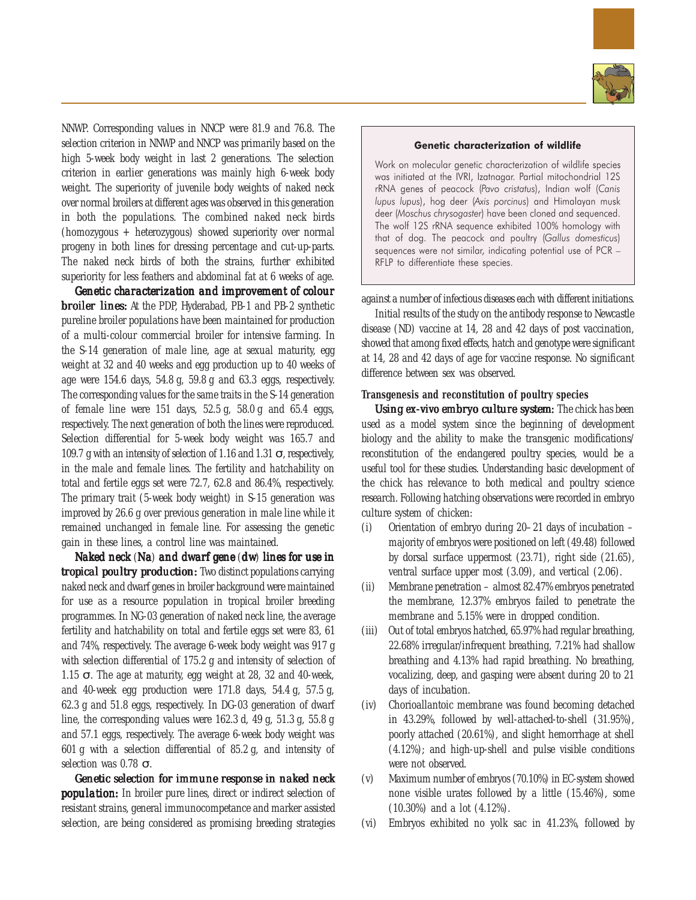NNWP. Corresponding values in NNCP were 81.9 and 76.8. The selection criterion in NNWP and NNCP was primarily based on the high 5-week body weight in last 2 generations. The selection criterion in earlier generations was mainly high 6-week body weight. The superiority of juvenile body weights of naked neck over normal broilers at different ages was observed in this generation in both the populations. The combined naked neck birds (homozygous + heterozygous) showed superiority over normal progeny in both lines for dressing percentage and cut-up-parts. The naked neck birds of both the strains, further exhibited superiority for less feathers and abdominal fat at 6 weeks of age.

***Genetic characterization and improvement of colour broiler lines:*** At the PDP, Hyderabad, PB-1 and PB-2 synthetic pureline broiler populations have been maintained for production of a multi-colour commercial broiler for intensive farming. In the S-14 generation of male line, age at sexual maturity, egg weight at 32 and 40 weeks and egg production up to 40 weeks of age were 154.6 days, 54.8 g, 59.8 g and 63.3 eggs, respectively. The corresponding values for the same traits in the S-14 generation of female line were 151 days, 52.5 g, 58.0 g and 65.4 eggs, respectively. The next generation of both the lines were reproduced. Selection differential for 5-week body weight was 165.7 and 109.7 g with an intensity of selection of 1.16 and 1.31 $\sigma$, respectively, in the male and female lines. The fertility and hatchability on total and fertile eggs set were 72.7, 62.8 and 86.4%, respectively. The primary trait (5-week body weight) in S-15 generation was improved by 26.6 g over previous generation in male line while it remained unchanged in female line. For assessing the genetic gain in these lines, a control line was maintained.

***Naked neck (Na) and dwarf gene (dw) lines for use in tropical poultry production:*** Two distinct populations carrying naked neck and dwarf genes in broiler background were maintained for use as a resource population in tropical broiler breeding programmes. In NG-03 generation of naked neck line, the average fertility and hatchability on total and fertile eggs set were 83, 61 and 74%, respectively. The average 6-week body weight was 917 g with selection differential of 175.2 g and intensity of selection of 1.15 $\sigma$. The age at maturity, egg weight at 28, 32 and 40-week, and 40-week egg production were 171.8 days, 54.4 g, 57.5 g, 62.3 g and 51.8 eggs, respectively. In DG-03 generation of dwarf line, the corresponding values were 162.3 d, 49 g, 51.3 g, 55.8 g and 57.1 eggs. The average 6-week body weight was 601 g with a selection differential of 85.2 g, and intensity of selection was 0.78 $\sigma$.

***Genetic selection for immune response in naked neck population:*** In broiler pure lines, direct or indirect selection of resistant strains, general immunocompetance and marker assisted selection, are being considered as promising breeding strategies against a number of infectious diseases each with different initiations.

Initial results of the study on the antibody response to Newcastle disease (ND) vaccine at 14, 28 and 42 days of post vaccination, showed that among fixed effects, hatch and genotype were significant at 14, 28 and 42 days of age for vaccine response. No significant difference between sex was observed.

> **Genetic characterization of wildlife**
>
> Work on molecular genetic characterization of wildlife species was initiated at the IVRI, Izatnagar. Partial mitochondrial 12S rRNA genes of peacock (*Pavo cristatus*), Indian wolf (*Canis lupus lupus*), hog deer (*Axis porcinus*) and Himalayan musk deer (*Moschus chrysogaster*) have been cloned and sequenced. The wolf 12S rRNA sequence exhibited 100% homology with that of dog. The peacock and poultry (*Gallus domesticus*) sequences were not similar, indicating potential use of PCR – RFLP to differentiate these species.

**Transgenesis and reconstitution of poultry species**

***Using ex-vivo embryo culture system:*** The chick has been used as a model system since the beginning of development biology and the ability to make the transgenic modifications/ reconstitution of the endangered poultry species, would be a useful tool for these studies. Understanding basic development of the chick has relevance to both medical and poultry science research. Following hatching observations were recorded in embryo culture system of chicken:

(i) Orientation of embryo during 20–21 days of incubation – majority of embryos were positioned on left (49.48) followed by dorsal surface uppermost (23.71), right side (21.65), ventral surface upper most (3.09), and vertical (2.06).

(ii) Membrane penetration – almost 82.47% embryos penetrated the membrane, 12.37% embryos failed to penetrate the membrane and 5.15% were in dropped condition.

(iii) Out of total embryos hatched, 65.97% had regular breathing, 22.68% irregular/infrequent breathing, 7.21% had shallow breathing and 4.13% had rapid breathing. No breathing, vocalizing, deep, and gasping were absent during 20 to 21 days of incubation.

(iv) Chorioallantoic membrane was found becoming detached in 43.29%, followed by well-attached-to-shell (31.95%), poorly attached (20.61%), and slight hemorrhage at shell (4.12%); and high-up-shell and pulse visible conditions were not observed.

(v) Maximum number of embryos (70.10%) in EC-system showed none visible urates followed by a little (15.46%), some (10.30%) and a lot (4.12%).

(vi) Embryos exhibited no yolk sac in 41.23%, followed by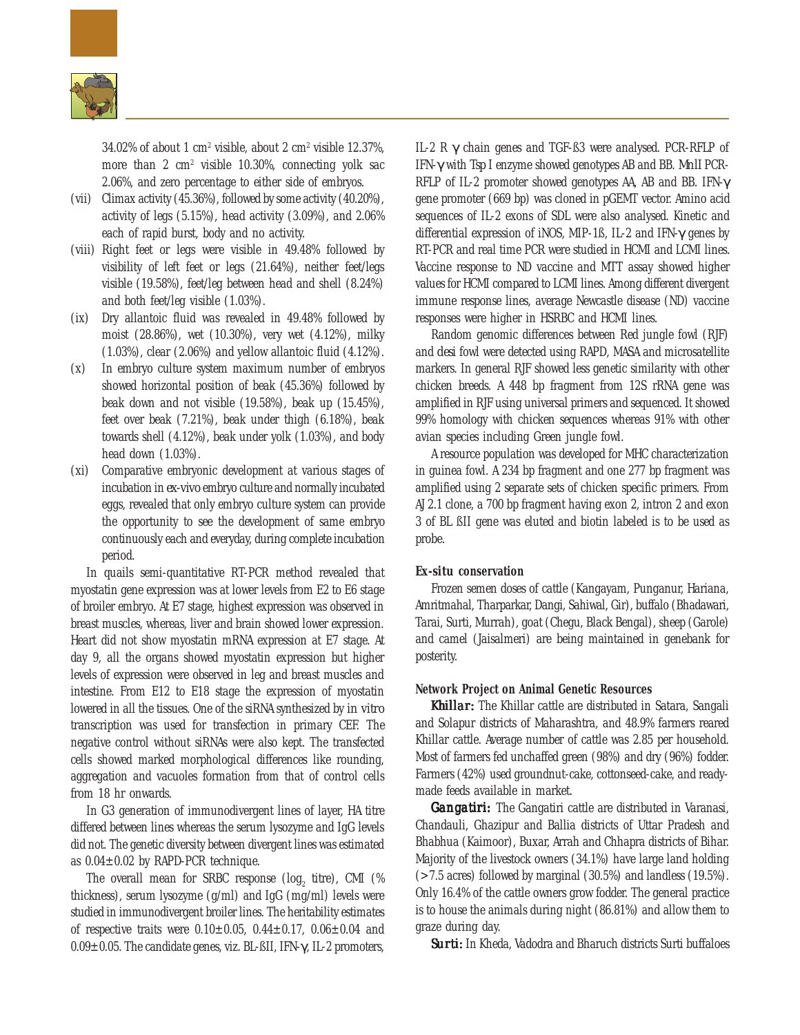34.02% of about 1 $cm^2$ visible, about 2 $cm^2$ visible 12.37%, more than 2 $cm^2$ visible 10.30%, connecting yolk sac 2.06%, and zero percentage to either side of embryos.

(vii) Climax activity (45.36%), followed by some activity (40.20%), activity of legs (5.15%), head activity (3.09%), and 2.06% each of rapid burst, body and no activity.

(viii) Right feet or legs were visible in 49.48% followed by visibility of left feet or legs (21.64%), neither feet/legs visible (19.58%), feet/leg between head and shell (8.24%) and both feet/leg visible (1.03%).

(ix) Dry allantoic fluid was revealed in 49.48% followed by moist (28.86%), wet (10.30%), very wet (4.12%), milky (1.03%), clear (2.06%) and yellow allantoic fluid (4.12%).

(x) In embryo culture system maximum number of embryos showed horizontal position of beak (45.36%) followed by beak down and not visible (19.58%), beak up (15.45%), feet over beak (7.21%), beak under thigh (6.18%), beak towards shell (4.12%), beak under yolk (1.03%), and body head down (1.03%).

(xi) Comparative embryonic development at various stages of incubation in *ex-vivo* embryo culture and normally incubated eggs, revealed that only embryo culture system can provide the opportunity to see the development of same embryo continuously each and everyday, during complete incubation period.

In quails semi-quantitative RT-PCR method revealed that myostatin gene expression was at lower levels from E2 to E6 stage of broiler embryo. At E7 stage, highest expression was observed in breast muscles, whereas, liver and brain showed lower expression. Heart did not show myostatin mRNA expression at E7 stage. At day 9, all the organs showed myostatin expression but higher levels of expression were observed in leg and breast muscles and intestine. From E12 to E18 stage the expression of myostatin lowered in all the tissues. One of the siRNA synthesized by in vitro transcription was used for transfection in primary CEF. The negative control without siRNAs were also kept. The transfected cells showed marked morphological differences like rounding, aggregation and vacuoles formation from that of control cells from 18 hr onwards.

In G3 generation of immunodivergent lines of layer, HA titre differed between lines whereas the serum lysozyme and IgG levels did not. The genetic diversity between divergent lines was estimated as $0.04\pm0.02$ by RAPD-PCR technique.

The overall mean for SRBC response ($\log_2$ titre), CMI (% thickness), serum lysozyme (g/ml) and IgG (mg/ml) levels were studied in immunodivergent broiler lines. The heritability estimates of respective traits were $0.10\pm0.05$, $0.44\pm0.17$, $0.06\pm0.04$ and $0.09\pm0.05$. The candidate genes, viz. BL-ßII, IFN-γ, IL-2 promoters, IL-2 R γ chain genes and TGF-ß3 were analysed. PCR-RFLP of IFN-γ with Tsp I enzyme showed genotypes AB and BB. MnlI PCR-RFLP of IL-2 promoter showed genotypes AA, AB and BB. IFN-γ gene promoter (669 bp) was cloned in pGEMT vector. Amino acid sequences of IL-2 exons of SDL were also analysed. Kinetic and differential expression of iNOS, MIP-1ß, IL-2 and IFN-γ genes by RT-PCR and real time PCR were studied in HCMI and LCMI lines. Vaccine response to ND vaccine and MTT assay showed higher values for HCMI compared to LCMI lines. Among different divergent immune response lines, average Newcastle disease (ND) vaccine responses were higher in HSRBC and HCMI lines.

Random genomic differences between Red jungle fowl (RJF) and *desi* fowl were detected using RAPD, MASA and microsatellite markers. In general RJF showed less genetic similarity with other chicken breeds. A 448 bp fragment from 12S rRNA gene was amplified in RJF using universal primers and sequenced. It showed 99% homology with chicken sequences whereas 91% with other avian species including Green jungle fowl.

A resource population was developed for MHC characterization in guinea fowl. A 234 bp fragment and one 277 bp fragment was amplified using 2 separate sets of chicken specific primers. From AJ 2.1 clone, a 700 bp fragment having exon 2, intron 2 and exon 3 of BL ßII gene was eluted and biotin labeled is to be used as probe.

### *Ex-situ* conservation

Frozen semen doses of cattle (Kangayam, Punganur, Hariana, Amritmahal, Tharparkar, Dangi, Sahiwal, Gir), buffalo (Bhadawari, Tarai, Surti, Murrah), goat (Chegu, Black Bengal), sheep (Garole) and camel (Jaisalmeri) are being maintained in genebank for posterity.

### Network Project on Animal Genetic Resources

***Khillar:*** The Khillar cattle are distributed in Satara, Sangali and Solapur districts of Maharashtra, and 48.9% farmers reared Khillar cattle. Average number of cattle was 2.85 per household. Most of farmers fed unchaffed green (98%) and dry (96%) fodder. Farmers (42%) used groundnut-cake, cottonseed-cake, and ready-made feeds available in market.

***Gangatiri:*** The Gangatiri cattle are distributed in Varanasi, Chandauli, Ghazipur and Ballia districts of Uttar Pradesh and Bhabhua (Kaimoor), Buxar, Arrah and Chhapra districts of Bihar. Majority of the livestock owners (34.1%) have large land holding (>7.5 acres) followed by marginal (30.5%) and landless (19.5%). Only 16.4% of the cattle owners grow fodder. The general practice is to house the animals during night (86.81%) and allow them to graze during day.

***Surti:*** In Kheda, Vadodra and Bharuch districts Surti buffaloes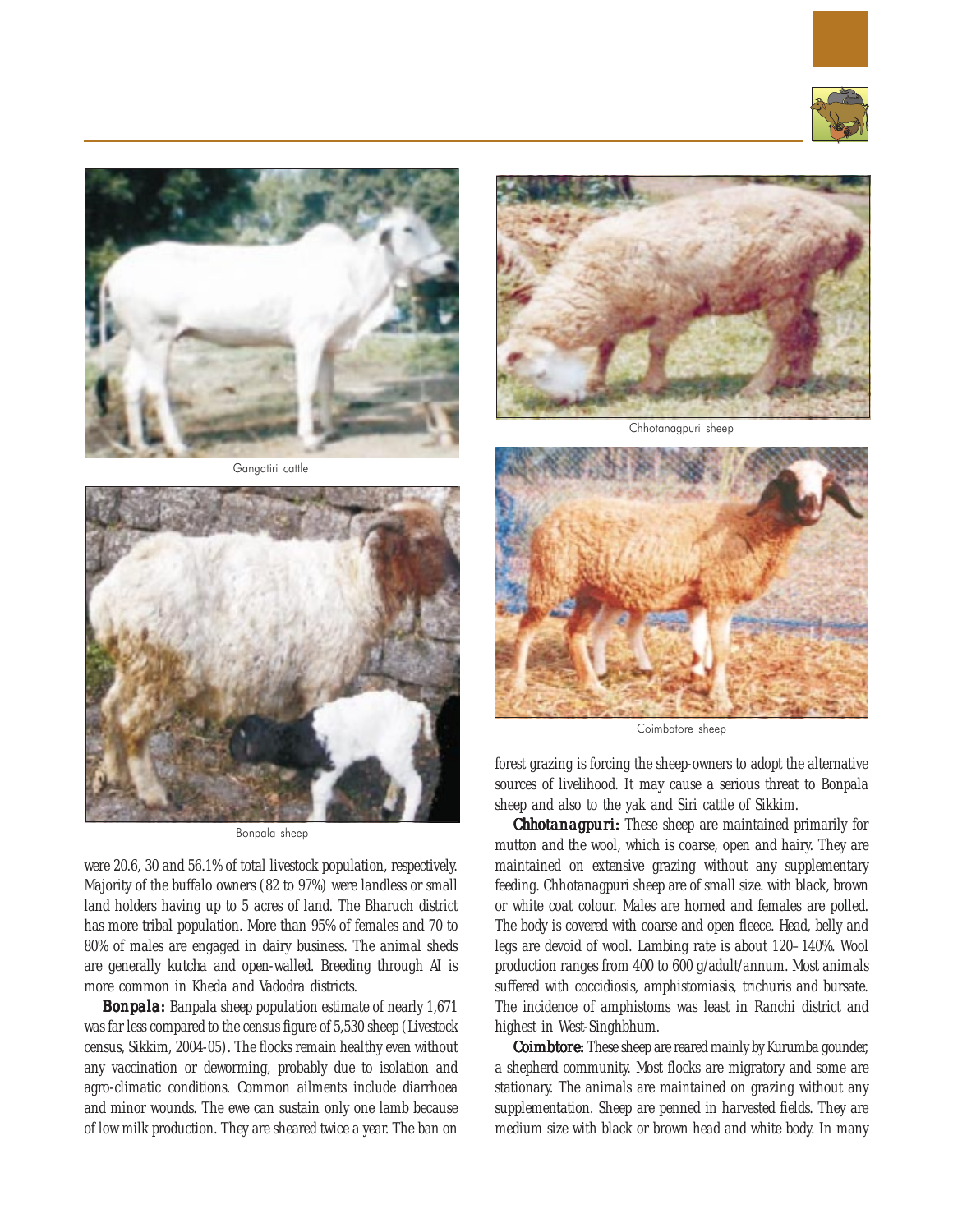Gangatiri cattle

Bonpala sheep

Chhotanagpuri sheep

Coimbatore sheep

were 20.6, 30 and 56.1% of total livestock population, respectively. Majority of the buffalo owners (82 to 97%) were landless or small land holders having up to 5 acres of land. The Bharuch district has more tribal population. More than 95% of females and 70 to 80% of males are engaged in dairy business. The animal sheds are generally kutcha and open-walled. Breeding through AI is more common in Kheda and Vadodra districts.

**Bonpala:** Banpala sheep population estimate of nearly 1,671 was far less compared to the census figure of 5,530 sheep (Livestock census, Sikkim, 2004-05). The flocks remain healthy even without any vaccination or deworming, probably due to isolation and agro-climatic conditions. Common ailments include diarrhoea and minor wounds. The ewe can sustain only one lamb because of low milk production. They are sheared twice a year. The ban on forest grazing is forcing the sheep-owners to adopt the alternative sources of livelihood. It may cause a serious threat to Bonpala sheep and also to the yak and Siri cattle of Sikkim.

**Chhotanagpuri:** These sheep are maintained primarily for mutton and the wool, which is coarse, open and hairy. They are maintained on extensive grazing without any supplementary feeding. Chhotanagpuri sheep are of small size. with black, brown or white coat colour. Males are horned and females are polled. The body is covered with coarse and open fleece. Head, belly and legs are devoid of wool. Lambing rate is about 120–140%. Wool production ranges from 400 to 600 g/adult/annum. Most animals suffered with coccidiosis, amphistomiasis, trichuris and bursate. The incidence of amphistoms was least in Ranchi district and highest in West-Singhbhum.

**Coimbtore:** These sheep are reared mainly by Kurumba gounder, a shepherd community. Most flocks are migratory and some are stationary. The animals are maintained on grazing without any supplementation. Sheep are penned in harvested fields. They are medium size with black or brown head and white body. In many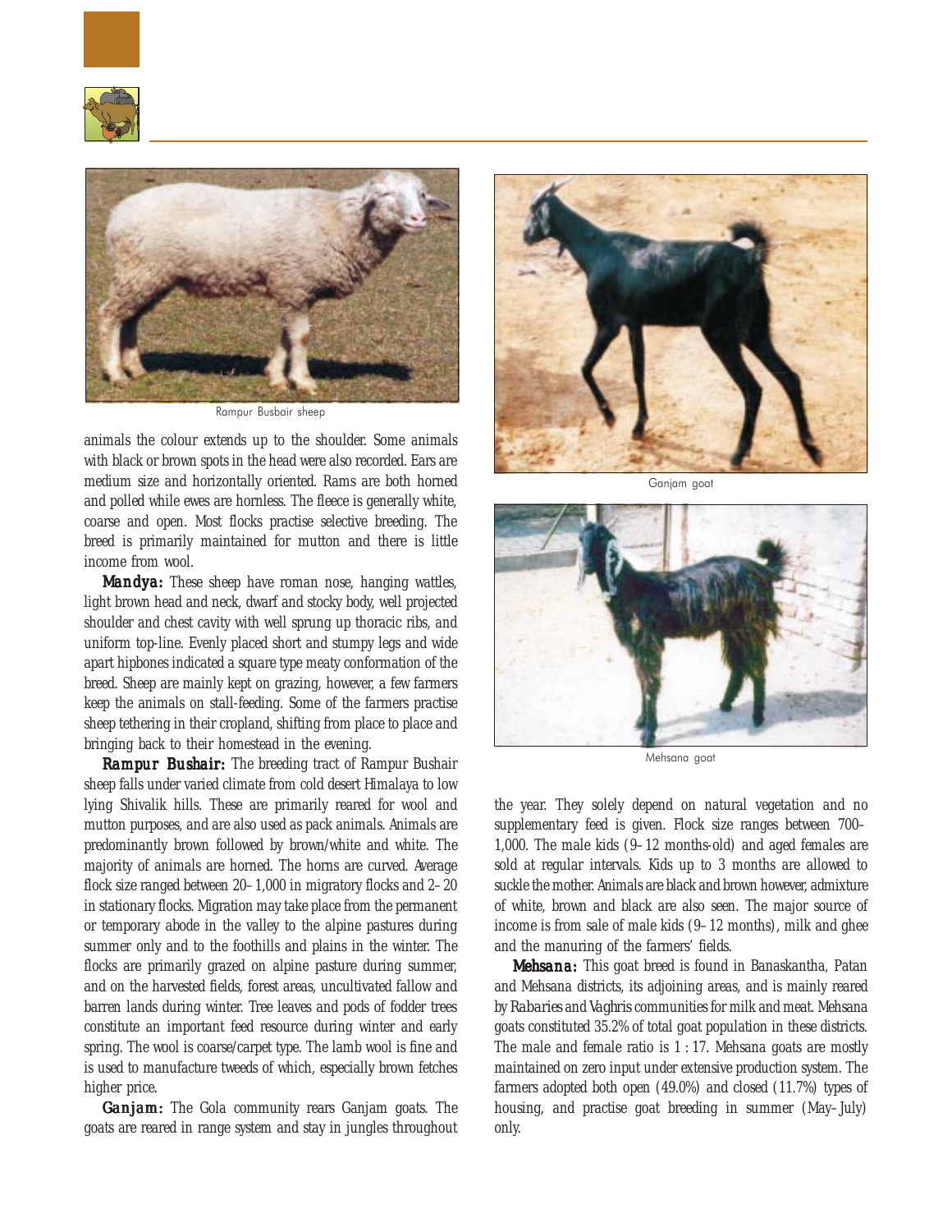Rampur Busbair sheep

animals the colour extends up to the shoulder. Some animals with black or brown spots in the head were also recorded. Ears are medium size and horizontally oriented. Rams are both horned and polled while ewes are hornless. The fleece is generally white, coarse and open. Most flocks practise selective breeding. The breed is primarily maintained for mutton and there is little income from wool.

***Mandya:*** These sheep have roman nose, hanging wattles, light brown head and neck, dwarf and stocky body, well projected shoulder and chest cavity with well sprung up thoracic ribs, and uniform top-line. Evenly placed short and stumpy legs and wide apart hipbones indicated a square type meaty conformation of the breed. Sheep are mainly kept on grazing, however, a few farmers keep the animals on stall-feeding. Some of the farmers practise sheep tethering in their cropland, shifting from place to place and bringing back to their homestead in the evening.

***Rampur Bushair:*** The breeding tract of Rampur Bushair sheep falls under varied climate from cold desert Himalaya to low lying Shivalik hills. These are primarily reared for wool and mutton purposes, and are also used as pack animals. Animals are predominantly brown followed by brown/white and white. The majority of animals are horned. The horns are curved. Average flock size ranged between 20–1,000 in migratory flocks and 2–20 in stationary flocks. Migration may take place from the permanent or temporary abode in the valley to the alpine pastures during summer only and to the foothills and plains in the winter. The flocks are primarily grazed on alpine pasture during summer, and on the harvested fields, forest areas, uncultivated fallow and barren lands during winter. Tree leaves and pods of fodder trees constitute an important feed resource during winter and early spring. The wool is coarse/carpet type. The lamb wool is fine and is used to manufacture tweeds of which, especially brown fetches higher price.

***Ganjam:*** The Gola community rears Ganjam goats. The goats are reared in range system and stay in jungles throughout the year. They solely depend on natural vegetation and no supplementary feed is given. Flock size ranges between 700–1,000. The male kids (9–12 months-old) and aged females are sold at regular intervals. Kids up to 3 months are allowed to suckle the mother. Animals are black and brown however, admixture of white, brown and black are also seen. The major source of income is from sale of male kids (9–12 months), milk and ghee and the manuring of the farmers' fields.

Ganjam goat

Mehsana goat

***Mehsana:*** This goat breed is found in Banaskantha, Patan and Mehsana districts, its adjoining areas, and is mainly reared by *Rabaries* and *Vaghris* communities for milk and meat. Mehsana goats constituted 35.2% of total goat population in these districts. The male and female ratio is 1 : 17. Mehsana goats are mostly maintained on zero input under extensive production system. The farmers adopted both open (49.0%) and closed (11.7%) types of housing, and practise goat breeding in summer (May–July) only.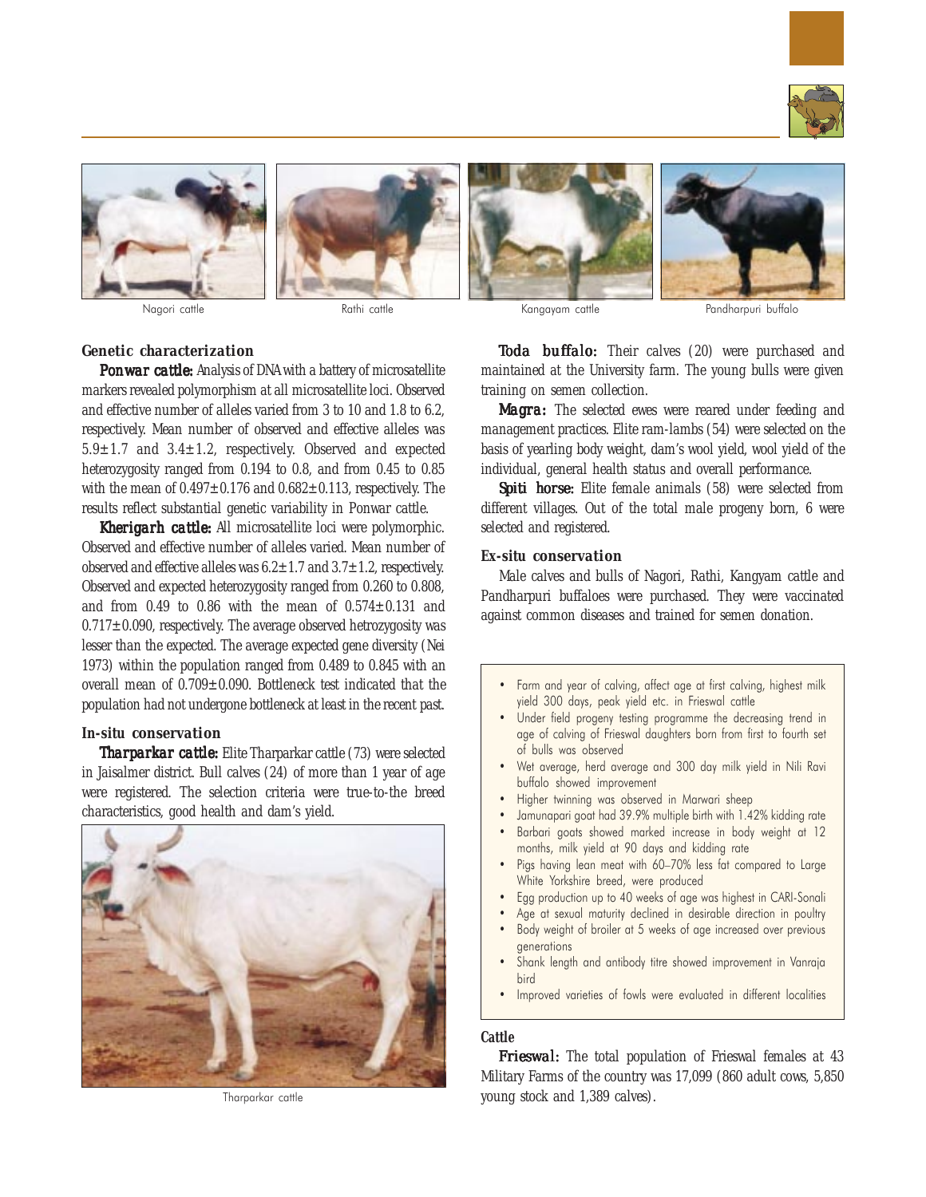Nagori cattle

Rathi cattle

Kangayam cattle

Pandharpuri buffalo

### Genetic characterization

***Ponwar cattle:*** Analysis of DNA with a battery of microsatellite markers revealed polymorphism at all microsatellite loci. Observed and effective number of alleles varied from 3 to 10 and 1.8 to 6.2, respectively. Mean number of observed and effective alleles was 5.9±1.7 and 3.4±1.2, respectively. Observed and expected heterozygosity ranged from 0.194 to 0.8, and from 0.45 to 0.85 with the mean of 0.497±0.176 and 0.682±0.113, respectively. The results reflect substantial genetic variability in Ponwar cattle.

***Kherigarh cattle:*** All microsatellite loci were polymorphic. Observed and effective number of alleles varied. Mean number of observed and effective alleles was 6.2±1.7 and 3.7±1.2, respectively. Observed and expected heterozygosity ranged from 0.260 to 0.808, and from 0.49 to 0.86 with the mean of 0.574±0.131 and 0.717±0.090, respectively. The average observed hetrozygosity was lesser than the expected. The average expected gene diversity (Nei 1973) within the population ranged from 0.489 to 0.845 with an overall mean of 0.709±0.090. Bottleneck test indicated that the population had not undergone bottleneck at least in the recent past.

### In-situ conservation

***Tharparkar cattle:*** Elite Tharparkar cattle (73) were selected in Jaisalmer district. Bull calves (24) of more than 1 year of age were registered. The selection criteria were true-to-the breed characteristics, good health and dam's yield.

Tharparkar cattle

***Toda buffalo:*** Their calves (20) were purchased and maintained at the University farm. The young bulls were given training on semen collection.

***Magra:*** The selected ewes were reared under feeding and management practices. Elite ram-lambs (54) were selected on the basis of yearling body weight, dam's wool yield, wool yield of the individual, general health status and overall performance.

***Spiti horse:*** Elite female animals (58) were selected from different villages. Out of the total male progeny born, 6 were selected and registered.

### Ex-situ conservation

Male calves and bulls of Nagori, Rathi, Kangyam cattle and Pandharpuri buffaloes were purchased. They were vaccinated against common diseases and trained for semen donation.

- Farm and year of calving, affect age at first calving, highest milk yield 300 days, peak yield etc. in Frieswal cattle
- Under field progeny testing programme the decreasing trend in age of calving of Frieswal daughters born from first to fourth set of bulls was observed
- Wet average, herd average and 300 day milk yield in Nili Ravi buffalo showed improvement
- Higher twinning was observed in Marwari sheep
- Jamunapari goat had 39.9% multiple birth with 1.42% kidding rate
- Barbari goats showed marked increase in body weight at 12 months, milk yield at 90 days and kidding rate
- Pigs having lean meat with 60–70% less fat compared to Large White Yorkshire breed, were produced
- Egg production up to 40 weeks of age was highest in CARI-Sonali
- Age at sexual maturity declined in desirable direction in poultry
- Body weight of broiler at 5 weeks of age increased over previous generations
- Shank length and antibody titre showed improvement in Vanraja bird
- Improved varieties of fowls were evaluated in different localities

### Cattle

***Frieswal:*** The total population of Frieswal females at 43 Military Farms of the country was 17,099 (860 adult cows, 5,850 young stock and 1,389 calves).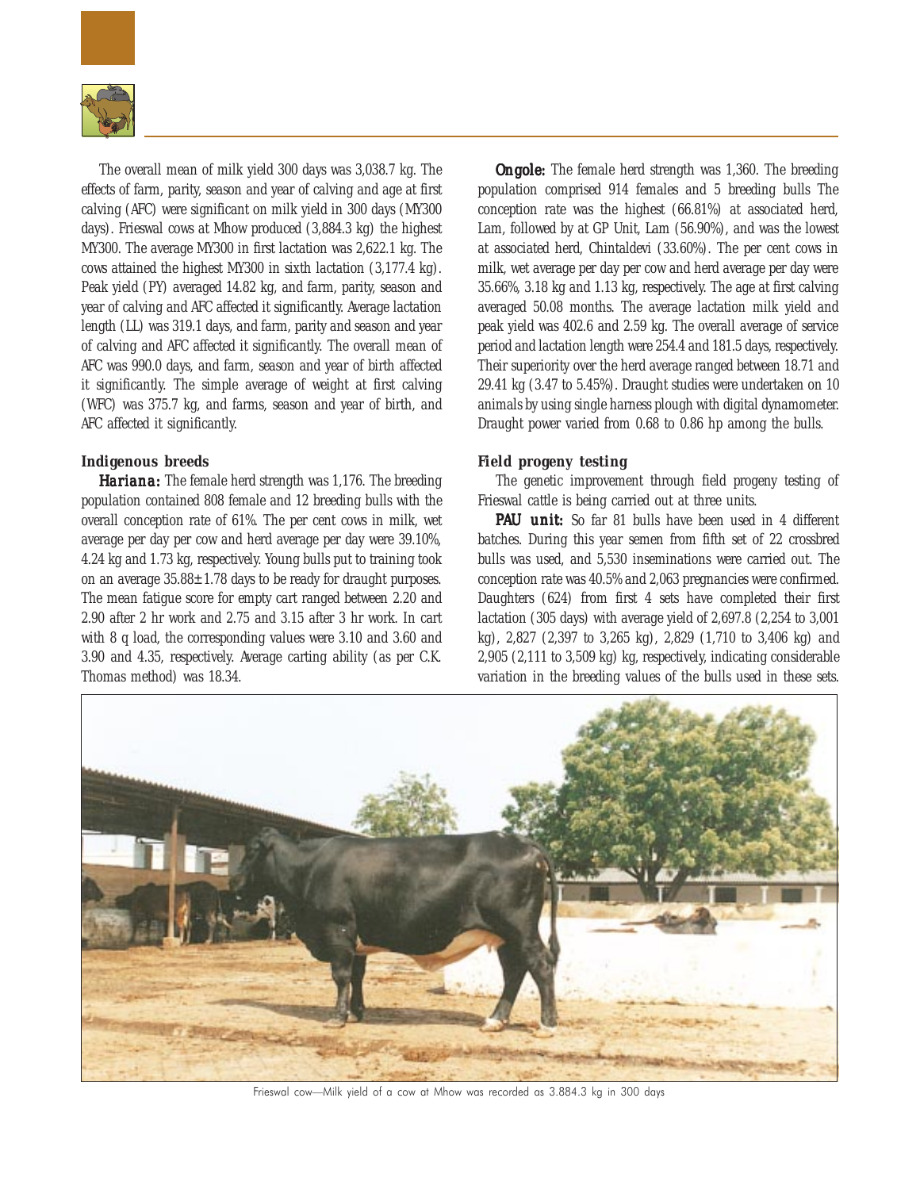The overall mean of milk yield 300 days was 3,038.7 kg. The effects of farm, parity, season and year of calving and age at first calving (AFC) were significant on milk yield in 300 days (MY300 days). Frieswal cows at Mhow produced (3,884.3 kg) the highest MY300. The average MY300 in first lactation was 2,622.1 kg. The cows attained the highest MY300 in sixth lactation (3,177.4 kg). Peak yield (PY) averaged 14.82 kg, and farm, parity, season and year of calving and AFC affected it significantly. Average lactation length (LL) was 319.1 days, and farm, parity and season and year of calving and AFC affected it significantly. The overall mean of AFC was 990.0 days, and farm, season and year of birth affected it significantly. The simple average of weight at first calving (WFC) was 375.7 kg, and farms, season and year of birth, and AFC affected it significantly.

### Indigenous breeds

**Hariana:** The female herd strength was 1,176. The breeding population contained 808 female and 12 breeding bulls with the overall conception rate of 61%. The per cent cows in milk, wet average per day per cow and herd average per day were 39.10%, 4.24 kg and 1.73 kg, respectively. Young bulls put to training took on an average 35.88±1.78 days to be ready for draught purposes. The mean fatigue score for empty cart ranged between 2.20 and 2.90 after 2 hr work and 2.75 and 3.15 after 3 hr work. In cart with 8 q load, the corresponding values were 3.10 and 3.60 and 3.90 and 4.35, respectively. Average carting ability (as per C.K. Thomas method) was 18.34.

**Ongole:** The female herd strength was 1,360. The breeding population comprised 914 females and 5 breeding bulls The conception rate was the highest (66.81%) at associated herd, Lam, followed by at GP Unit, Lam (56.90%), and was the lowest at associated herd, Chintaldevi (33.60%). The per cent cows in milk, wet average per day per cow and herd average per day were 35.66%, 3.18 kg and 1.13 kg, respectively. The age at first calving averaged 50.08 months. The average lactation milk yield and peak yield was 402.6 and 2.59 kg. The overall average of service period and lactation length were 254.4 and 181.5 days, respectively. Their superiority over the herd average ranged between 18.71 and 29.41 kg (3.47 to 5.45%). Draught studies were undertaken on 10 animals by using single harness plough with digital dynamometer. Draught power varied from 0.68 to 0.86 hp among the bulls.

### Field progeny testing

The genetic improvement through field progeny testing of Frieswal cattle is being carried out at three units.

**PAU unit:** So far 81 bulls have been used in 4 different batches. During this year semen from fifth set of 22 crossbred bulls was used, and 5,530 inseminations were carried out. The conception rate was 40.5% and 2,063 pregnancies were confirmed. Daughters (624) from first 4 sets have completed their first lactation (305 days) with average yield of 2,697.8 (2,254 to 3,001 kg), 2,827 (2,397 to 3,265 kg), 2,829 (1,710 to 3,406 kg) and 2,905 (2,111 to 3,509 kg) kg, respectively, indicating considerable variation in the breeding values of the bulls used in these sets.

Frieswal cow—Milk yield of a cow at Mhow was recorded as 3.884.3 kg in 300 days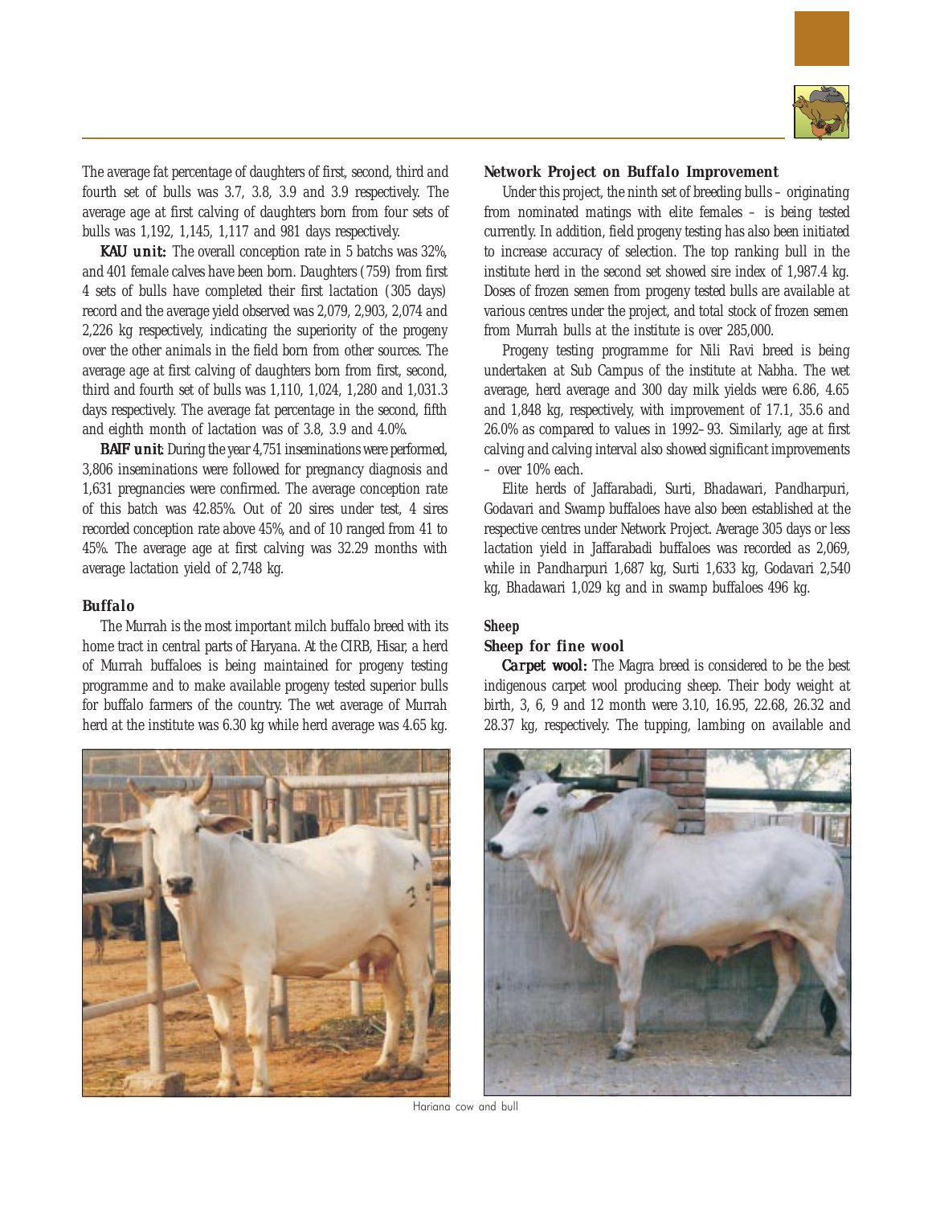The average fat percentage of daughters of first, second, third and fourth set of bulls was 3.7, 3.8, 3.9 and 3.9 respectively. The average age at first calving of daughters born from four sets of bulls was 1,192, 1,145, 1,117 and 981 days respectively.

***KAU unit:*** The overall conception rate in 5 batchs was 32%, and 401 female calves have been born. Daughters (759) from first 4 sets of bulls have completed their first lactation (305 days) record and the average yield observed was 2,079, 2,903, 2,074 and 2,226 kg respectively, indicating the superiority of the progeny over the other animals in the field born from other sources. The average age at first calving of daughters born from first, second, third and fourth set of bulls was 1,110, 1,024, 1,280 and 1,031.3 days respectively. The average fat percentage in the second, fifth and eighth month of lactation was of 3.8, 3.9 and 4.0%.

***BAIF unit:*** During the year 4,751 inseminations were performed, 3,806 inseminations were followed for pregnancy diagnosis and 1,631 pregnancies were confirmed. The average conception rate of this batch was 42.85%. Out of 20 sires under test, 4 sires recorded conception rate above 45%, and of 10 ranged from 41 to 45%. The average age at first calving was 32.29 months with average lactation yield of 2,748 kg.

### Buffalo

The Murrah is the most important milch buffalo breed with its home tract in central parts of Haryana. At the CIRB, Hisar, a herd of Murrah buffaloes is being maintained for progeny testing programme and to make available progeny tested superior bulls for buffalo farmers of the country. The wet average of Murrah herd at the institute was 6.30 kg while herd average was 4.65 kg.

### Network Project on Buffalo Improvement

Under this project, the ninth set of breeding bulls – originating from nominated matings with elite females – is being tested currently. In addition, field progeny testing has also been initiated to increase accuracy of selection. The top ranking bull in the institute herd in the second set showed sire index of 1,987.4 kg. Doses of frozen semen from progeny tested bulls are available at various centres under the project, and total stock of frozen semen from Murrah bulls at the institute is over 285,000.

Progeny testing programme for Nili Ravi breed is being undertaken at Sub Campus of the institute at Nabha. The wet average, herd average and 300 day milk yields were 6.86, 4.65 and 1,848 kg, respectively, with improvement of 17.1, 35.6 and 26.0% as compared to values in 1992–93. Similarly, age at first calving and calving interval also showed significant improvements – over 10% each.

Elite herds of Jaffarabadi, Surti, Bhadawari, Pandharpuri, Godavari and Swamp buffaloes have also been established at the respective centres under Network Project. Average 305 days or less lactation yield in Jaffarabadi buffaloes was recorded as 2,069, while in Pandharpuri 1,687 kg, Surti 1,633 kg, Godavari 2,540 kg, Bhadawari 1,029 kg and in swamp buffaloes 496 kg.

### Sheep

#### Sheep for fine wool

***Carpet wool:*** The Magra breed is considered to be the best indigenous carpet wool producing sheep. Their body weight at birth, 3, 6, 9 and 12 month were 3.10, 16.95, 22.68, 26.32 and 28.37 kg, respectively. The tupping, lambing on available and

Hariana cow and bull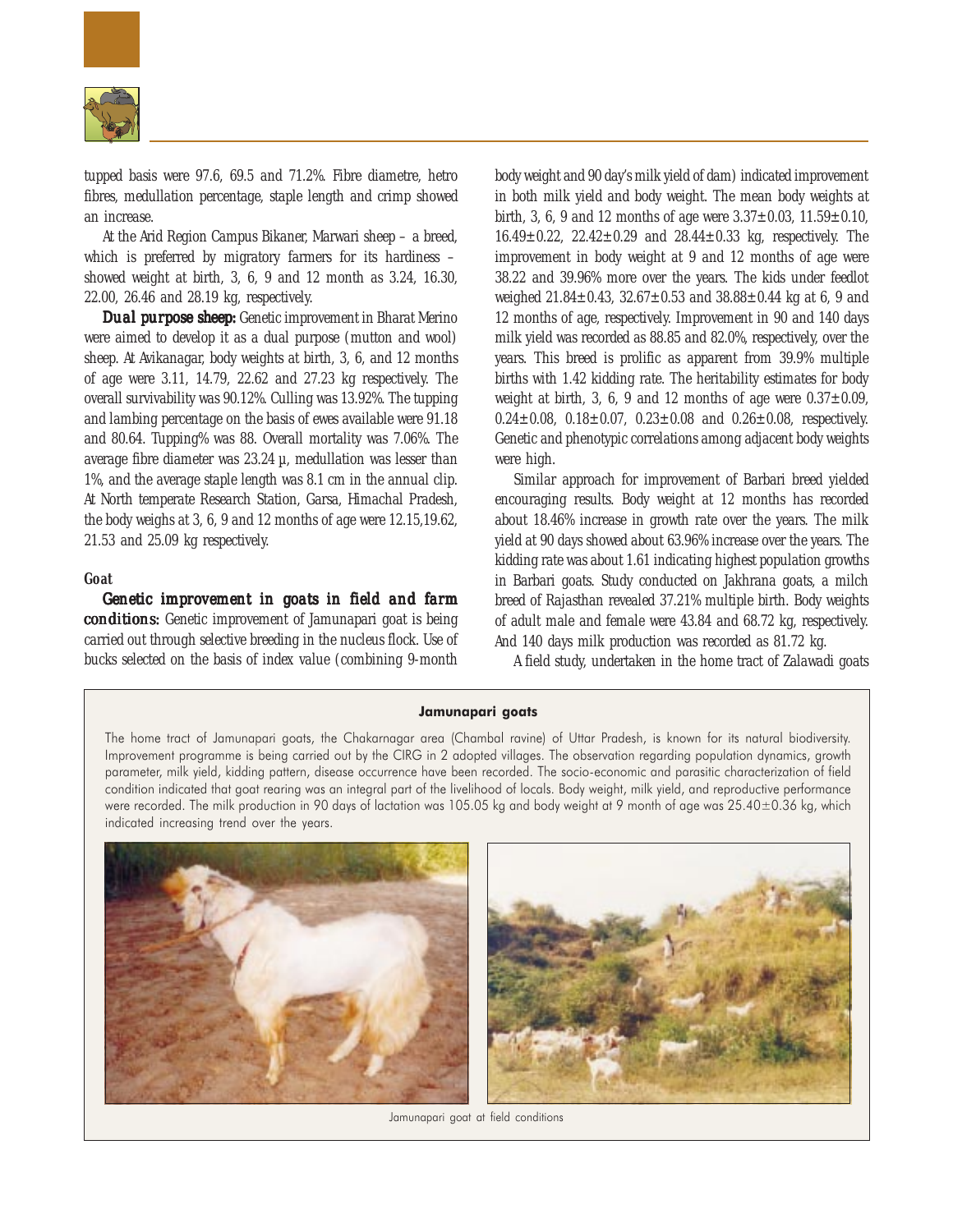tupped basis were 97.6, 69.5 and 71.2%. Fibre diametre, hetro fibres, medullation percentage, staple length and crimp showed an increase.

At the Arid Region Campus Bikaner, Marwari sheep – a breed, which is preferred by migratory farmers for its hardiness – showed weight at birth, 3, 6, 9 and 12 month as 3.24, 16.30, 22.00, 26.46 and 28.19 kg, respectively.

**Dual purpose sheep:** Genetic improvement in Bharat Merino were aimed to develop it as a dual purpose (mutton and wool) sheep. At Avikanagar, body weights at birth, 3, 6, and 12 months of age were 3.11, 14.79, 22.62 and 27.23 kg respectively. The overall survivability was 90.12%. Culling was 13.92%. The tupping and lambing percentage on the basis of ewes available were 91.18 and 80.64. Tupping% was 88. Overall mortality was 7.06%. The average fibre diameter was 23.24 µ, medullation was lesser than 1%, and the average staple length was 8.1 cm in the annual clip. At North temperate Research Station, Garsa, Himachal Pradesh, the body weighs at 3, 6, 9 and 12 months of age were 12.15,19.62, 21.53 and 25.09 kg respectively.

### Goat

**Genetic improvement in goats in field and farm conditions:** Genetic improvement of Jamunapari goat is being carried out through selective breeding in the nucleus flock. Use of bucks selected on the basis of index value (combining 9-month body weight and 90 day's milk yield of dam) indicated improvement in both milk yield and body weight. The mean body weights at birth, 3, 6, 9 and 12 months of age were 3.37±0.03, 11.59±0.10, 16.49±0.22, 22.42±0.29 and 28.44±0.33 kg, respectively. The improvement in body weight at 9 and 12 months of age were 38.22 and 39.96% more over the years. The kids under feedlot weighed 21.84±0.43, 32.67±0.53 and 38.88±0.44 kg at 6, 9 and 12 months of age, respectively. Improvement in 90 and 140 days milk yield was recorded as 88.85 and 82.0%, respectively, over the years. This breed is prolific as apparent from 39.9% multiple births with 1.42 kidding rate. The heritability estimates for body weight at birth, 3, 6, 9 and 12 months of age were 0.37±0.09, 0.24±0.08, 0.18±0.07, 0.23±0.08 and 0.26±0.08, respectively. Genetic and phenotypic correlations among adjacent body weights were high.

Similar approach for improvement of Barbari breed yielded encouraging results. Body weight at 12 months has recorded about 18.46% increase in growth rate over the years. The milk yield at 90 days showed about 63.96% increase over the years. The kidding rate was about 1.61 indicating highest population growths in Barbari goats. Study conducted on Jakhrana goats, a milch breed of Rajasthan revealed 37.21% multiple birth. Body weights of adult male and female were 43.84 and 68.72 kg, respectively. And 140 days milk production was recorded as 81.72 kg.

A field study, undertaken in the home tract of Zalawadi goats

**Jamunapari goats**

The home tract of Jamunapari goats, the Chakarnagar area (Chambal ravine) of Uttar Pradesh, is known for its natural biodiversity. Improvement programme is being carried out by the CIRG in 2 adopted villages. The observation regarding population dynamics, growth parameter, milk yield, kidding pattern, disease occurrence have been recorded. The socio-economic and parasitic characterization of field condition indicated that goat rearing was an integral part of the livelihood of locals. Body weight, milk yield, and reproductive performance were recorded. The milk production in 90 days of lactation was 105.05 kg and body weight at 9 month of age was 25.40±0.36 kg, which indicated increasing trend over the years.

Jamunapari goat at field conditions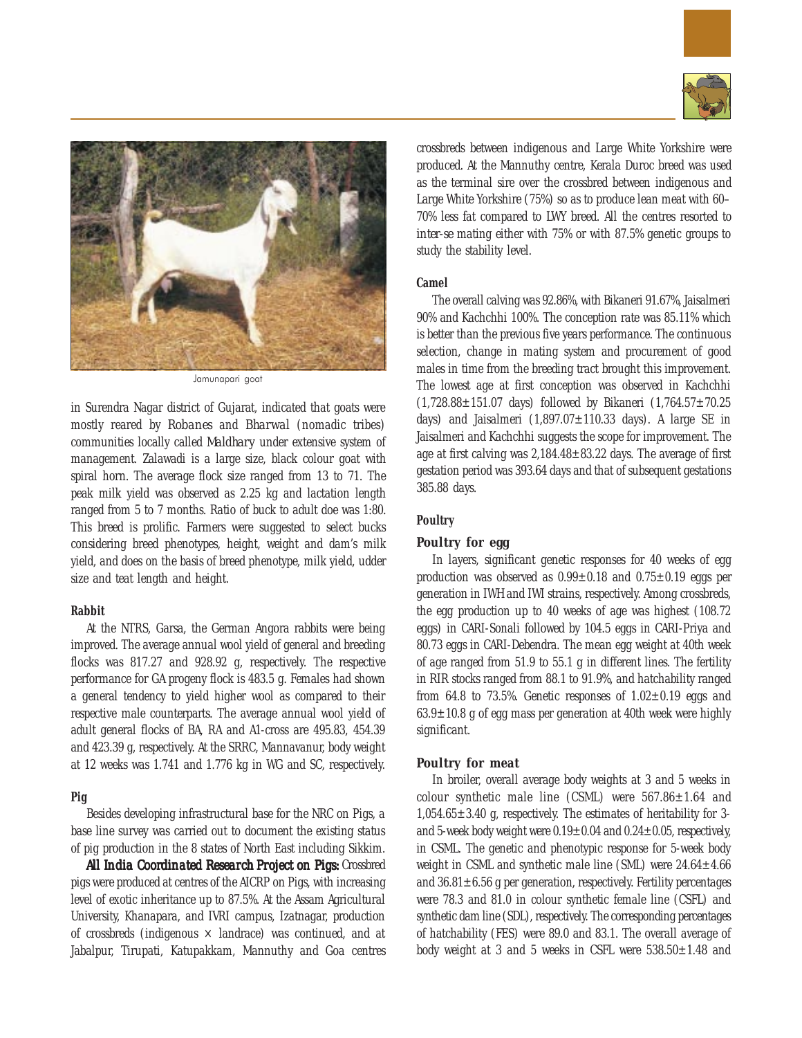Jamunapari goat

in Surendra Nagar district of Gujarat, indicated that goats were mostly reared by *Robanes* and *Bharwal* (nomadic tribes) communities locally called *Maldhary* under extensive system of management. Zalawadi is a large size, black colour goat with spiral horn. The average flock size ranged from 13 to 71. The peak milk yield was observed as 2.25 kg and lactation length ranged from 5 to 7 months. Ratio of buck to adult doe was 1:80. This breed is prolific. Farmers were suggested to select bucks considering breed phenotypes, height, weight and dam's milk yield, and does on the basis of breed phenotype, milk yield, udder size and teat length and height.

**Rabbit**

At the NTRS, Garsa, the German Angora rabbits were being improved. The average annual wool yield of general and breeding flocks was 817.27 and 928.92 g, respectively. The respective performance for GA progeny flock is 483.5 g. Females had shown a general tendency to yield higher wool as compared to their respective male counterparts. The average annual wool yield of adult general flocks of BA, RA and A1-cross are 495.83, 454.39 and 423.39 g, respectively. At the SRRC, Mannavanur, body weight at 12 weeks was 1.741 and 1.776 kg in WG and SC, respectively.

**Pig**

Besides developing infrastructural base for the NRC on Pigs, a base line survey was carried out to document the existing status of pig production in the 8 states of North East including Sikkim.

***All India Coordinated Research Project on Pigs:*** Crossbred pigs were produced at centres of the AICRP on Pigs, with increasing level of exotic inheritance up to 87.5%. At the Assam Agricultural University, Khanapara, and IVRI campus, Izatnagar, production of crossbreds (indigenous × landrace) was continued, and at Jabalpur, Tirupati, Katupakkam, Mannuthy and Goa centres crossbreds between indigenous and Large White Yorkshire were produced. At the Mannuthy centre, Kerala Duroc breed was used as the terminal sire over the crossbred between indigenous and Large White Yorkshire (75%) so as to produce lean meat with 60–70% less fat compared to LWY breed. All the centres resorted to inter-se mating either with 75% or with 87.5% genetic groups to study the stability level.

**Camel**

The overall calving was 92.86%, with Bikaneri 91.67%, Jaisalmeri 90% and Kachchhi 100%. The conception rate was 85.11% which is better than the previous five years performance. The continuous selection, change in mating system and procurement of good males in time from the breeding tract brought this improvement. The lowest age at first conception was observed in Kachchhi (1,728.88±151.07 days) followed by Bikaneri (1,764.57±70.25 days) and Jaisalmeri (1,897.07±110.33 days). A large SE in Jaisalmeri and Kachchhi suggests the scope for improvement. The age at first calving was 2,184.48±83.22 days. The average of first gestation period was 393.64 days and that of subsequent gestations 385.88 days.

**Poultry**

**Poultry for egg**

In layers, significant genetic responses for 40 weeks of egg production was observed as 0.99±0.18 and 0.75±0.19 eggs per generation in IWH and IWI strains, respectively. Among crossbreds, the egg production up to 40 weeks of age was highest (108.72 eggs) in CARI-Sonali followed by 104.5 eggs in CARI-Priya and 80.73 eggs in CARI-Debendra. The mean egg weight at 40th week of age ranged from 51.9 to 55.1 g in different lines. The fertility in RIR stocks ranged from 88.1 to 91.9%, and hatchability ranged from 64.8 to 73.5%. Genetic responses of 1.02±0.19 eggs and 63.9±10.8 g of egg mass per generation at 40th week were highly significant.

**Poultry for meat**

In broiler, overall average body weights at 3 and 5 weeks in colour synthetic male line (CSML) were 567.86±1.64 and 1,054.65±3.40 g, respectively. The estimates of heritability for 3- and 5-week body weight were 0.19±0.04 and 0.24±0.05, respectively, in CSML. The genetic and phenotypic response for 5-week body weight in CSML and synthetic male line (SML) were 24.64±4.66 and 36.81±6.56 g per generation, respectively. Fertility percentages were 78.3 and 81.0 in colour synthetic female line (CSFL) and synthetic dam line (SDL), respectively. The corresponding percentages of hatchability (FES) were 89.0 and 83.1. The overall average of body weight at 3 and 5 weeks in CSFL were 538.50±1.48 and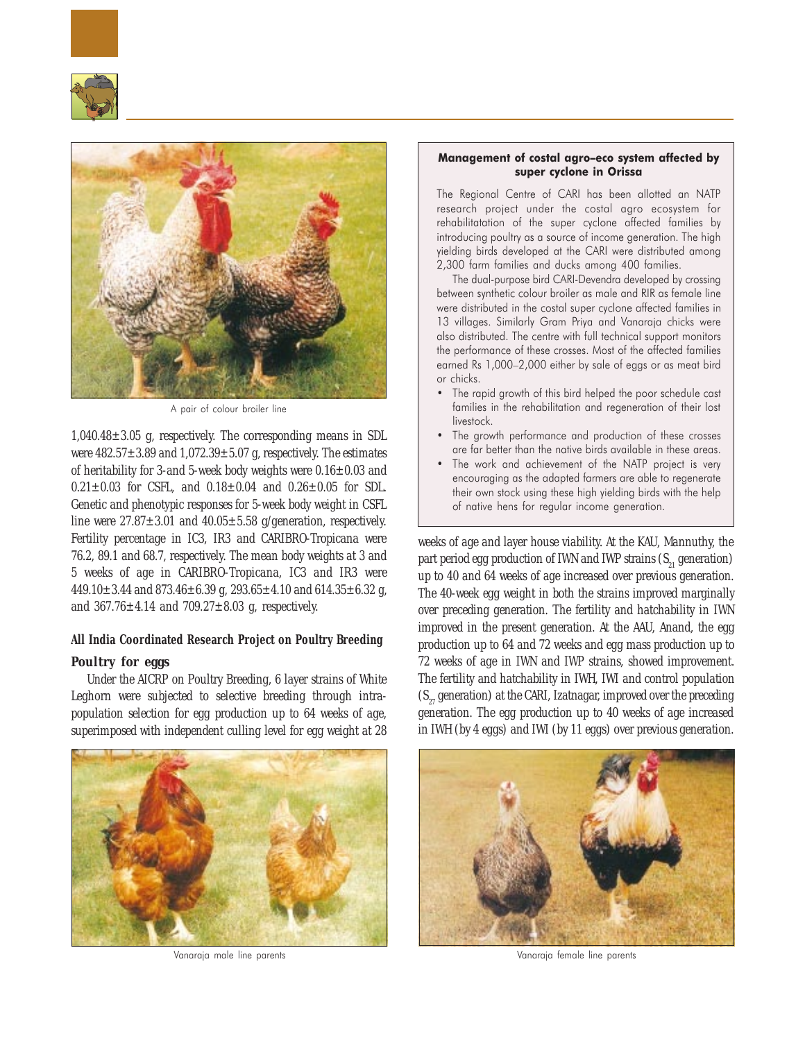A pair of colour broiler line

1,040.48±3.05 g, respectively. The corresponding means in SDL were 482.57±3.89 and 1,072.39±5.07 g, respectively. The estimates of heritability for 3-and 5-week body weights were 0.16±0.03 and 0.21±0.03 for CSFL, and 0.18±0.04 and 0.26±0.05 for SDL. Genetic and phenotypic responses for 5-week body weight in CSFL line were 27.87±3.01 and 40.05±5.58 g/generation, respectively. Fertility percentage in IC3, IR3 and CARIBRO-Tropicana were 76.2, 89.1 and 68.7, respectively. The mean body weights at 3 and 5 weeks of age in CARIBRO-Tropicana, IC3 and IR3 were 449.10±3.44 and 873.46±6.39 g, 293.65±4.10 and 614.35±6.32 g, and 367.76±4.14 and 709.27±8.03 g, respectively.

### All India Coordinated Research Project on Poultry Breeding

#### Poultry for eggs

Under the AICRP on Poultry Breeding, 6 layer strains of White Leghorn were subjected to selective breeding through intra-population selection for egg production up to 64 weeks of age, superimposed with independent culling level for egg weight at 28 weeks of age and layer house viability. At the KAU, Mannuthy, the part period egg production of IWN and IWP strains ($S_{21}$ generation) up to 40 and 64 weeks of age increased over previous generation. The 40-week egg weight in both the strains improved marginally over preceding generation. The fertility and hatchability in IWN improved in the present generation. At the AAU, Anand, the egg production up to 64 and 72 weeks and egg mass production up to 72 weeks of age in IWN and IWP strains, showed improvement. The fertility and hatchability in IWH, IWI and control population ($S_{27}$ generation) at the CARI, Izatnagar, improved over the preceding generation. The egg production up to 40 weeks of age increased in IWH (by 4 eggs) and IWI (by 11 eggs) over previous generation.

**Management of costal agro–eco system affected by super cyclone in Orissa**

The Regional Centre of CARI has been allotted an NATP research project under the costal agro ecosystem for rehabilitatation of the super cyclone affected families by introducing poultry as a source of income generation. The high yielding birds developed at the CARI were distributed among 2,300 farm families and ducks among 400 families.

The dual-purpose bird CARI-Devendra developed by crossing between synthetic colour broiler as male and RIR as female line were distributed in the costal super cyclone affected families in 13 villages. Similarly Gram Priya and Vanaraja chicks were also distributed. The centre with full technical support monitors the performance of these crosses. Most of the affected families earned Rs 1,000–2,000 either by sale of eggs or as meat bird or chicks.

- The rapid growth of this bird helped the poor schedule cast families in the rehabilitation and regeneration of their lost livestock.
- The growth performance and production of these crosses are far better than the native birds available in these areas.
- The work and achievement of the NATP project is very encouraging as the adapted farmers are able to regenerate their own stock using these high yielding birds with the help of native hens for regular income generation.

Vanaraja male line parents

Vanaraja female line parents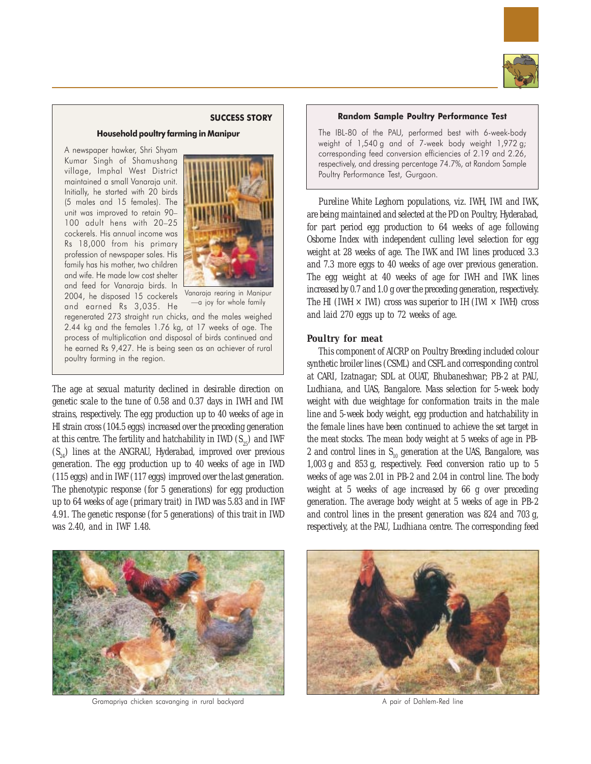**SUCCESS STORY**

**Household poultry farming in Manipur**

A newspaper hawker, Shri Shyam Kumar Singh of Shamushang village, Imphal West District maintained a small Vanaraja unit. Initially, he started with 20 birds (5 males and 15 females). The unit was improved to retain 90–100 adult hens with 20–25 cockerels. His annual income was Rs 18,000 from his primary profession of newspaper sales. His family has his mother, two children and wife. He made low cost shelter and feed for Vanaraja birds. In 2004, he disposed 15 cockerels and earned Rs 3,035. He regenerated 273 straight run chicks, and the males weighed 2.44 kg and the females 1.76 kg, at 17 weeks of age. The process of multiplication and disposal of birds continued and he earned Rs 9,427. He is being seen as an achiever of rural poultry farming in the region.

Vanaraja rearing in Manipur —a joy for whole family

The age at sexual maturity declined in desirable direction on genetic scale to the tune of 0.58 and 0.37 days in IWH and IWI strains, respectively. The egg production up to 40 weeks of age in HI strain cross (104.5 eggs) increased over the preceding generation at this centre. The fertility and hatchability in IWD ($S_{25}$) and IWF ($S_{24}$) lines at the ANGRAU, Hyderabad, improved over previous generation. The egg production up to 40 weeks of age in IWD (115 eggs) and in IWF (117 eggs) improved over the last generation. The phenotypic response (for 5 generations) for egg production up to 64 weeks of age (primary trait) in IWD was 5.83 and in IWF 4.91. The genetic response (for 5 generations) of this trait in IWD was 2.40, and in IWF 1.48.

**Random Sample Poultry Performance Test**

The IBL-80 of the PAU, performed best with 6-week-body weight of 1,540 g and of 7-week body weight 1,972 g; corresponding feed conversion efficiencies of 2.19 and 2.26, respectively, and dressing percentage 74.7%, at Random Sample Poultry Performance Test, Gurgaon.

Pureline White Leghorn populations, viz. IWH, IWI and IWK, are being maintained and selected at the PD on Poultry, Hyderabad, for part period egg production to 64 weeks of age following Osborne Index with independent culling level selection for egg weight at 28 weeks of age. The IWK and IWI lines produced 3.3 and 7.3 more eggs to 40 weeks of age over previous generation. The egg weight at 40 weeks of age for IWH and IWK lines increased by 0.7 and 1.0 g over the preceding generation, respectively. The HI (IWH × IWI) cross was superior to IH (IWI × IWH) cross and laid 270 eggs up to 72 weeks of age.

### Poultry for meat

This component of AICRP on Poultry Breeding included colour synthetic broiler lines (CSML) and CSFL and corresponding control at CARI, Izatnagar; SDL at OUAT, Bhubaneshwar; PB-2 at PAU, Ludhiana, and UAS, Bangalore. Mass selection for 5-week body weight with due weightage for conformation traits in the male line and 5-week body weight, egg production and hatchability in the female lines have been continued to achieve the set target in the meat stocks. The mean body weight at 5 weeks of age in PB-2 and control lines in $S_{10}$ generation at the UAS, Bangalore, was 1,003 g and 853 g, respectively. Feed conversion ratio up to 5 weeks of age was 2.01 in PB-2 and 2.04 in control line. The body weight at 5 weeks of age increased by 66 g over preceding generation. The average body weight at 5 weeks of age in PB-2 and control lines in the present generation was 824 and 703 g, respectively, at the PAU, Ludhiana centre. The corresponding feed

Gramapriya chicken scavanging in rural backyard

A pair of Dahlem-Red line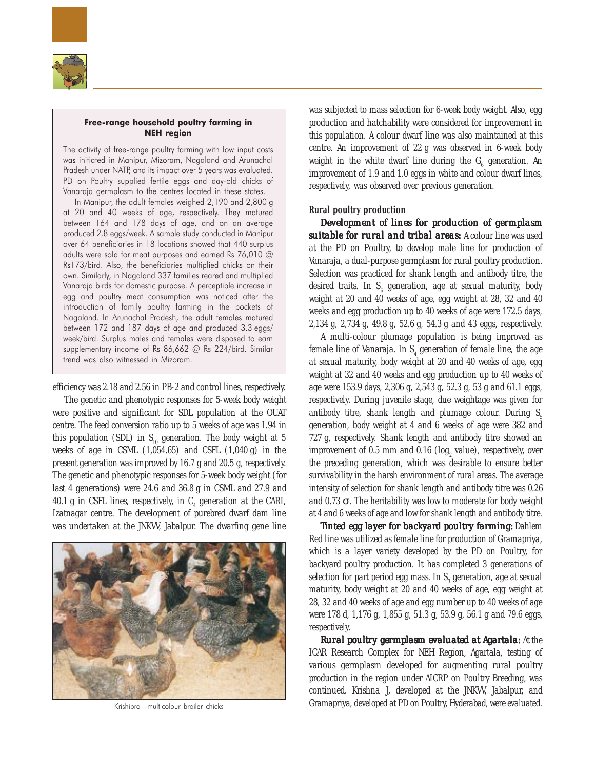### Free-range household poultry farming in NEH region

The activity of free-range poultry farming with low input costs was initiated in Manipur, Mizoram, Nagaland and Arunachal Pradesh under NATP, and its impact over 5 years was evaluated. PD on Poultry supplied fertile eggs and day-old chicks of Vanaraja germplasm to the centres located in these states.

In Manipur, the adult females weighed 2,190 and 2,800 g at 20 and 40 weeks of age, respectively. They matured between 164 and 178 days of age, and on an average produced 2.8 eggs/week. A sample study conducted in Manipur over 64 beneficiaries in 18 locations showed that 440 surplus adults were sold for meat purposes and earned Rs 76,010 @ Rs173/bird. Also, the beneficiaries multiplied chicks on their own. Similarly, in Nagaland 337 families reared and multiplied Vanaraja birds for domestic purpose. A perceptible increase in egg and poultry meat consumption was noticed after the introduction of family poultry farming in the pockets of Nagaland. In Arunachal Pradesh, the adult females matured between 172 and 187 days of age and produced 3.3 eggs/week/bird. Surplus males and females were disposed to earn supplementary income of Rs 86,662 @ Rs 224/bird. Similar trend was also witnessed in Mizoram.

efficiency was 2.18 and 2.56 in PB-2 and control lines, respectively.

The genetic and phenotypic responses for 5-week body weight were positive and significant for SDL population at the OUAT centre. The feed conversion ratio up to 5 weeks of age was 1.94 in this population (SDL) in $S_{10}$ generation. The body weight at 5 weeks of age in CSML (1,054.65) and CSFL (1,040 g) in the present generation was improved by 16.7 g and 20.5 g, respectively. The genetic and phenotypic responses for 5-week body weight (for last 4 generations) were 24.6 and 36.8 g in CSML and 27.9 and 40.1 g in CSFL lines, respectively, in $C_4$ generation at the CARI, Izatnagar centre. The development of purebred dwarf dam line was undertaken at the JNKVV, Jabalpur. The dwarfing gene line was subjected to mass selection for 6-week body weight. Also, egg production and hatchability were considered for improvement in this population. A colour dwarf line was also maintained at this centre. An improvement of 22 g was observed in 6-week body weight in the white dwarf line during the $G_6$ generation. An improvement of 1.9 and 1.0 eggs in white and colour dwarf lines, respectively, was observed over previous generation.

Krishibro—multicolour broiler chicks

#### Rural poultry production

***Development of lines for production of germplasm suitable for rural and tribal areas:*** A colour line was used at the PD on Poultry, to develop male line for production of Vanaraja, a dual-purpose germplasm for rural poultry production. Selection was practiced for shank length and antibody titre, the desired traits. In $S_6$ generation, age at sexual maturity, body weight at 20 and 40 weeks of age, egg weight at 28, 32 and 40 weeks and egg production up to 40 weeks of age were 172.5 days, 2,134 g, 2,734 g, 49.8 g, 52.6 g, 54.3 g and 43 eggs, respectively.

A multi-colour plumage population is being improved as female line of Vanaraja. In $S_4$ generation of female line, the age at sexual maturity, body weight at 20 and 40 weeks of age, egg weight at 32 and 40 weeks and egg production up to 40 weeks of age were 153.9 days, 2,306 g, 2,543 g, 52.3 g, 53 g and 61.1 eggs, respectively. During juvenile stage, due weightage was given for antibody titre, shank length and plumage colour. During $S_5$ generation, body weight at 4 and 6 weeks of age were 382 and 727 g, respectively. Shank length and antibody titre showed an improvement of 0.5 mm and 0.16 ($\log_2$ value), respectively, over the preceding generation, which was desirable to ensure better survivability in the harsh environment of rural areas. The average intensity of selection for shank length and antibody titre was 0.26 and 0.73 $\sigma$. The heritability was low to moderate for body weight at 4 and 6 weeks of age and low for shank length and antibody titre.

***Tinted egg layer for backyard poultry farming:*** Dahlem Red line was utilized as female line for production of Gramapriya, which is a layer variety developed by the PD on Poultry, for backyard poultry production. It has completed 3 generations of selection for part period egg mass. In $S_3$ generation, age at sexual maturity, body weight at 20 and 40 weeks of age, egg weight at 28, 32 and 40 weeks of age and egg number up to 40 weeks of age were 178 d, 1,176 g, 1,855 g, 51.3 g, 53.9 g, 56.1 g and 79.6 eggs, respectively.

***Rural poultry germplasm evaluated at Agartala:*** At the ICAR Research Complex for NEH Region, Agartala, testing of various germplasm developed for augmenting rural poultry production in the region under AICRP on Poultry Breeding, was continued. Krishna J, developed at the JNKVV, Jabalpur, and Gramapriya, developed at PD on Poultry, Hyderabad, were evaluated.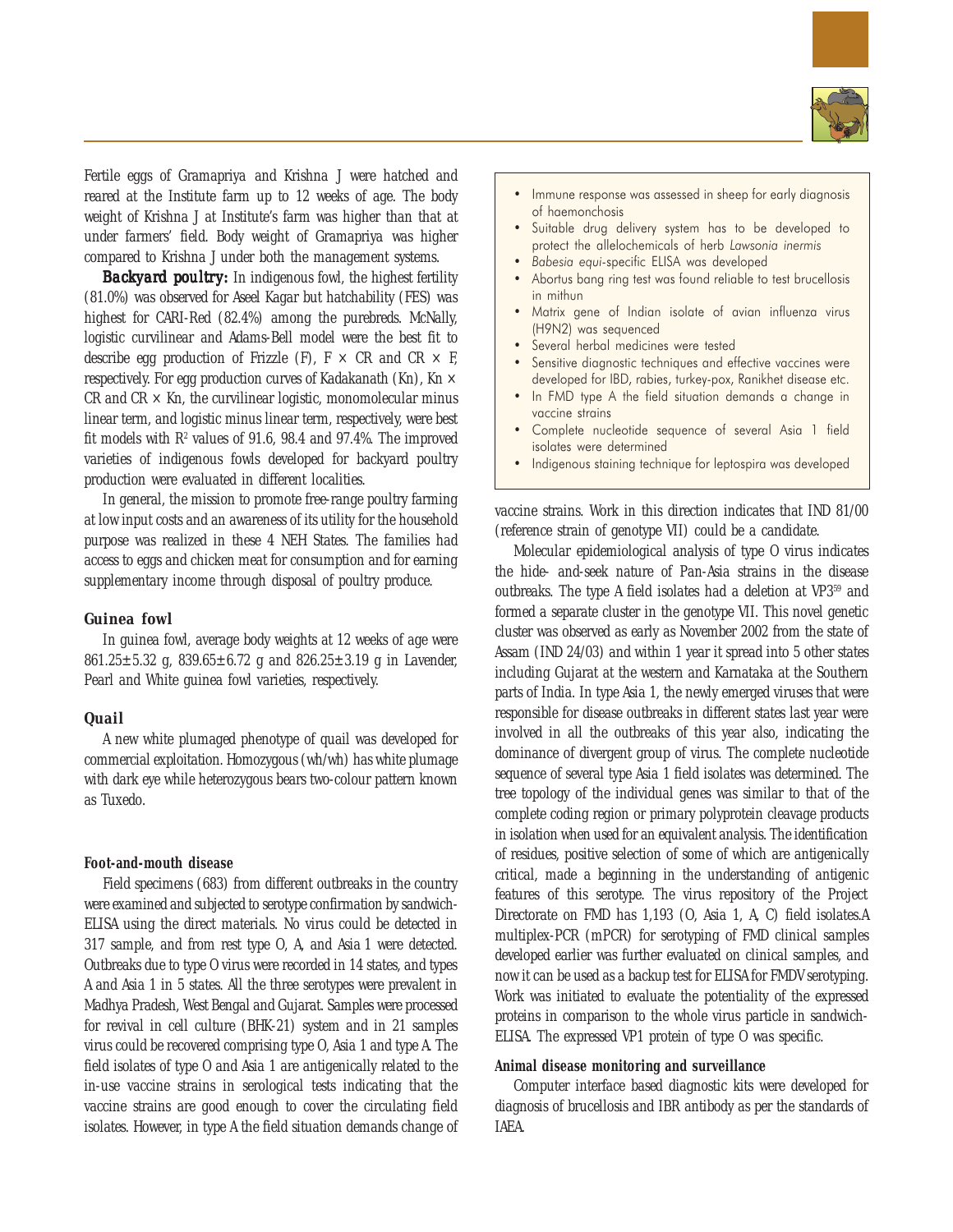Fertile eggs of Gramapriya and Krishna J were hatched and reared at the Institute farm up to 12 weeks of age. The body weight of Krishna J at Institute's farm was higher than that at under farmers' field. Body weight of Gramapriya was higher compared to Krishna J under both the management systems.

**Backyard poultry:** In indigenous fowl, the highest fertility (81.0%) was observed for Aseel Kagar but hatchability (FES) was highest for CARI-Red (82.4%) among the purebreds. McNally, logistic curvilinear and Adams-Bell model were the best fit to describe egg production of Frizzle (F), F × CR and CR × F, respectively. For egg production curves of Kadakanath (Kn), Kn × CR and CR × Kn, the curvilinear logistic, monomolecular minus linear term, and logistic minus linear term, respectively, were best fit models with $R^2$ values of 91.6, 98.4 and 97.4%. The improved varieties of indigenous fowls developed for backyard poultry production were evaluated in different localities.

In general, the mission to promote free-range poultry farming at low input costs and an awareness of its utility for the household purpose was realized in these 4 NEH States. The families had access to eggs and chicken meat for consumption and for earning supplementary income through disposal of poultry produce.

### Guinea fowl

In guinea fowl, average body weights at 12 weeks of age were 861.25±5.32 g, 839.65±6.72 g and 826.25±3.19 g in Lavender, Pearl and White guinea fowl varieties, respectively.

### Quail

A new white plumaged phenotype of quail was developed for commercial exploitation. Homozygous (wh/wh) has white plumage with dark eye while heterozygous bears two-colour pattern known as Tuxedo.

### Foot-and-mouth disease

Field specimens (683) from different outbreaks in the country were examined and subjected to serotype confirmation by sandwich-ELISA using the direct materials. No virus could be detected in 317 sample, and from rest type O, A, and Asia 1 were detected. Outbreaks due to type O virus were recorded in 14 states, and types A and Asia 1 in 5 states. All the three serotypes were prevalent in Madhya Pradesh, West Bengal and Gujarat. Samples were processed for revival in cell culture (BHK-21) system and in 21 samples virus could be recovered comprising type O, Asia 1 and type A. The field isolates of type O and Asia 1 are antigenically related to the in-use vaccine strains in serological tests indicating that the vaccine strains are good enough to cover the circulating field isolates. However, in type A the field situation demands change of vaccine strains. Work in this direction indicates that IND 81/00 (reference strain of genotype VII) could be a candidate.

- Immune response was assessed in sheep for early diagnosis of haemonchosis
- Suitable drug delivery system has to be developed to protect the allelochemicals of herb *Lawsonia inermis*
- *Babesia equi*-specific ELISA was developed
- Abortus bang ring test was found reliable to test brucellosis in mithun
- Matrix gene of Indian isolate of avian influenza virus (H9N2) was sequenced
- Several herbal medicines were tested
- Sensitive diagnostic techniques and effective vaccines were developed for IBD, rabies, turkey-pox, Ranikhet disease etc.
- In FMD type A the field situation demands a change in vaccine strains
- Complete nucleotide sequence of several Asia 1 field isolates were determined
- Indigenous staining technique for leptospira was developed

Molecular epidemiological analysis of type O virus indicates the hide- and-seek nature of Pan-Asia strains in the disease outbreaks. The type A field isolates had a deletion at $VP3^{59}$ and formed a separate cluster in the genotype VII. This novel genetic cluster was observed as early as November 2002 from the state of Assam (IND 24/03) and within 1 year it spread into 5 other states including Gujarat at the western and Karnataka at the Southern parts of India. In type Asia 1, the newly emerged viruses that were responsible for disease outbreaks in different states last year were involved in all the outbreaks of this year also, indicating the dominance of divergent group of virus. The complete nucleotide sequence of several type Asia 1 field isolates was determined. The tree topology of the individual genes was similar to that of the complete coding region or primary polyprotein cleavage products in isolation when used for an equivalent analysis. The identification of residues, positive selection of some of which are antigenically critical, made a beginning in the understanding of antigenic features of this serotype. The virus repository of the Project Directorate on FMD has 1,193 (O, Asia 1, A, C) field isolates.A multiplex-PCR (mPCR) for serotyping of FMD clinical samples developed earlier was further evaluated on clinical samples, and now it can be used as a backup test for ELISA for FMDV serotyping. Work was initiated to evaluate the potentiality of the expressed proteins in comparison to the whole virus particle in sandwich-ELISA. The expressed VP1 protein of type O was specific.

### Animal disease monitoring and surveillance

Computer interface based diagnostic kits were developed for diagnosis of brucellosis and IBR antibody as per the standards of IAEA.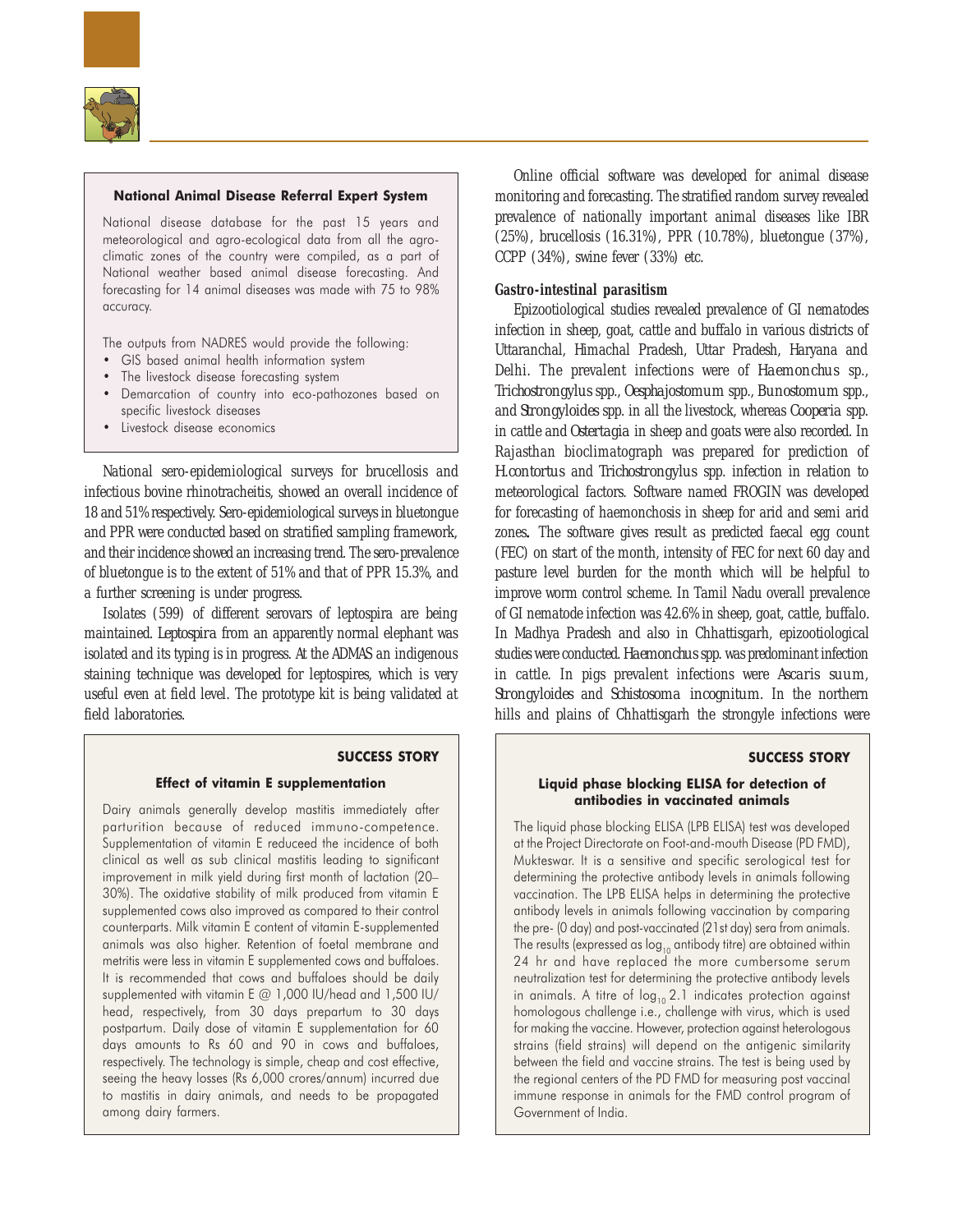### National Animal Disease Referral Expert System

National disease database for the past 15 years and meteorological and agro-ecological data from all the agro-climatic zones of the country were compiled, as a part of National weather based animal disease forecasting. And forecasting for 14 animal diseases was made with 75 to 98% accuracy.

The outputs from NADRES would provide the following:

- GIS based animal health information system
- The livestock disease forecasting system
- Demarcation of country into eco-pathozones based on specific livestock diseases
- Livestock disease economics

National sero-epidemiological surveys for brucellosis and infectious bovine rhinotracheitis, showed an overall incidence of 18 and 51% respectively. Sero-epidemiological surveys in bluetongue and PPR were conducted based on stratified sampling framework, and their incidence showed an increasing trend. The sero-prevalence of bluetongue is to the extent of 51% and that of PPR 15.3%, and a further screening is under progress.

Isolates (599) of different serovars of leptospira are being maintained. *Leptospira* from an apparently normal elephant was isolated and its typing is in progress. At the ADMAS an indigenous staining technique was developed for leptospires, which is very useful even at field level. The prototype kit is being validated at field laboratories.

Online official software was developed for animal disease monitoring and forecasting. The stratified random survey revealed prevalence of nationally important animal diseases like IBR (25%), brucellosis (16.31%), PPR (10.78%), bluetongue (37%), CCPP (34%), swine fever (33%) etc.

### Gastro-intestinal parasitism

Epizootiological studies revealed prevalence of GI nematodes infection in sheep, goat, cattle and buffalo in various districts of Uttaranchal, Himachal Pradesh, Uttar Pradesh, Haryana and Delhi. The prevalent infections were of *Haemonchus* sp., *Trichostrongylus* spp., *Oesphajostomum* spp., *Bunostomum* spp., and *Strongyloides* spp. in all the livestock, whereas *Cooperia* spp. in cattle and *Ostertagia* in sheep and goats were also recorded. In Rajasthan bioclimatograph was prepared for prediction of *H.contortus* and *Trichostrongylus* spp. infection in relation to meteorological factors. Software named FROGIN was developed for forecasting of haemonchosis in sheep for arid and semi arid zones**.** The software gives result as predicted faecal egg count (FEC) on start of the month, intensity of FEC for next 60 day and pasture level burden for the month which will be helpful to improve worm control scheme. In Tamil Nadu overall prevalence of GI nematode infection was 42.6% in sheep, goat, cattle, buffalo. In Madhya Pradesh and also in Chhattisgarh, epizootiological studies were conducted. *Haemonchus* spp. was predominant infection in cattle. In pigs prevalent infections were *Ascaris suum*, *Strongyloides* and *Schistosoma incognitum*. In the northern hills and plains of Chhattisgarh the strongyle infections were

**SUCCESS STORY**

### Effect of vitamin E supplementation

Dairy animals generally develop mastitis immediately after parturition because of reduced immuno-competence. Supplementation of vitamin E reduceed the incidence of both clinical as well as sub clinical mastitis leading to significant improvement in milk yield during first month of lactation (20–30%). The oxidative stability of milk produced from vitamin E supplemented cows also improved as compared to their control counterparts. Milk vitamin E content of vitamin E-supplemented animals was also higher. Retention of foetal membrane and metritis were less in vitamin E supplemented cows and buffaloes. It is recommended that cows and buffaloes should be daily supplemented with vitamin E @ 1,000 IU/head and 1,500 IU/head, respectively, from 30 days prepartum to 30 days postpartum. Daily dose of vitamin E supplementation for 60 days amounts to Rs 60 and 90 in cows and buffaloes, respectively. The technology is simple, cheap and cost effective, seeing the heavy losses (Rs 6,000 crores/annum) incurred due to mastitis in dairy animals, and needs to be propagated among dairy farmers.

**SUCCESS STORY**

### Liquid phase blocking ELISA for detection of antibodies in vaccinated animals

The liquid phase blocking ELISA (LPB ELISA) test was developed at the Project Directorate on Foot-and-mouth Disease (PD FMD), Mukteswar. It is a sensitive and specific serological test for determining the protective antibody levels in animals following vaccination. The LPB ELISA helps in determining the protective antibody levels in animals following vaccination by comparing the pre- (0 day) and post-vaccinated (21st day) sera from animals. The results (expressed as $\log_{10}$ antibody titre) are obtained within 24 hr and have replaced the more cumbersome serum neutralization test for determining the protective antibody levels in animals. A titre of $\log_{10} 2.1$ indicates protection against homologous challenge i.e., challenge with virus, which is used for making the vaccine. However, protection against heterologous strains (field strains) will depend on the antigenic similarity between the field and vaccine strains. The test is being used by the regional centers of the PD FMD for measuring post vaccinal immune response in animals for the FMD control program of Government of India.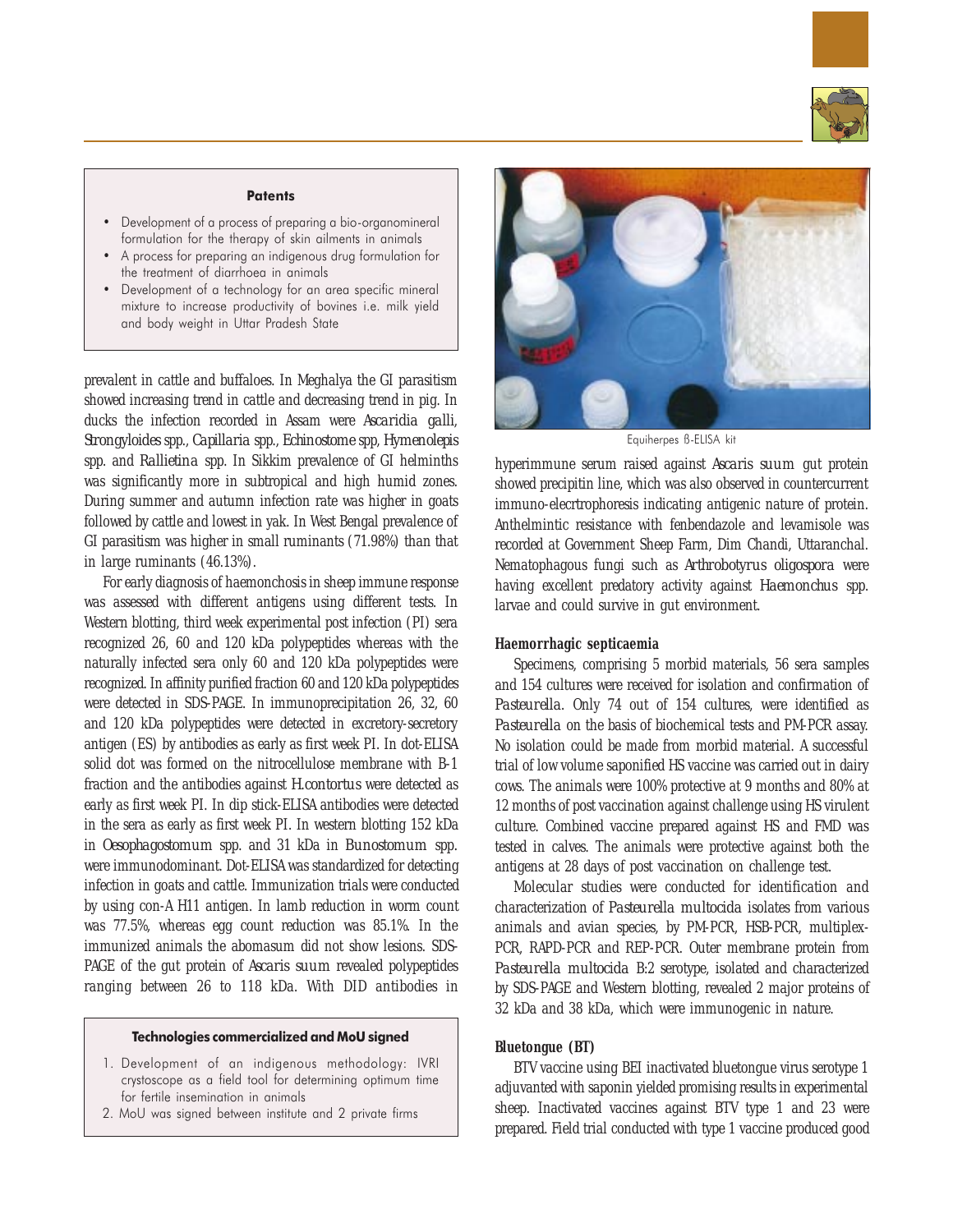### Patents

- Development of a process of preparing a bio-organomineral formulation for the therapy of skin ailments in animals
- A process for preparing an indigenous drug formulation for the treatment of diarrhoea in animals
- Development of a technology for an area specific mineral mixture to increase productivity of bovines i.e. milk yield and body weight in Uttar Pradesh State

prevalent in cattle and buffaloes. In Meghalya the GI parasitism showed increasing trend in cattle and decreasing trend in pig. In ducks the infection recorded in Assam were *Ascaridia galli*, *Strongyloides* spp., *Capillaria* spp., *Echinostome* spp, *Hymenolepis* spp. and *Rallietina* spp. In Sikkim prevalence of GI helminths was significantly more in subtropical and high humid zones. During summer and autumn infection rate was higher in goats followed by cattle and lowest in yak. In West Bengal prevalence of GI parasitism was higher in small ruminants (71.98%) than that in large ruminants (46.13%).

For early diagnosis of haemonchosis in sheep immune response was assessed with different antigens using different tests. In Western blotting, third week experimental post infection (PI) sera recognized 26, 60 and 120 kDa polypeptides whereas with the naturally infected sera only 60 and 120 kDa polypeptides were recognized. In affinity purified fraction 60 and 120 kDa polypeptides were detected in SDS-PAGE. In immunoprecipitation 26, 32, 60 and 120 kDa polypeptides were detected in excretory-secretory antigen (ES) by antibodies as early as first week PI. In dot-ELISA solid dot was formed on the nitrocellulose membrane with B-1 fraction and the antibodies against *H.contortus* were detected as early as first week PI. In dip stick-ELISA antibodies were detected in the sera as early as first week PI. In western blotting 152 kDa in *Oesophagostomum* spp. and 31 kDa in *Bunostomum* spp. were immunodominant. Dot-ELISA was standardized for detecting infection in goats and cattle. Immunization trials were conducted by using con-A H11 antigen. In lamb reduction in worm count was 77.5%, whereas egg count reduction was 85.1%. In the immunized animals the abomasum did not show lesions. SDS-PAGE of the gut protein of *Ascaris suum* revealed polypeptides ranging between 26 to 118 kDa. With DID antibodies in hyperimmune serum raised against *Ascaris suum* gut protein showed precipitin line, which was also observed in countercurrent immuno-elecrtrophoresis indicating antigenic nature of protein. Anthelmintic resistance with fenbendazole and levamisole was recorded at Government Sheep Farm, Dim Chandi, Uttaranchal. Nematophagous fungi such as *Arthrobotyrus oligospora* were having excellent predatory activity against *Haemonchus* spp. larvae and could survive in gut environment.

### Technologies commercialized and MoU signed

1. Development of an indigenous methodology: IVRI crystoscope as a field tool for determining optimum time for fertile insemination in animals
2. MoU was signed between institute and 2 private firms

Equiherpes ß-ELISA kit

#### Haemorrhagic septicaemia

Specimens, comprising 5 morbid materials, 56 sera samples and 154 cultures were received for isolation and confirmation of *Pasteurella*. Only 74 out of 154 cultures, were identified as *Pasteurella* on the basis of biochemical tests and PM-PCR assay. No isolation could be made from morbid material. A successful trial of low volume saponified HS vaccine was carried out in dairy cows. The animals were 100% protective at 9 months and 80% at 12 months of post vaccination against challenge using HS virulent culture. Combined vaccine prepared against HS and FMD was tested in calves. The animals were protective against both the antigens at 28 days of post vaccination on challenge test.

Molecular studies were conducted for identification and characterization of *Pasteurella multocida* isolates from various animals and avian species, by PM-PCR, HSB-PCR, multiplex-PCR, RAPD-PCR and REP-PCR. Outer membrane protein from *Pasteurella multocida* B:2 serotype, isolated and characterized by SDS-PAGE and Western blotting, revealed 2 major proteins of 32 kDa and 38 kDa, which were immunogenic in nature.

#### Bluetongue (BT)

BTV vaccine using BEI inactivated bluetongue virus serotype 1 adjuvanted with saponin yielded promising results in experimental sheep. Inactivated vaccines against BTV type 1 and 23 were prepared. Field trial conducted with type 1 vaccine produced good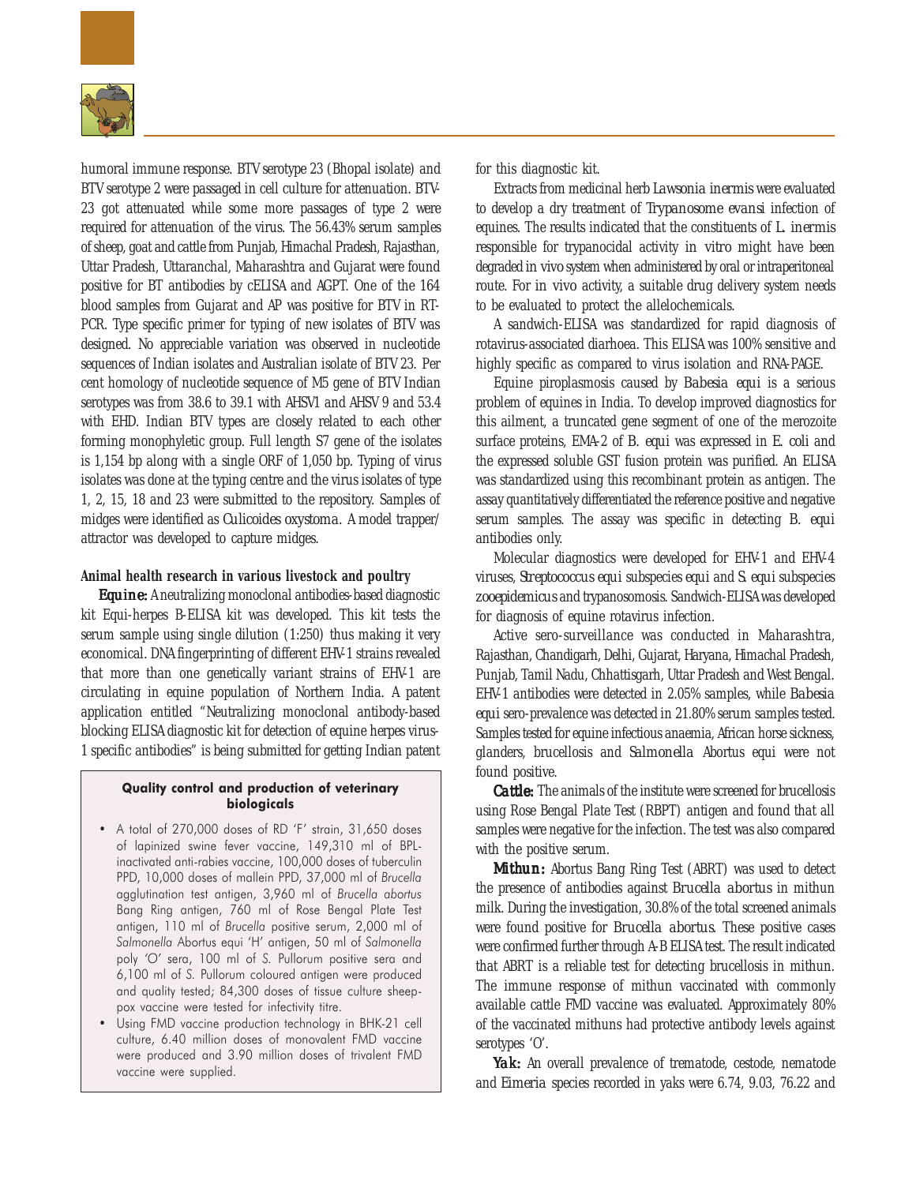humoral immune response. BTV serotype 23 (Bhopal isolate) and BTV serotype 2 were passaged in cell culture for attenuation. BTV-23 got attenuated while some more passages of type 2 were required for attenuation of the virus. The 56.43% serum samples of sheep, goat and cattle from Punjab, Himachal Pradesh, Rajasthan, Uttar Pradesh, Uttaranchal, Maharashtra and Gujarat were found positive for BT antibodies by cELISA and AGPT. One of the 164 blood samples from Gujarat and AP was positive for BTV in RT-PCR. Type specific primer for typing of new isolates of BTV was designed. No appreciable variation was observed in nucleotide sequences of Indian isolates and Australian isolate of BTV 23. Per cent homology of nucleotide sequence of M5 gene of BTV Indian serotypes was from 38.6 to 39.1 with AHSV1 and AHSV 9 and 53.4 with EHD. Indian BTV types are closely related to each other forming monophyletic group. Full length S7 gene of the isolates is 1,154 bp along with a single ORF of 1,050 bp. Typing of virus isolates was done at the typing centre and the virus isolates of type 1, 2, 15, 18 and 23 were submitted to the repository. Samples of midges were identified as *Culicoides oxystoma*. A model trapper/attractor was developed to capture midges.

**Animal health research in various livestock and poultry**

***Equine:*** A neutralizing monoclonal antibodies-based diagnostic kit Equi-herpes B-ELISA kit was developed. This kit tests the serum sample using single dilution (1:250) thus making it very economical. DNA fingerprinting of different EHV-1 strains revealed that more than one genetically variant strains of EHV-1 are circulating in equine population of Northern India. A patent application entitled "Neutralizing monoclonal antibody-based blocking ELISA diagnostic kit for detection of equine herpes virus-1 specific antibodies" is being submitted for getting Indian patent for this diagnostic kit.

Extracts from medicinal herb *Lawsonia inermis* were evaluated to develop a dry treatment of *Trypanosome evansi* infection of equines. The results indicated that the constituents of *L. inermis* responsible for trypanocidal activity *in vitro* might have been degraded *in vivo* system when administered by oral or intraperitoneal route. For *in vivo* activity, a suitable drug delivery system needs to be evaluated to protect the allelochemicals.

A sandwich-ELISA was standardized for rapid diagnosis of rotavirus-associated diarhoea. This ELISA was 100% sensitive and highly specific as compared to virus isolation and RNA-PAGE.

Equine piroplasmosis caused by *Babesia equi* is a serious problem of equines in India. To develop improved diagnostics for this ailment, a truncated gene segment of one of the merozoite surface proteins, EMA-2 of *B. equi* was expressed in *E. coli* and the expressed soluble GST fusion protein was purified. An ELISA was standardized using this recombinant protein as antigen. The assay quantitatively differentiated the reference positive and negative serum samples. The assay was specific in detecting *B. equi* antibodies only.

Molecular diagnostics were developed for EHV-1 and EHV-4 viruses, *Streptococcus equi* subspecies *equi* and *S. equi* subspecies *zooepidemicus* and trypanosomosis. Sandwich-ELISA was developed for diagnosis of equine rotavirus infection.

Active sero-surveillance was conducted in Maharashtra, Rajasthan, Chandigarh, Delhi, Gujarat, Haryana, Himachal Pradesh, Punjab, Tamil Nadu, Chhattisgarh, Uttar Pradesh and West Bengal. EHV-1 antibodies were detected in 2.05% samples, while *Babesia equi* sero-prevalence was detected in 21.80% serum samples tested. Samples tested for equine infectious anaemia, African horse sickness, glanders, brucellosis and *Salmonella* Abortus equi were not found positive.

***Cattle:*** The animals of the institute were screened for brucellosis using Rose Bengal Plate Test (RBPT) antigen and found that all samples were negative for the infection. The test was also compared with the positive serum.

***Mithun:*** Abortus Bang Ring Test (ABRT) was used to detect the presence of antibodies against *Brucella abortus* in mithun milk. During the investigation, 30.8% of the total screened animals were found positive for *Brucella abortus*. These positive cases were confirmed further through A-B ELISA test. The result indicated that ABRT is a reliable test for detecting brucellosis in mithun. The immune response of mithun vaccinated with commonly available cattle FMD vaccine was evaluated. Approximately 80% of the vaccinated mithuns had protective antibody levels against serotypes 'O'.

***Yak:*** An overall prevalence of trematode, cestode, nematode and *Eimeria* species recorded in yaks were 6.74, 9.03, 76.22 and

**Quality control and production of veterinary biologicals**

- A total of 270,000 doses of RD 'F' strain, 31,650 doses of lapinized swine fever vaccine, 149,310 ml of BPL-inactivated anti-rabies vaccine, 100,000 doses of tuberculin PPD, 10,000 doses of mallein PPD, 37,000 ml of *Brucella* agglutination test antigen, 3,960 ml of *Brucella abortus* Bang Ring antigen, 760 ml of Rose Bengal Plate Test antigen, 110 ml of *Brucella* positive serum, 2,000 ml of *Salmonella* Abortus equi 'H' antigen, 50 ml of *Salmonella* poly 'O' sera, 100 ml of *S.* Pullorum positive sera and 6,100 ml of *S.* Pullorum coloured antigen were produced and quality tested; 84,300 doses of tissue culture sheep-pox vaccine were tested for infectivity titre.
- Using FMD vaccine production technology in BHK-21 cell culture, 6.40 million doses of monovalent FMD vaccine were produced and 3.90 million doses of trivalent FMD vaccine were supplied.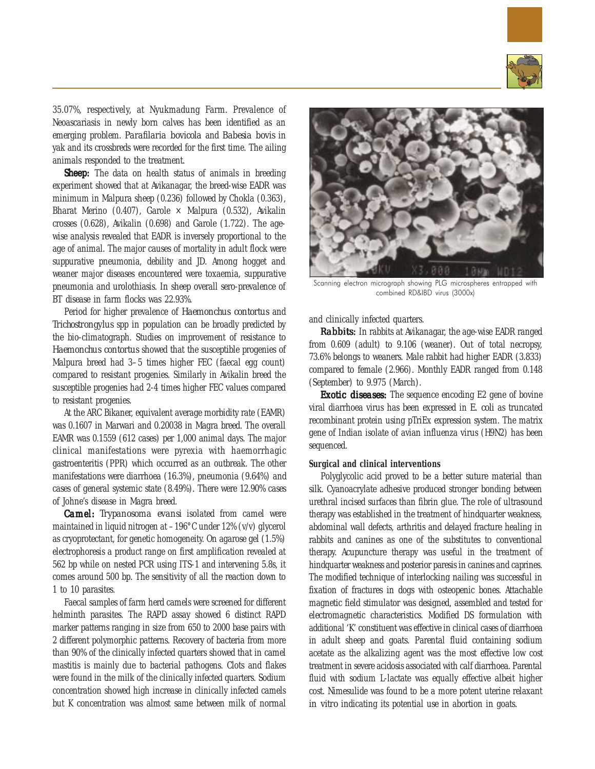35.07%, respectively, at Nyukmadung Farm. Prevalence of Neoascariasis in newly born calves has been identified as an emerging problem. *Parafilaria bovicola* and *Babesia bovis* in yak and its crossbreds were recorded for the first time. The ailing animals responded to the treatment.

**Sheep:** The data on health status of animals in breeding experiment showed that at Avikanagar, the breed-wise EADR was minimum in Malpura sheep (0.236) followed by Chokla (0.363), Bharat Merino (0.407), Garole × Malpura (0.532), Avikalin crosses (0.628), Avikalin (0.698) and Garole (1.722). The age-wise analysis revealed that EADR is inversely proportional to the age of animal. The major causes of mortality in adult flock were suppurative pneumonia, debility and JD. Among hogget and weaner major diseases encountered were toxaemia, suppurative pneumonia and urolothiasis. In sheep overall sero-prevalence of BT disease in farm flocks was 22.93%.

Period for higher prevalence of *Haemonchus contortus* and *Trichostrongylus* spp in population can be broadly predicted by the bio-climatograph. Studies on improvement of resistance to *Haemonchus contortus* showed that the susceptible progenies of Malpura breed had 3–5 times higher FEC (faecal egg count) compared to resistant progenies. Similarly in Avikalin breed the susceptible progenies had 2-4 times higher FEC values compared to resistant progenies.

At the ARC Bikaner, equivalent average morbidity rate (EAMR) was 0.1607 in Marwari and 0.20038 in Magra breed. The overall EAMR was 0.1559 (612 cases) per 1,000 animal days. The major clinical manifestations were pyrexia with haemorrhagic gastroenteritis (PPR) which occurred as an outbreak. The other manifestations were diarrhoea (16.3%), pneumonia (9.64%) and cases of general systemic state (8.49%). There were 12.90% cases of Johne's disease in Magra breed.

**Camel:** *Trypanosoma evansi* isolated from camel were maintained in liquid nitrogen at –196°C under 12% (v/v) glycerol as cryoprotectant, for genetic homogeneity. On agarose gel (1.5%) electrophoresis a product range on first amplification revealed at 562 bp while on nested PCR using ITS-1 and intervening 5.8s, it comes around 500 bp. The sensitivity of all the reaction down to 1 to 10 parasites.

Faecal samples of farm herd camels were screened for different helminth parasites. The RAPD assay showed 6 distinct RAPD marker patterns ranging in size from 650 to 2000 base pairs with 2 different polymorphic patterns. Recovery of bacteria from more than 90% of the clinically infected quarters showed that in camel mastitis is mainly due to bacterial pathogens. Clots and flakes were found in the milk of the clinically infected quarters. Sodium concentration showed high increase in clinically infected camels but K concentration was almost same between milk of normal and clinically infected quarters.

Scanning electron micrograph showing PLG microspheres entrapped with combined RD&IBD virus (3000x)

**Rabbits:** In rabbits at Avikanagar, the age-wise EADR ranged from 0.609 (adult) to 9.106 (weaner). Out of total necropsy, 73.6% belongs to weaners. Male rabbit had higher EADR (3.833) compared to female (2.966). Monthly EADR ranged from 0.148 (September) to 9.975 (March).

**Exotic diseases:** The sequence encoding E2 gene of bovine viral diarrhoea virus has been expressed in *E. coli* as truncated recombinant protein using pTriEx expression system. The matrix gene of Indian isolate of avian influenza virus (H9N2) has been sequenced.

### Surgical and clinical interventions

Polyglycolic acid proved to be a better suture material than silk. Cyanoacrylate adhesive produced stronger bonding between urethral incised surfaces than fibrin glue. The role of ultrasound therapy was established in the treatment of hindquarter weakness, abdominal wall defects, arthritis and delayed fracture healing in rabbits and canines as one of the substitutes to conventional therapy. Acupuncture therapy was useful in the treatment of hindquarter weakness and posterior paresis in canines and caprines. The modified technique of interlocking nailing was successful in fixation of fractures in dogs with osteopenic bones. Attachable magnetic field stimulator was designed, assembled and tested for electromagnetic characteristics. Modified DS formulation with additional 'K' constituent was effective in clinical cases of diarrhoea in adult sheep and goats. Parental fluid containing sodium acetate as the alkalizing agent was the most effective low cost treatment in severe acidosis associated with calf diarrhoea. Parental fluid with sodium L-lactate was equally effective albeit higher cost. Nimesulide was found to be a more potent uterine relaxant in vitro indicating its potential use in abortion in goats.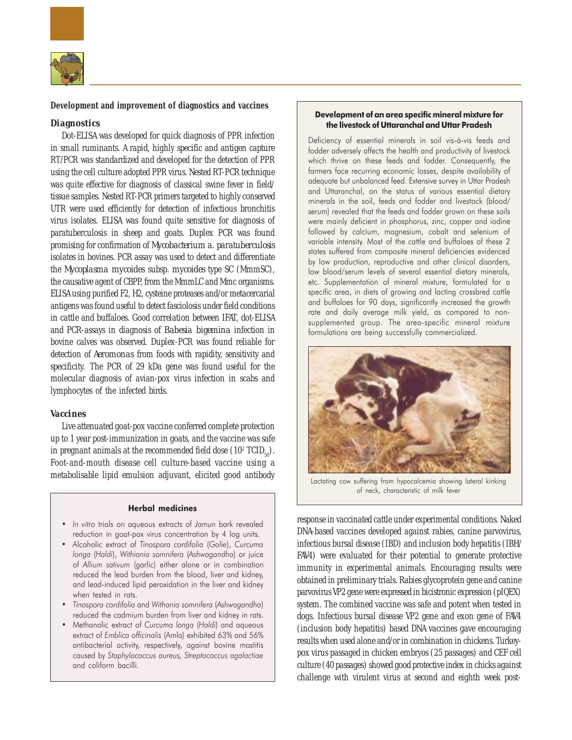## Development and improvement of diagnostics and vaccines

### Diagnostics

Dot-ELISA was developed for quick diagnosis of PPR infection in small ruminants. A rapid, highly specific and antigen capture RT/PCR was standardized and developed for the detection of PPR using the cell culture adopted PPR virus. Nested RT-PCR technique was quite effective for diagnosis of classical swine fever in field/ tissue samples. Nested RT-PCR primers targeted to highly conserved UTR were used efficiently for detection of infectious bronchitis virus isolates. ELISA was found quite sensitive for diagnosis of paratuberculosis in sheep and goats. Duplex PCR was found promising for confirmation of *Mycobacterium a. paratuberculosis* isolates in bovines. PCR assay was used to detect and differentiate the *Mycoplasma mycoides* subsp. *mycoides* type SC (MmmSC), the causative agent of CBPP, from the MmmLC and Mmc organisms. ELISA using purified F2, H2, cysteine proteases and/or metacercarial antigens was found useful to detect fasciolosis under field conditions in cattle and buffaloes. Good correlation between IFAT, dot-ELISA and PCR-assays in diagnosis of *Babesia bigemina* infection in bovine calves was observed. Duplex-PCR was found reliable for detection of *Aeromonas* from foods with rapidity, sensitivity and specificity. The PCR of 29 kDa gene was found useful for the molecular diagnosis of avian-pox virus infection in scabs and lymphocytes of the infected birds.

### Vaccines

Live attenuated goat-pox vaccine conferred complete protection up to 1 year post-immunization in goats, and the vaccine was safe in pregnant animals at the recommended field dose ($10^2$ $TCID_{50}$). Foot-and-mouth disease cell culture-based vaccine using a metabolisable lipid emulsion adjuvant, elicited good antibody response in vaccinated cattle under experimental conditions. Naked DNA-based vaccines developed against rabies, canine parvovirus, infectious bursal disease (IBD) and inclusion body hepatitis (IBH/ FAV4) were evaluated for their potential to generate protective immunity in experimental animals. Encouraging results were obtained in preliminary trials. Rabies glycoprotein gene and canine parvovirus VP2 gene were expressed in bicistronic expression (pIQEX) system. The combined vaccine was safe and potent when tested in dogs. Infectious bursal disease VP2 gene and exon gene of FAV4 (inclusion body hepatitis) based DNA vaccines gave encouraging results when used alone and/or in combination in chickens. Turkey-pox virus passaged in chicken embryos (25 passages) and CEF cell culture (40 passages) showed good protective index in chicks against challenge with virulent virus at second and eighth week post-

#### Herbal medicines

- *In vitro* trials on aqueous extracts of *Jamun* bark revealed reduction in goat-pox virus concentration by 4 log units.
- Alcoholic extract of *Tinospora cordifolia* (*Golie*), *Curcuma longa* (*Haldi*), *Withiania somnifera* (*Ashwagandha*) or juice of *Allium sativum* (garlic) either alone or in combination reduced the lead burden from the blood, liver and kidney, and lead-induced lipid peroxidation in the liver and kidney when tested in rats.
- *Tinospora cordifolia* and *Withania somnifera* (*Ashwagandha*) reduced the cadmium burden from liver and kidney in rats.
- Methanolic extract of *Curcuma longa* (*Haldi*) and aqueous extract of *Emblica officinalis* (Amla) exhibited 63% and 56% antibacterial activity, respectively, against bovine mastitis caused by *Staphylococcus aureus, Streptococcus agalactiae* and coliform bacilli.

#### Development of an area specific mineral mixture for the livestock of Uttaranchal and Uttar Pradesh

Deficiency of essential minerals in soil vis-à-vis feeds and fodder adversely affects the health and productivity of livestock which thrive on these feeds and fodder. Consequently, the farmers face recurring economic losses, despite availability of adequate but unbalanced feed. Extensive survey in Uttar Pradesh and Uttaranchal, on the status of various essential dietary minerals in the soil, feeds and fodder and livestock (blood/ serum) revealed that the feeds and fodder grown on these soils were mainly deficient in phosphorus, zinc, copper and iodine followed by calcium, magnesium, cobalt and selenium of variable intensity. Most of the cattle and buffaloes of these 2 states suffered from composite mineral deficiencies evidenced by low production, reproductive and other clinical disorders, low blood/serum levels of several essential dietary minerals, etc. Supplementation of mineral mixture, formulated for a specific area, in diets of growing and lacting crossbred cattle and buffaloes for 90 days, significantly increased the growth rate and daily average milk yield, as compared to non-supplemented group. The area-specific mineral mixture formulations are being successfully commercialized.

Lactating cow suffering from hypocalcemia showing lateral kinking of neck, characteristic of milk fever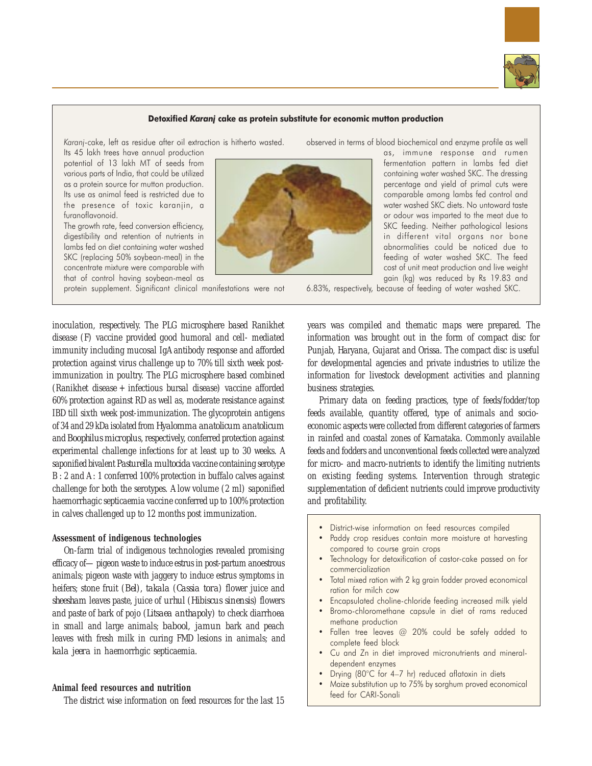### Detoxified *Karanj* cake as protein substitute for economic mutton production

*Karanj*-cake, left as residue after oil extraction is hitherto wasted. Its 45 lakh trees have annual production potential of 13 lakh MT of seeds from various parts of India, that could be utilized as a protein source for mutton production. Its use as animal feed is restricted due to the presence of toxic karanjin, a furanoflavonoid.

The growth rate, feed conversion efficiency, digestibility and retention of nutrients in lambs fed on diet containing water washed SKC (replacing 50% soybean-meal) in the concentrate mixture were comparable with that of control having soybean-meal as protein supplement. Significant clinical manifestations were not observed in terms of blood biochemical and enzyme profile as well as, immune response and rumen fermentation pattern in lambs fed diet containing water washed SKC. The dressing percentage and yield of primal cuts were comparable among lambs fed control and water washed SKC diets. No untoward taste or odour was imparted to the meat due to SKC feeding. Neither pathological lesions in different vital organs nor bone abnormalities could be noticed due to feeding of water washed SKC. The feed cost of unit meat production and live weight gain (kg) was reduced by Rs 19.83 and 6.83%, respectively, because of feeding of water washed SKC.

inoculation, respectively. The PLG microsphere based Ranikhet disease (F) vaccine provided good humoral and cell- mediated immunity including mucosal IgA antibody response and afforded protection against virus challenge up to 70% till sixth week post-immunization in poultry. The PLG microsphere based combined (Ranikhet disease + infectious bursal disease) vaccine afforded 60% protection against RD as well as, moderate resistance against IBD till sixth week post-immunization. The glycoprotein antigens of 34 and 29 kDa isolated from *Hyalomma anatolicum anatolicum* and *Boophilus microplus*, respectively, conferred protection against experimental challenge infections for at least up to 30 weeks. A saponified bivalent *Pasturella multocida* vaccine containing serotype B : 2 and A: 1 conferred 100% protection in buffalo calves against challenge for both the serotypes. A low volume (2 ml) saponified haemorrhagic septicaemia vaccine conferred up to 100% protection in calves challenged up to 12 months post immunization.

#### Assessment of indigenous technologies

On-farm trial of indigenous technologies revealed promising efficacy of— pigeon waste to induce estrus in post-partum anoestrous animals; pigeon waste with jaggery to induce estrus symptoms in heifers; stone fruit (Bel), *takala* (*Cassia tora*) flower juice and sheesham leaves paste, juice of *urhul* (*Hibiscus sinensis*) flowers and paste of bark of pojo (*Litsaea anthapoly*) to check diarrhoea in small and large animals; *babool*, *jamun* bark and peach leaves with fresh milk in curing FMD lesions in animals; and *kala jeera* in haemorrhgic septicaemia.

#### Animal feed resources and nutrition

The district wise information on feed resources for the last 15 years was compiled and thematic maps were prepared. The information was brought out in the form of compact disc for Punjab, Haryana, Gujarat and Orissa. The compact disc is useful for developmental agencies and private industries to utilize the information for livestock development activities and planning business strategies.

Primary data on feeding practices, type of feeds/fodder/top feeds available, quantity offered, type of animals and socio-economic aspects were collected from different categories of farmers in rainfed and coastal zones of Karnataka. Commonly available feeds and fodders and unconventional feeds collected were analyzed for micro- and macro-nutrients to identify the limiting nutrients on existing feeding systems. Intervention through strategic supplementation of deficient nutrients could improve productivity and profitability.

- District-wise information on feed resources compiled
- Paddy crop residues contain more moisture at harvesting compared to course grain crops
- Technology for detoxification of castor-cake passed on for commercialization
- Total mixed ration with 2 kg grain fodder proved economical ration for milch cow
- Encapsulated choline-chloride feeding increased milk yield
- Bromo-chloromethane capsule in diet of rams reduced methane production
- Fallen tree leaves @ 20% could be safely added to complete feed block
- Cu and Zn in diet improved micronutrients and mineral-dependent enzymes
- Drying (80°C for 4–7 hr) reduced aflatoxin in diets
- Maize substitution up to 75% by sorghum proved economical feed for CARI-Sonali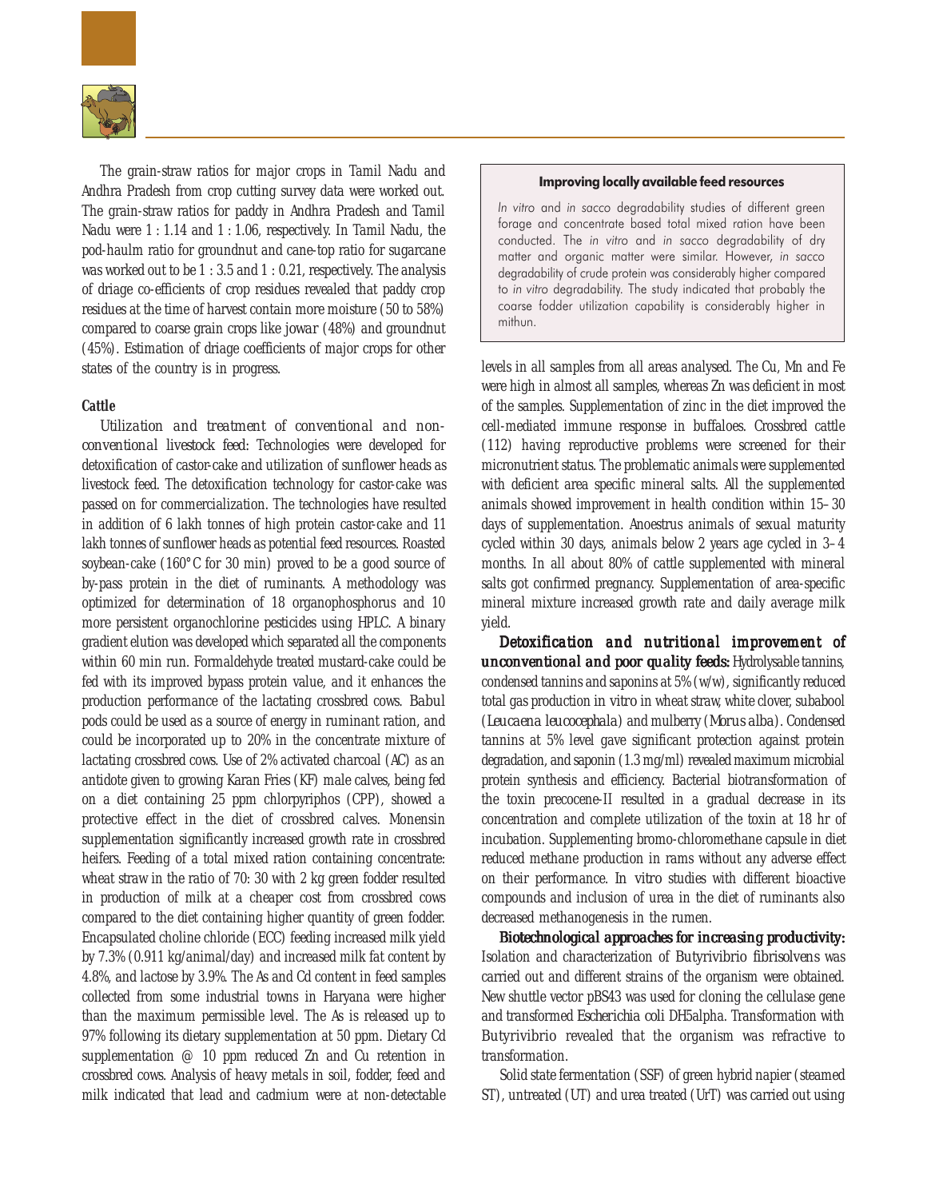The grain-straw ratios for major crops in Tamil Nadu and Andhra Pradesh from crop cutting survey data were worked out. The grain-straw ratios for paddy in Andhra Pradesh and Tamil Nadu were 1 : 1.14 and 1 : 1.06, respectively. In Tamil Nadu, the pod-haulm ratio for groundnut and cane-top ratio for sugarcane was worked out to be 1 : 3.5 and 1 : 0.21, respectively. The analysis of driage co-efficients of crop residues revealed that paddy crop residues at the time of harvest contain more moisture (50 to 58%) compared to coarse grain crops like *jowar* (48%) and groundnut (45%). Estimation of driage coefficients of major crops for other states of the country is in progress.

### Cattle

*Utilization and treatment of conventional and non-conventional livestock feed*: Technologies were developed for detoxification of castor-cake and utilization of sunflower heads as livestock feed. The detoxification technology for castor-cake was passed on for commercialization. The technologies have resulted in addition of 6 lakh tonnes of high protein castor-cake and 11 lakh tonnes of sunflower heads as potential feed resources. Roasted soybean-cake (160°C for 30 min) proved to be a good source of by-pass protein in the diet of ruminants. A methodology was optimized for determination of 18 organophosphorus and 10 more persistent organochlorine pesticides using HPLC. A binary gradient elution was developed which separated all the components within 60 min run. Formaldehyde treated mustard-cake could be fed with its improved bypass protein value, and it enhances the production performance of the lactating crossbred cows. Babul pods could be used as a source of energy in ruminant ration, and could be incorporated up to 20% in the concentrate mixture of lactating crossbred cows. Use of 2% activated charcoal (AC) as an antidote given to growing Karan Fries (KF) male calves, being fed on a diet containing 25 ppm chlorpyriphos (CPP), showed a protective effect in the diet of crossbred calves. Monensin supplementation significantly increased growth rate in crossbred heifers. Feeding of a total mixed ration containing concentrate: wheat straw in the ratio of 70: 30 with 2 kg green fodder resulted in production of milk at a cheaper cost from crossbred cows compared to the diet containing higher quantity of green fodder. Encapsulated choline chloride (ECC) feeding increased milk yield by 7.3% (0.911 kg/animal/day) and increased milk fat content by 4.8%, and lactose by 3.9%. The As and Cd content in feed samples collected from some industrial towns in Haryana were higher than the maximum permissible level. The As is released up to 97% following its dietary supplementation at 50 ppm. Dietary Cd supplementation @ 10 ppm reduced Zn and Cu retention in crossbred cows. Analysis of heavy metals in soil, fodder, feed and milk indicated that lead and cadmium were at non-detectable levels in all samples from all areas analysed. The Cu, Mn and Fe were high in almost all samples, whereas Zn was deficient in most of the samples. Supplementation of zinc in the diet improved the cell-mediated immune response in buffaloes. Crossbred cattle (112) having reproductive problems were screened for their micronutrient status. The problematic animals were supplemented with deficient area specific mineral salts. All the supplemented animals showed improvement in health condition within 15–30 days of supplementation. Anoestrus animals of sexual maturity cycled within 30 days, animals below 2 years age cycled in 3–4 months. In all about 80% of cattle supplemented with mineral salts got confirmed pregnancy. Supplementation of area-specific mineral mixture increased growth rate and daily average milk yield.

> **Improving locally available feed resources**
>
> *In vitro* and *in sacco* degradability studies of different green forage and concentrate based total mixed ration have been conducted. The *in vitro* and *in sacco* degradability of dry matter and organic matter were similar. However, *in sacco* degradability of crude protein was considerably higher compared to *in vitro* degradability. The study indicated that probably the coarse fodder utilization capability is considerably higher in mithun.

***Detoxification and nutritional improvement of unconventional and poor quality feeds:*** Hydrolysable tannins, condensed tannins and saponins at 5% (w/w), significantly reduced total gas production *in vitro* in wheat straw, white clover, subabool (*Leucaena leucocephala*) and mulberry (*Morus alba*). Condensed tannins at 5% level gave significant protection against protein degradation, and saponin (1.3 mg/ml) revealed maximum microbial protein synthesis and efficiency. Bacterial biotransformation of the toxin precocene-II resulted in a gradual decrease in its concentration and complete utilization of the toxin at 18 hr of incubation. Supplementing bromo-chloromethane capsule in diet reduced methane production in rams without any adverse effect on their performance. *In vitro* studies with different bioactive compounds and inclusion of urea in the diet of ruminants also decreased methanogenesis in the rumen.

***Biotechnological approaches for increasing productivity:*** Isolation and characterization of *Butyrivibrio fibrisolvens* was carried out and different strains of the organism were obtained. New shuttle vector pBS43 was used for cloning the cellulase gene and transformed *Escherichia coli* DH5alpha. Transformation with *Butyrivibrio* revealed that the organism was refractive to transformation.

Solid state fermentation (SSF) of green hybrid napier (steamed ST), untreated (UT) and urea treated (UrT) was carried out using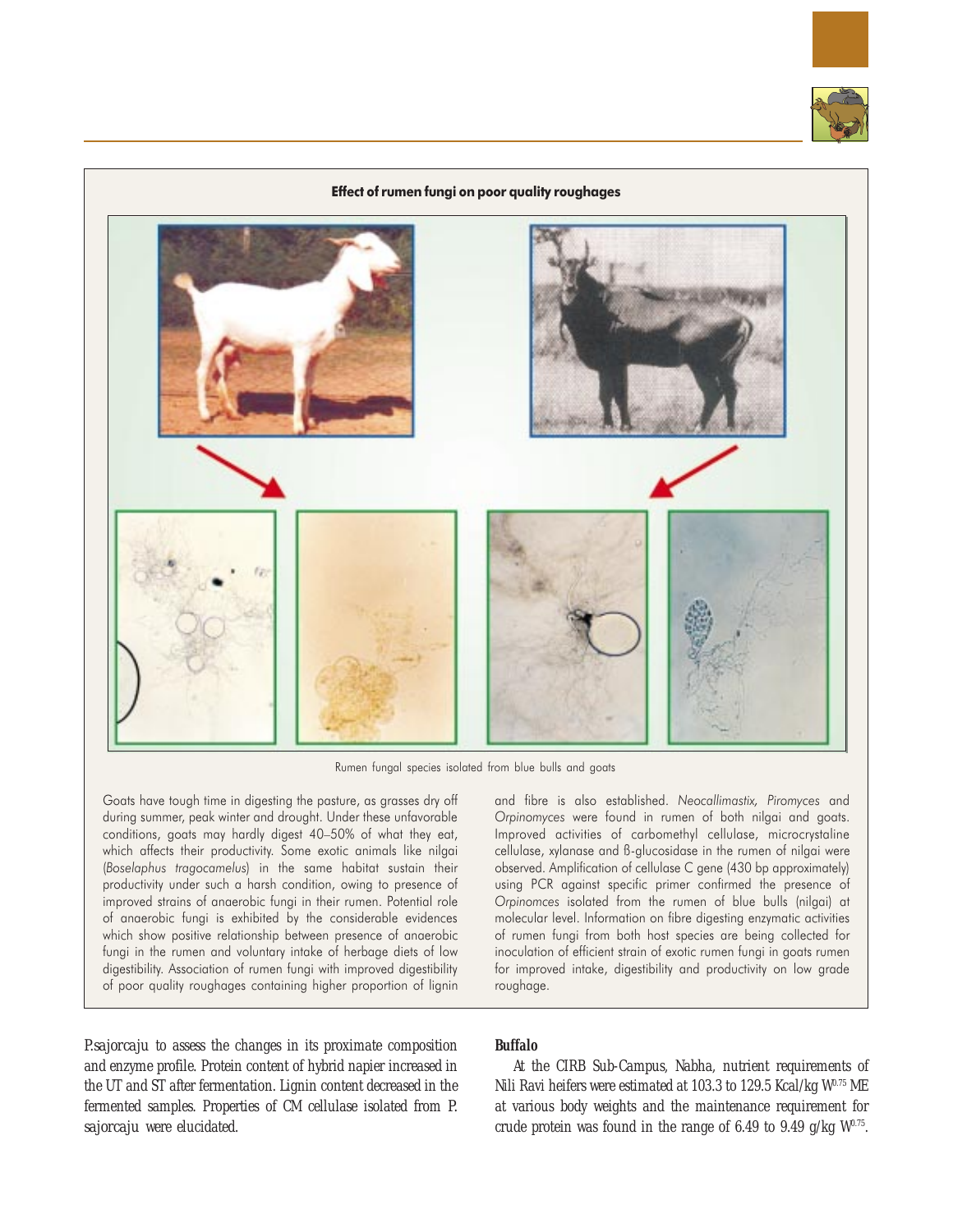**Effect of rumen fungi on poor quality roughages**

Rumen fungal species isolated from blue bulls and goats

Goats have tough time in digesting the pasture, as grasses dry off during summer, peak winter and drought. Under these unfavorable conditions, goats may hardly digest 40–50% of what they eat, which affects their productivity. Some exotic animals like nilgai (*Boselaphus tragocamelus*) in the same habitat sustain their productivity under such a harsh condition, owing to presence of improved strains of anaerobic fungi in their rumen. Potential role of anaerobic fungi is exhibited by the considerable evidences which show positive relationship between presence of anaerobic fungi in the rumen and voluntary intake of herbage diets of low digestibility. Association of rumen fungi with improved digestibility of poor quality roughages containing higher proportion of lignin and fibre is also established. *Neocallimastix, Piromyces* and *Orpinomyces* were found in rumen of both nilgai and goats. Improved activities of carbomethyl cellulase, microcrystaline cellulase, xylanase and ß-glucosidase in the rumen of nilgai were observed. Amplification of cellulase C gene (430 bp approximately) using PCR against specific primer confirmed the presence of *Orpinomces* isolated from the rumen of blue bulls (nilgai) at molecular level. Information on fibre digesting enzymatic activities of rumen fungi from both host species are being collected for inoculation of efficient strain of exotic rumen fungi in goats rumen for improved intake, digestibility and productivity on low grade roughage.

P.sajorcaju to assess the changes in its proximate composition and enzyme profile. Protein content of hybrid napier increased in the UT and ST after fermentation. Lignin content decreased in the fermented samples. Properties of CM cellulase isolated from P. sajorcaju were elucidated.

**Buffalo**

At the CIRB Sub-Campus, Nabha, nutrient requirements of Nili Ravi heifers were estimated at 103.3 to 129.5 Kcal/kg $W^{0.75}$ ME at various body weights and the maintenance requirement for crude protein was found in the range of 6.49 to 9.49 g/kg $W^{0.75}$.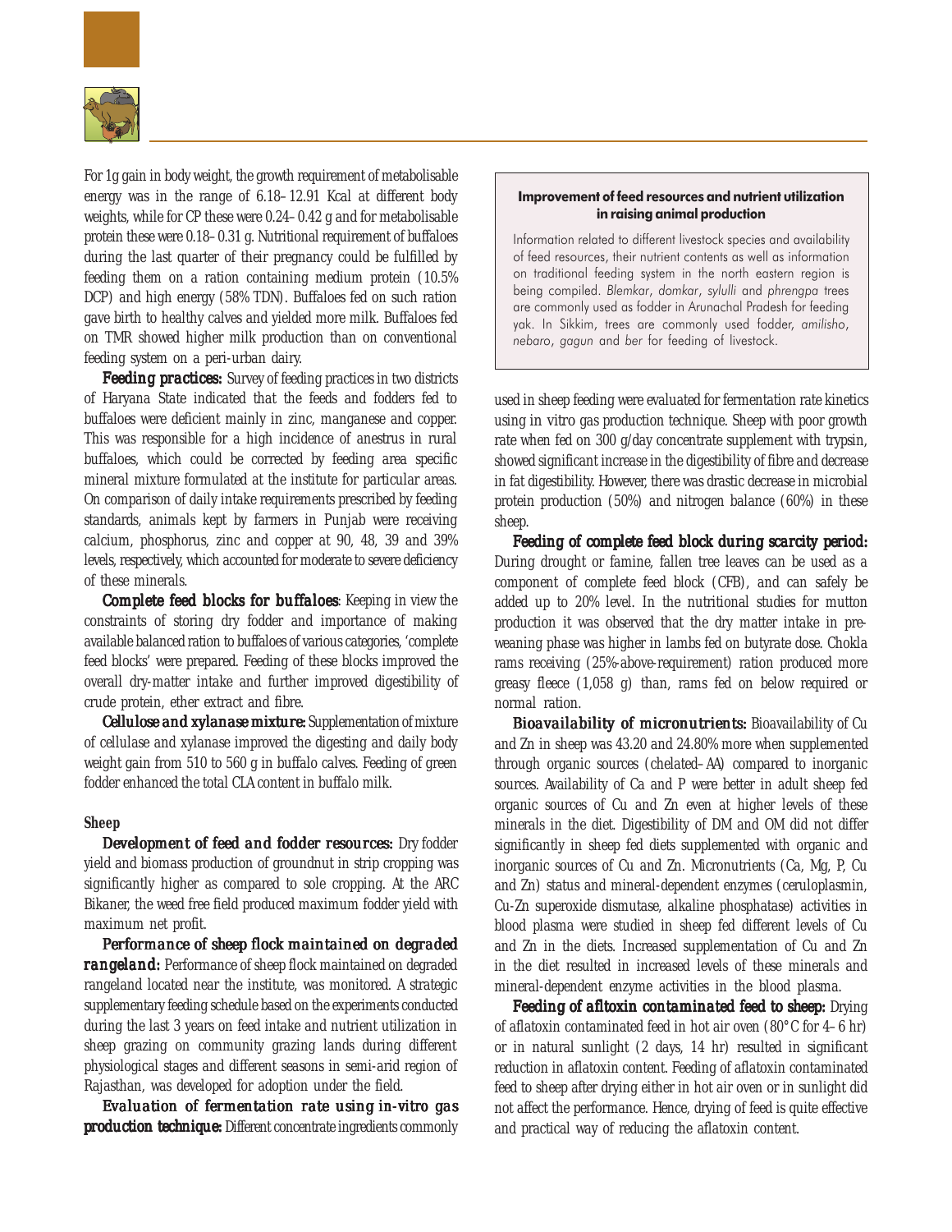For 1g gain in body weight, the growth requirement of metabolisable energy was in the range of 6.18–12.91 Kcal at different body weights, while for CP these were 0.24–0.42 g and for metabolisable protein these were 0.18–0.31 g. Nutritional requirement of buffaloes during the last quarter of their pregnancy could be fulfilled by feeding them on a ration containing medium protein (10.5% DCP) and high energy (58% TDN). Buffaloes fed on such ration gave birth to healthy calves and yielded more milk. Buffaloes fed on TMR showed higher milk production than on conventional feeding system on a peri-urban dairy.

***Feeding practices:*** Survey of feeding practices in two districts of Haryana State indicated that the feeds and fodders fed to buffaloes were deficient mainly in zinc, manganese and copper. This was responsible for a high incidence of anestrus in rural buffaloes, which could be corrected by feeding area specific mineral mixture formulated at the institute for particular areas. On comparison of daily intake requirements prescribed by feeding standards, animals kept by farmers in Punjab were receiving calcium, phosphorus, zinc and copper at 90, 48, 39 and 39% levels, respectively, which accounted for moderate to severe deficiency of these minerals.

***Complete feed blocks for buffaloes***: Keeping in view the constraints of storing dry fodder and importance of making available balanced ration to buffaloes of various categories, 'complete feed blocks' were prepared. Feeding of these blocks improved the overall dry-matter intake and further improved digestibility of crude protein, ether extract and fibre.

***Cellulose and xylanase mixture:*** Supplementation of mixture of cellulase and xylanase improved the digesting and daily body weight gain from 510 to 560 g in buffalo calves. Feeding of green fodder enhanced the total CLA content in buffalo milk.

### Sheep

***Development of feed and fodder resources:*** Dry fodder yield and biomass production of groundnut in strip cropping was significantly higher as compared to sole cropping. At the ARC Bikaner, the weed free field produced maximum fodder yield with maximum net profit.

***Performance of sheep flock maintained on degraded rangeland:*** Performance of sheep flock maintained on degraded rangeland located near the institute, was monitored. A strategic supplementary feeding schedule based on the experiments conducted during the last 3 years on feed intake and nutrient utilization in sheep grazing on community grazing lands during different physiological stages and different seasons in semi-arid region of Rajasthan, was developed for adoption under the field.

***Evaluation of fermentation rate using in-vitro gas production technique:*** Different concentrate ingredients commonly used in sheep feeding were evaluated for fermentation rate kinetics using in vitro gas production technique. Sheep with poor growth rate when fed on 300 g/day concentrate supplement with trypsin, showed significant increase in the digestibility of fibre and decrease in fat digestibility. However, there was drastic decrease in microbial protein production (50%) and nitrogen balance (60%) in these sheep.

***Feeding of complete feed block during scarcity period:*** During drought or famine, fallen tree leaves can be used as a component of complete feed block (CFB), and can safely be added up to 20% level. In the nutritional studies for mutton production it was observed that the dry matter intake in pre-weaning phase was higher in lambs fed on butyrate dose. Chokla rams receiving (25%-above-requirement) ration produced more greasy fleece (1,058 g) than, rams fed on below required or normal ration.

***Bioavailability of micronutrients:*** Bioavailability of Cu and Zn in sheep was 43.20 and 24.80% more when supplemented through organic sources (chelated–AA) compared to inorganic sources. Availability of Ca and P were better in adult sheep fed organic sources of Cu and Zn even at higher levels of these minerals in the diet. Digestibility of DM and OM did not differ significantly in sheep fed diets supplemented with organic and inorganic sources of Cu and Zn. Micronutrients (Ca, Mg, P, Cu and Zn) status and mineral-dependent enzymes (ceruloplasmin, Cu-Zn superoxide dismutase, alkaline phosphatase) activities in blood plasma were studied in sheep fed different levels of Cu and Zn in the diets. Increased supplementation of Cu and Zn in the diet resulted in increased levels of these minerals and mineral-dependent enzyme activities in the blood plasma.

***Feeding of afltoxin contaminated feed to sheep:*** Drying of aflatoxin contaminated feed in hot air oven (80°C for 4–6 hr) or in natural sunlight (2 days, 14 hr) resulted in significant reduction in aflatoxin content. Feeding of aflatoxin contaminated feed to sheep after drying either in hot air oven or in sunlight did not affect the performance. Hence, drying of feed is quite effective and practical way of reducing the aflatoxin content.

> **Improvement of feed resources and nutrient utilization in raising animal production**
>
> Information related to different livestock species and availability of feed resources, their nutrient contents as well as information on traditional feeding system in the north eastern region is being compiled. *Blemkar*, *domkar*, *sylulli* and *phrengpa* trees are commonly used as fodder in Arunachal Pradesh for feeding yak. In Sikkim, trees are commonly used fodder, *amilisho*, *nebaro*, *gagun* and *ber* for feeding of livestock.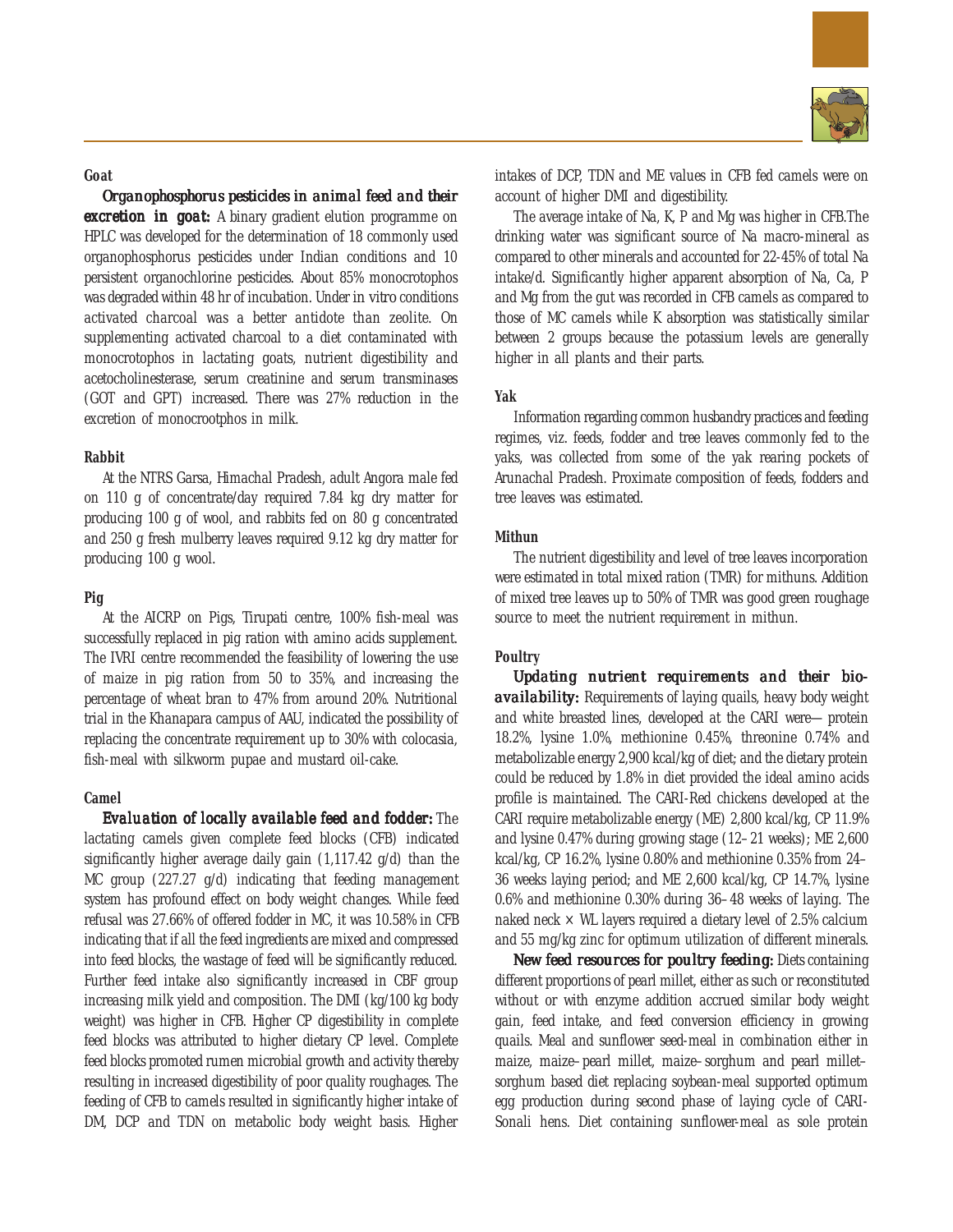### Goat

***Organophosphorus pesticides in animal feed and their excretion in goat:*** A binary gradient elution programme on HPLC was developed for the determination of 18 commonly used organophosphorus pesticides under Indian conditions and 10 persistent organochlorine pesticides. About 85% monocrotophos was degraded within 48 hr of incubation. Under in vitro conditions activated charcoal was a better antidote than zeolite. On supplementing activated charcoal to a diet contaminated with monocrotophos in lactating goats, nutrient digestibility and acetocholinesterase, serum creatinine and serum transminases (GOT and GPT) increased. There was 27% reduction in the excretion of monocrootphos in milk.

### Rabbit

At the NTRS Garsa, Himachal Pradesh, adult Angora male fed on 110 g of concentrate/day required 7.84 kg dry matter for producing 100 g of wool, and rabbits fed on 80 g concentrated and 250 g fresh mulberry leaves required 9.12 kg dry matter for producing 100 g wool.

### Pig

At the AICRP on Pigs, Tirupati centre, 100% fish-meal was successfully replaced in pig ration with amino acids supplement. The IVRI centre recommended the feasibility of lowering the use of maize in pig ration from 50 to 35%, and increasing the percentage of wheat bran to 47% from around 20%. Nutritional trial in the Khanapara campus of AAU, indicated the possibility of replacing the concentrate requirement up to 30% with colocasia, fish-meal with silkworm pupae and mustard oil-cake.

### Camel

***Evaluation of locally available feed and fodder:*** The lactating camels given complete feed blocks (CFB) indicated significantly higher average daily gain (1,117.42 g/d) than the MC group (227.27 g/d) indicating that feeding management system has profound effect on body weight changes. While feed refusal was 27.66% of offered fodder in MC, it was 10.58% in CFB indicating that if all the feed ingredients are mixed and compressed into feed blocks, the wastage of feed will be significantly reduced. Further feed intake also significantly increased in CBF group increasing milk yield and composition. The DMI (kg/100 kg body weight) was higher in CFB. Higher CP digestibility in complete feed blocks was attributed to higher dietary CP level. Complete feed blocks promoted rumen microbial growth and activity thereby resulting in increased digestibility of poor quality roughages. The feeding of CFB to camels resulted in significantly higher intake of DM, DCP and TDN on metabolic body weight basis. Higher intakes of DCP, TDN and ME values in CFB fed camels were on account of higher DMI and digestibility.

The average intake of Na, K, P and Mg was higher in CFB.The drinking water was significant source of Na macro-mineral as compared to other minerals and accounted for 22-45% of total Na intake/d. Significantly higher apparent absorption of Na, Ca, P and Mg from the gut was recorded in CFB camels as compared to those of MC camels while K absorption was statistically similar between 2 groups because the potassium levels are generally higher in all plants and their parts.

### Yak

Information regarding common husbandry practices and feeding regimes, viz. feeds, fodder and tree leaves commonly fed to the yaks, was collected from some of the yak rearing pockets of Arunachal Pradesh. Proximate composition of feeds, fodders and tree leaves was estimated.

### Mithun

The nutrient digestibility and level of tree leaves incorporation were estimated in total mixed ration (TMR) for mithuns. Addition of mixed tree leaves up to 50% of TMR was good green roughage source to meet the nutrient requirement in mithun.

### Poultry

***Updating nutrient requirements and their bio-availability:*** Requirements of laying quails, heavy body weight and white breasted lines, developed at the CARI were— protein 18.2%, lysine 1.0%, methionine 0.45%, threonine 0.74% and metabolizable energy 2,900 kcal/kg of diet; and the dietary protein could be reduced by 1.8% in diet provided the ideal amino acids profile is maintained. The CARI-Red chickens developed at the CARI require metabolizable energy (ME) 2,800 kcal/kg, CP 11.9% and lysine 0.47% during growing stage (12–21 weeks); ME 2,600 kcal/kg, CP 16.2%, lysine 0.80% and methionine 0.35% from 24–36 weeks laying period; and ME 2,600 kcal/kg, CP 14.7%, lysine 0.6% and methionine 0.30% during 36–48 weeks of laying. The naked neck × WL layers required a dietary level of 2.5% calcium and 55 mg/kg zinc for optimum utilization of different minerals.

***New feed resources for poultry feeding:*** Diets containing different proportions of pearl millet, either as such or reconstituted without or with enzyme addition accrued similar body weight gain, feed intake, and feed conversion efficiency in growing quails. Meal and sunflower seed-meal in combination either in maize, maize–pearl millet, maize–sorghum and pearl millet–sorghum based diet replacing soybean-meal supported optimum egg production during second phase of laying cycle of CARI-Sonali hens. Diet containing sunflower-meal as sole protein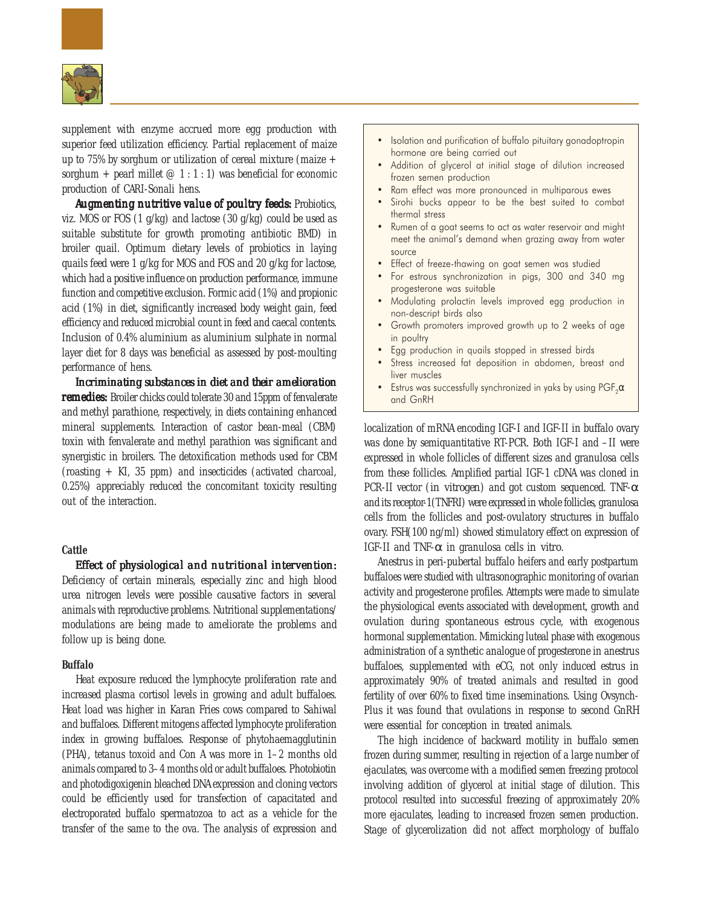supplement with enzyme accrued more egg production with superior feed utilization efficiency. Partial replacement of maize up to 75% by sorghum or utilization of cereal mixture (maize + sorghum + pearl millet @ 1 : 1 : 1) was beneficial for economic production of CARI-Sonali hens.

***Augmenting nutritive value of poultry feeds:*** Probiotics, viz. MOS or FOS (1 g/kg) and lactose (30 g/kg) could be used as suitable substitute for growth promoting antibiotic BMD) in broiler quail. Optimum dietary levels of probiotics in laying quails feed were 1 g/kg for MOS and FOS and 20 g/kg for lactose, which had a positive influence on production performance, immune function and competitive exclusion. Formic acid (1%) and propionic acid (1%) in diet, significantly increased body weight gain, feed efficiency and reduced microbial count in feed and caecal contents. Inclusion of 0.4% aluminium as aluminium sulphate in normal layer diet for 8 days was beneficial as assessed by post-moulting performance of hens.

***Incriminating substances in diet and their amelioration remedies:*** Broiler chicks could tolerate 30 and 15ppm of fenvalerate and methyl parathione, respectively, in diets containing enhanced mineral supplements. Interaction of castor bean-meal (CBM) toxin with fenvalerate and methyl parathion was significant and synergistic in broilers. The detoxification methods used for CBM (roasting + KI, 35 ppm) and insecticides (activated charcoal, 0.25%) appreciably reduced the concomitant toxicity resulting out of the interaction.

### Cattle

***Effect of physiological and nutritional intervention:*** Deficiency of certain minerals, especially zinc and high blood urea nitrogen levels were possible causative factors in several animals with reproductive problems. Nutritional supplementations/ modulations are being made to ameliorate the problems and follow up is being done.

### Buffalo

Heat exposure reduced the lymphocyte proliferation rate and increased plasma cortisol levels in growing and adult buffaloes. Heat load was higher in Karan Fries cows compared to Sahiwal and buffaloes. Different mitogens affected lymphocyte proliferation index in growing buffaloes. Response of phytohaemagglutinin (PHA), tetanus toxoid and Con A was more in 1–2 months old animals compared to 3–4 months old or adult buffaloes. Photobiotin and photodigoxigenin bleached DNA expression and cloning vectors could be efficiently used for transfection of capacitated and electroporated buffalo spermatozoa to act as a vehicle for the transfer of the same to the ova. The analysis of expression and localization of mRNA encoding IGF-I and IGF-II in buffalo ovary was done by semiquantitative RT-PCR. Both IGF-I and –II were expressed in whole follicles of different sizes and granulosa cells from these follicles. Amplified partial IGF-1 cDNA was cloned in PCR-II vector (in vitrogen) and got custom sequenced. TNF-$\alpha$ and its receptor-1(TNFRI) were expressed in whole follicles, granulosa cells from the follicles and post-ovulatory structures in buffalo ovary. FSH(100 ng/ml) showed stimulatory effect on expression of IGF-II and TNF-$\alpha$ in granulosa cells in vitro.

- Isolation and purification of buffalo pituitary gonadoptropin hormone are being carried out
- Addition of glycerol at initial stage of dilution increased frozen semen production
- Ram effect was more pronounced in multiparous ewes
- Sirohi bucks appear to be the best suited to combat thermal stress
- Rumen of a goat seems to act as water reservoir and might meet the animal's demand when grazing away from water source
- Effect of freeze-thawing on goat semen was studied
- For estrous synchronization in pigs, 300 and 340 mg progesterone was suitable
- Modulating prolactin levels improved egg production in non-descript birds also
- Growth promoters improved growth up to 2 weeks of age in poultry
- Egg production in quails stopped in stressed birds
- Stress increased fat deposition in abdomen, breast and liver muscles
- Estrus was successfully synchronized in yaks by using $PGF_2\alpha$ and GnRH

Anestrus in peri-pubertal buffalo heifers and early postpartum buffaloes were studied with ultrasonographic monitoring of ovarian activity and progesterone profiles. Attempts were made to simulate the physiological events associated with development, growth and ovulation during spontaneous estrous cycle, with exogenous hormonal supplementation. Mimicking luteal phase with exogenous administration of a synthetic analogue of progesterone in anestrus buffaloes, supplemented with eCG, not only induced estrus in approximately 90% of treated animals and resulted in good fertility of over 60% to fixed time inseminations. Using Ovsynch-Plus it was found that ovulations in response to second GnRH were essential for conception in treated animals.

The high incidence of backward motility in buffalo semen frozen during summer, resulting in rejection of a large number of ejaculates, was overcome with a modified semen freezing protocol involving addition of glycerol at initial stage of dilution. This protocol resulted into successful freezing of approximately 20% more ejaculates, leading to increased frozen semen production. Stage of glycerolization did not affect morphology of buffalo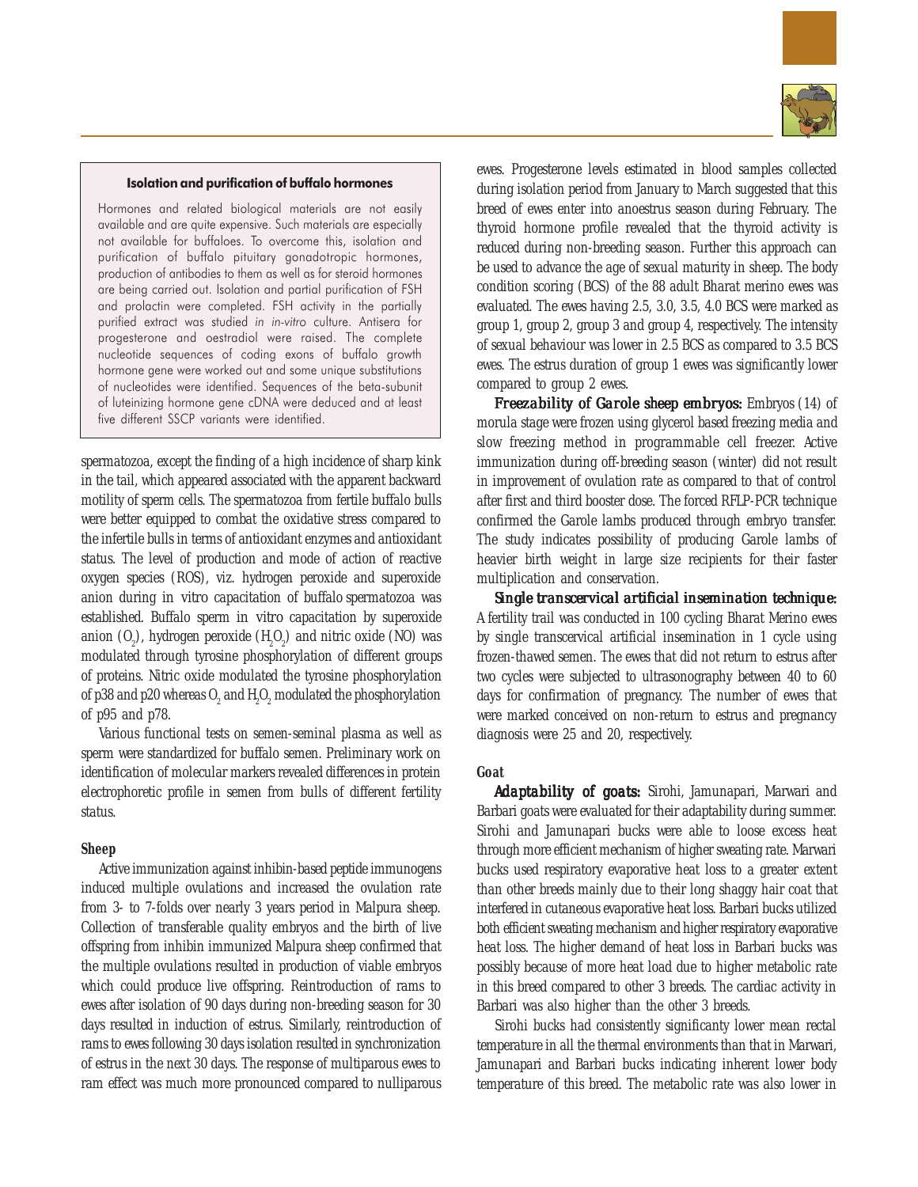> **Isolation and purification of buffalo hormones**
>
> Hormones and related biological materials are not easily available and are quite expensive. Such materials are especially not available for buffaloes. To overcome this, isolation and purification of buffalo pituitary gonadotropic hormones, production of antibodies to them as well as for steroid hormones are being carried out. Isolation and partial purification of FSH and prolactin were completed. FSH activity in the partially purified extract was studied *in in-vitro* culture. Antisera for progesterone and oestradiol were raised. The complete nucleotide sequences of coding exons of buffalo growth hormone gene were worked out and some unique substitutions of nucleotides were identified. Sequences of the beta-subunit of luteinizing hormone gene cDNA were deduced and at least five different SSCP variants were identified.

spermatozoa, except the finding of a high incidence of sharp kink in the tail, which appeared associated with the apparent backward motility of sperm cells. The spermatozoa from fertile buffalo bulls were better equipped to combat the oxidative stress compared to the infertile bulls in terms of antioxidant enzymes and antioxidant status. The level of production and mode of action of reactive oxygen species (ROS), viz. hydrogen peroxide and superoxide anion during in vitro capacitation of buffalo spermatozoa was established. Buffalo sperm in vitro capacitation by superoxide anion ($O_2$), hydrogen peroxide ($H_2O_2$) and nitric oxide (NO) was modulated through tyrosine phosphorylation of different groups of proteins. Nitric oxide modulated the tyrosine phosphorylation of p38 and p20 whereas $O_2$ and $H_2O_2$ modulated the phosphorylation of p95 and p78.

Various functional tests on semen-seminal plasma as well as sperm were standardized for buffalo semen. Preliminary work on identification of molecular markers revealed differences in protein electrophoretic profile in semen from bulls of different fertility status.

### Sheep

Active immunization against inhibin-based peptide immunogens induced multiple ovulations and increased the ovulation rate from 3- to 7-folds over nearly 3 years period in Malpura sheep. Collection of transferable quality embryos and the birth of live offspring from inhibin immunized Malpura sheep confirmed that the multiple ovulations resulted in production of viable embryos which could produce live offspring. Reintroduction of rams to ewes after isolation of 90 days during non-breeding season for 30 days resulted in induction of estrus. Similarly, reintroduction of rams to ewes following 30 days isolation resulted in synchronization of estrus in the next 30 days. The response of multiparous ewes to ram effect was much more pronounced compared to nulliparous ewes. Progesterone levels estimated in blood samples collected during isolation period from January to March suggested that this breed of ewes enter into anoestrus season during February. The thyroid hormone profile revealed that the thyroid activity is reduced during non-breeding season. Further this approach can be used to advance the age of sexual maturity in sheep. The body condition scoring (BCS) of the 88 adult Bharat merino ewes was evaluated. The ewes having 2.5, 3.0, 3.5, 4.0 BCS were marked as group 1, group 2, group 3 and group 4, respectively. The intensity of sexual behaviour was lower in 2.5 BCS as compared to 3.5 BCS ewes. The estrus duration of group 1 ewes was significantly lower compared to group 2 ewes.

***Freezability of Garole sheep embryos:*** Embryos (14) of morula stage were frozen using glycerol based freezing media and slow freezing method in programmable cell freezer. Active immunization during off-breeding season (winter) did not result in improvement of ovulation rate as compared to that of control after first and third booster dose. The forced RFLP-PCR technique confirmed the Garole lambs produced through embryo transfer. The study indicates possibility of producing Garole lambs of heavier birth weight in large size recipients for their faster multiplication and conservation.

***Single transcervical artificial insemination technique:*** A fertility trail was conducted in 100 cycling Bharat Merino ewes by single transcervical artificial insemination in 1 cycle using frozen-thawed semen. The ewes that did not return to estrus after two cycles were subjected to ultrasonography between 40 to 60 days for confirmation of pregnancy. The number of ewes that were marked conceived on non-return to estrus and pregnancy diagnosis were 25 and 20, respectively.

### Goat

***Adaptability of goats:*** Sirohi, Jamunapari, Marwari and Barbari goats were evaluated for their adaptability during summer. Sirohi and Jamunapari bucks were able to loose excess heat through more efficient mechanism of higher sweating rate. Marwari bucks used respiratory evaporative heat loss to a greater extent than other breeds mainly due to their long shaggy hair coat that interfered in cutaneous evaporative heat loss. Barbari bucks utilized both efficient sweating mechanism and higher respiratory evaporative heat loss. The higher demand of heat loss in Barbari bucks was possibly because of more heat load due to higher metabolic rate in this breed compared to other 3 breeds. The cardiac activity in Barbari was also higher than the other 3 breeds.

Sirohi bucks had consistently significanty lower mean rectal temperature in all the thermal environments than that in Marwari, Jamunapari and Barbari bucks indicating inherent lower body temperature of this breed. The metabolic rate was also lower in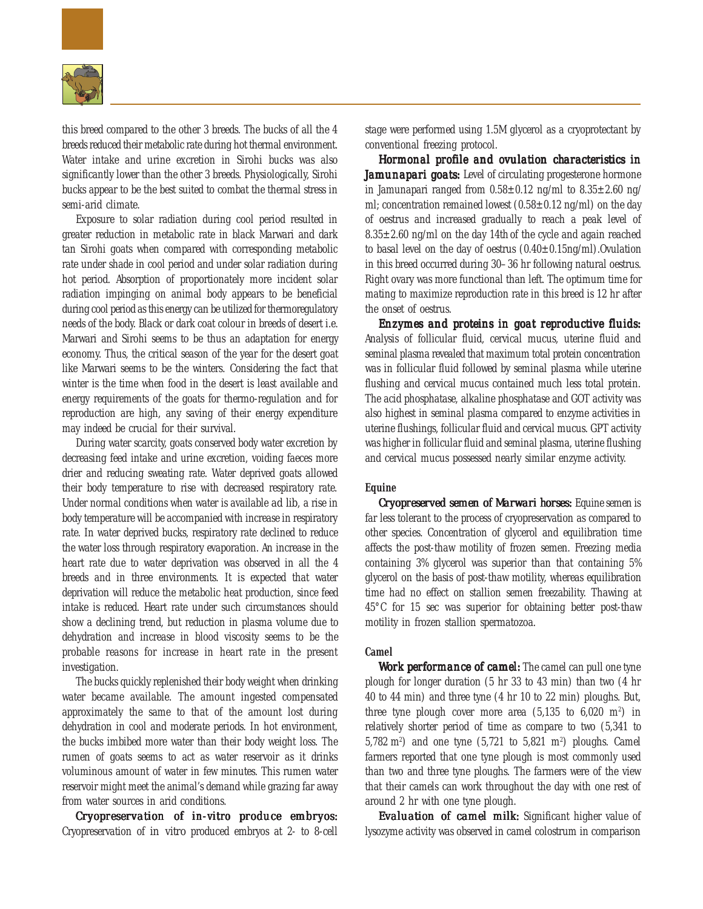this breed compared to the other 3 breeds. The bucks of all the 4 breeds reduced their metabolic rate during hot thermal environment. Water intake and urine excretion in Sirohi bucks was also significantly lower than the other 3 breeds. Physiologically, Sirohi bucks appear to be the best suited to combat the thermal stress in semi-arid climate.

Exposure to solar radiation during cool period resulted in greater reduction in metabolic rate in black Marwari and dark tan Sirohi goats when compared with corresponding metabolic rate under shade in cool period and under solar radiation during hot period. Absorption of proportionately more incident solar radiation impinging on animal body appears to be beneficial during cool period as this energy can be utilized for thermoregulatory needs of the body. Black or dark coat colour in breeds of desert i.e. Marwari and Sirohi seems to be thus an adaptation for energy economy. Thus, the critical season of the year for the desert goat like Marwari seems to be the winters. Considering the fact that winter is the time when food in the desert is least available and energy requirements of the goats for thermo-regulation and for reproduction are high, any saving of their energy expenditure may indeed be crucial for their survival.

During water scarcity, goats conserved body water excretion by decreasing feed intake and urine excretion, voiding faeces more drier and reducing sweating rate. Water deprived goats allowed their body temperature to rise with decreased respiratory rate. Under normal conditions when water is available *ad lib*, a rise in body temperature will be accompanied with increase in respiratory rate. In water deprived bucks, respiratory rate declined to reduce the water loss through respiratory evaporation. An increase in the heart rate due to water deprivation was observed in all the 4 breeds and in three environments. It is expected that water deprivation will reduce the metabolic heat production, since feed intake is reduced. Heart rate under such circumstances should show a declining trend, but reduction in plasma volume due to dehydration and increase in blood viscosity seems to be the probable reasons for increase in heart rate in the present investigation.

The bucks quickly replenished their body weight when drinking water became available. The amount ingested compensated approximately the same to that of the amount lost during dehydration in cool and moderate periods. In hot environment, the bucks imbibed more water than their body weight loss. The rumen of goats seems to act as water reservoir as it drinks voluminous amount of water in few minutes. This rumen water reservoir might meet the animal's demand while grazing far away from water sources in arid conditions.

***Cryopreservation of in-vitro produce embryos:*** Cryopreservation of in vitro produced embryos at 2- to 8-cell stage were performed using 1.5M glycerol as a cryoprotectant by conventional freezing protocol.

***Hormonal profile and ovulation characteristics in Jamunapari goats:*** Level of circulating progesterone hormone in Jamunapari ranged from 0.58±0.12 ng/ml to 8.35±2.60 ng/ml; concentration remained lowest (0.58±0.12 ng/ml) on the day of oestrus and increased gradually to reach a peak level of 8.35±2.60 ng/ml on the day 14th of the cycle and again reached to basal level on the day of oestrus (0.40±0.15ng/ml).Ovulation in this breed occurred during 30–36 hr following natural oestrus. Right ovary was more functional than left. The optimum time for mating to maximize reproduction rate in this breed is 12 hr after the onset of oestrus.

***Enzymes and proteins in goat reproductive fluids:*** Analysis of follicular fluid, cervical mucus, uterine fluid and seminal plasma revealed that maximum total protein concentration was in follicular fluid followed by seminal plasma while uterine flushing and cervical mucus contained much less total protein. The acid phosphatase, alkaline phosphatase and GOT activity was also highest in seminal plasma compared to enzyme activities in uterine flushings, follicular fluid and cervical mucus. GPT activity was higher in follicular fluid and seminal plasma, uterine flushing and cervical mucus possessed nearly similar enzyme activity.

#### Equine

***Cryopreserved semen of Marwari horses:*** Equine semen is far less tolerant to the process of cryopreservation as compared to other species. Concentration of glycerol and equilibration time affects the post-thaw motility of frozen semen. Freezing media containing 3% glycerol was superior than that containing 5% glycerol on the basis of post-thaw motility, whereas equilibration time had no effect on stallion semen freezability. Thawing at 45°C for 15 sec was superior for obtaining better post-thaw motility in frozen stallion spermatozoa.

#### Camel

***Work performance of camel:*** The camel can pull one tyne plough for longer duration (5 hr 33 to 43 min) than two (4 hr 40 to 44 min) and three tyne (4 hr 10 to 22 min) ploughs. But, three tyne plough cover more area (5,135 to 6,020 $m^2$) in relatively shorter period of time as compare to two (5,341 to 5,782 $m^2$) and one tyne (5,721 to 5,821 $m^2$) ploughs. Camel farmers reported that one tyne plough is most commonly used than two and three tyne ploughs. The farmers were of the view that their camels can work throughout the day with one rest of around 2 hr with one tyne plough.

***Evaluation of camel milk:*** Significant higher value of lysozyme activity was observed in camel colostrum in comparison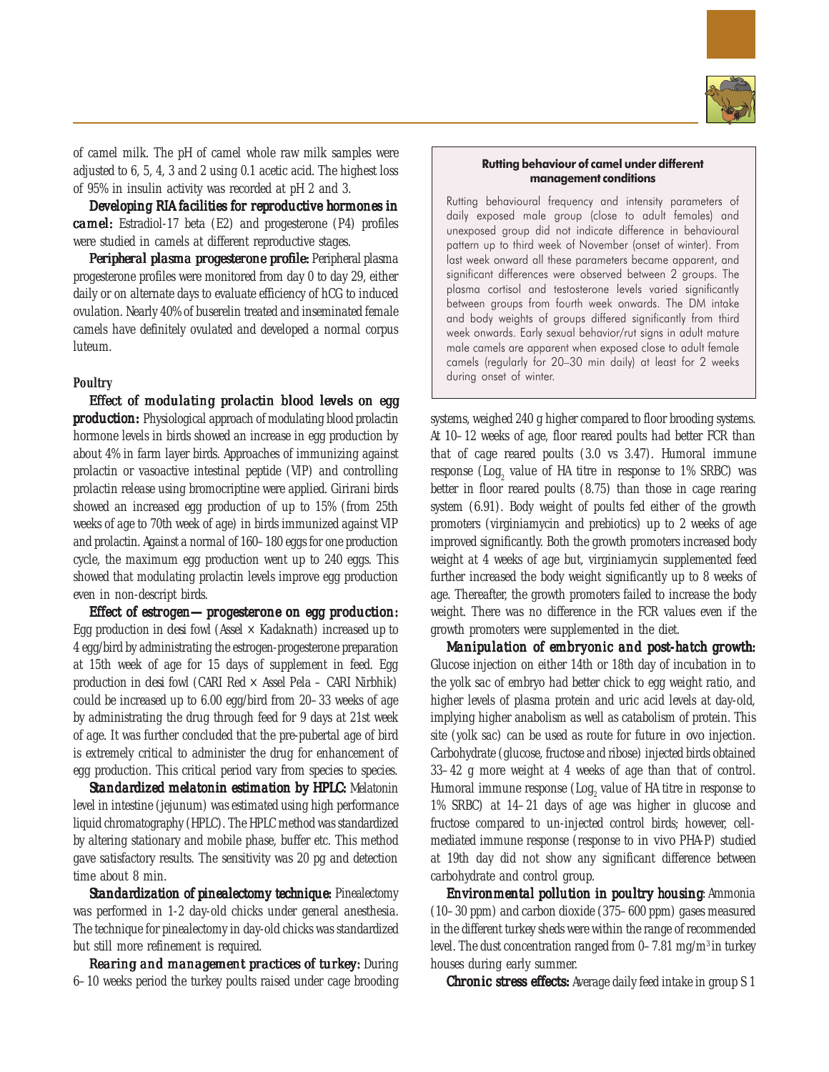of camel milk. The pH of camel whole raw milk samples were adjusted to 6, 5, 4, 3 and 2 using 0.1 acetic acid. The highest loss of 95% in insulin activity was recorded at pH 2 and 3.

***Developing RIA facilities for reproductive hormones in camel:*** Estradiol-17 beta (E2) and progesterone (P4) profiles were studied in camels at different reproductive stages.

***Peripheral plasma progesterone profile:*** Peripheral plasma progesterone profiles were monitored from day 0 to day 29, either daily or on alternate days to evaluate efficiency of hCG to induced ovulation. Nearly 40% of buserelin treated and inseminated female camels have definitely ovulated and developed a normal corpus luteum.

> **Rutting behaviour of camel under different management conditions**
>
> Rutting behavioural frequency and intensity parameters of daily exposed male group (close to adult females) and unexposed group did not indicate difference in behavioural pattern up to third week of November (onset of winter). From last week onward all these parameters became apparent, and significant differences were observed between 2 groups. The plasma cortisol and testosterone levels varied significantly between groups from fourth week onwards. The DM intake and body weights of groups differed significantly from third week onwards. Early sexual behavior/rut signs in adult mature male camels are apparent when exposed close to adult female camels (regularly for 20–30 min daily) at least for 2 weeks during onset of winter.

### Poultry

***Effect of modulating prolactin blood levels on egg production:*** Physiological approach of modulating blood prolactin hormone levels in birds showed an increase in egg production by about 4% in farm layer birds. Approaches of immunizing against prolactin or vasoactive intestinal peptide (VIP) and controlling prolactin release using bromocriptine were applied. Girirani birds showed an increased egg production of up to 15% (from 25th weeks of age to 70th week of age) in birds immunized against VIP and prolactin. Against a normal of 160–180 eggs for one production cycle, the maximum egg production went up to 240 eggs. This showed that modulating prolactin levels improve egg production even in non-descript birds.

***Effect of estrogen— progesterone on egg production:*** Egg production in desi fowl (Assel × Kadaknath) increased up to 4 egg/bird by administrating the estrogen-progesterone preparation at 15th week of age for 15 days of supplement in feed. Egg production in desi fowl (CARI Red × Assel Pela – CARI Nirbhik) could be increased up to 6.00 egg/bird from 20–33 weeks of age by administrating the drug through feed for 9 days at 21st week of age. It was further concluded that the pre-pubertal age of bird is extremely critical to administer the drug for enhancement of egg production. This critical period vary from species to species.

***Standardized melatonin estimation by HPLC:*** Melatonin level in intestine (jejunum) was estimated using high performance liquid chromatography (HPLC). The HPLC method was standardized by altering stationary and mobile phase, buffer etc. This method gave satisfactory results. The sensitivity was 20 pg and detection time about 8 min.

***Standardization of pinealectomy technique:*** Pinealectomy was performed in 1-2 day-old chicks under general anesthesia. The technique for pinealectomy in day-old chicks was standardized but still more refinement is required.

***Rearing and management practices of turkey:*** During 6–10 weeks period the turkey poults raised under cage brooding systems, weighed 240 g higher compared to floor brooding systems. At 10–12 weeks of age, floor reared poults had better FCR than that of cage reared poults (3.0 vs 3.47). Humoral immune response ($Log_2$ value of HA titre in response to 1% SRBC) was better in floor reared poults (8.75) than those in cage rearing system (6.91). Body weight of poults fed either of the growth promoters (virginiamycin and prebiotics) up to 2 weeks of age improved significantly. Both the growth promoters increased body weight at 4 weeks of age but, virginiamycin supplemented feed further increased the body weight significantly up to 8 weeks of age. Thereafter, the growth promoters failed to increase the body weight. There was no difference in the FCR values even if the growth promoters were supplemented in the diet.

***Manipulation of embryonic and post-hatch growth:*** Glucose injection on either 14th or 18th day of incubation in to the yolk sac of embryo had better chick to egg weight ratio, and higher levels of plasma protein and uric acid levels at day-old, implying higher anabolism as well as catabolism of protein. This site (yolk sac) can be used as route for future in ovo injection. Carbohydrate (glucose, fructose and ribose) injected birds obtained 33–42 g more weight at 4 weeks of age than that of control. Humoral immune response ($Log_2$ value of HA titre in response to 1% SRBC) at 14–21 days of age was higher in glucose and fructose compared to un-injected control birds; however, cell-mediated immune response (response to in vivo PHA-P) studied at 19th day did not show any significant difference between carbohydrate and control group.

***Environmental pollution in poultry housing***: Ammonia (10–30 ppm) and carbon dioxide (375–600 ppm) gases measured in the different turkey sheds were within the range of recommended level. The dust concentration ranged from 0–7.81 mg/$m^3$ in turkey houses during early summer.

***Chronic stress effects:*** Average daily feed intake in group S 1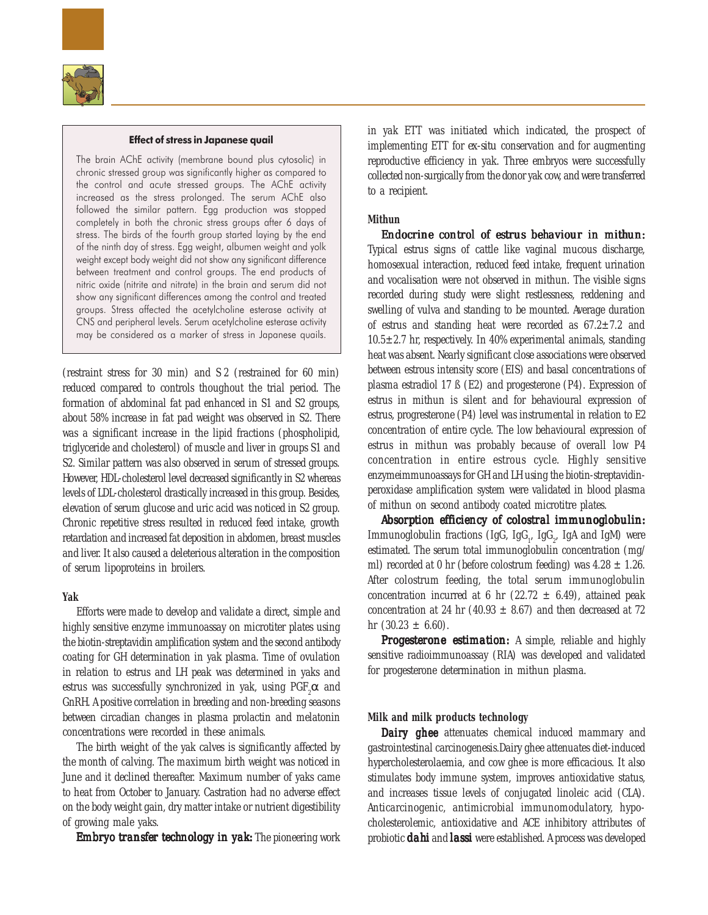### Effect of stress in Japanese quail

The brain AChE activity (membrane bound plus cytosolic) in chronic stressed group was significantly higher as compared to the control and acute stressed groups. The AChE activity increased as the stress prolonged. The serum AChE also followed the similar pattern. Egg production was stopped completely in both the chronic stress groups after 6 days of stress. The birds of the fourth group started laying by the end of the ninth day of stress. Egg weight, albumen weight and yolk weight except body weight did not show any significant difference between treatment and control groups. The end products of nitric oxide (nitrite and nitrate) in the brain and serum did not show any significant differences among the control and treated groups. Stress affected the acetylcholine esterase activity at CNS and peripheral levels. Serum acetylcholine esterase activity may be considered as a marker of stress in Japanese quails.

(restraint stress for 30 min) and S 2 (restrained for 60 min) reduced compared to controls thoughout the trial period. The formation of abdominal fat pad enhanced in S1 and S2 groups, about 58% increase in fat pad weight was observed in S2. There was a significant increase in the lipid fractions (phospholipid, triglyceride and cholesterol) of muscle and liver in groups S1 and S2. Similar pattern was also observed in serum of stressed groups. However, HDL-cholesterol level decreased significantly in S2 whereas levels of LDL-cholesterol drastically increased in this group. Besides, elevation of serum glucose and uric acid was noticed in S2 group. Chronic repetitive stress resulted in reduced feed intake, growth retardation and increased fat deposition in abdomen, breast muscles and liver. It also caused a deleterious alteration in the composition of serum lipoproteins in broilers.

#### Yak

Efforts were made to develop and validate a direct, simple and highly sensitive enzyme immunoassay on microtiter plates using the biotin-streptavidin amplification system and the second antibody coating for GH determination in yak plasma. Time of ovulation in relation to estrus and LH peak was determined in yaks and estrus was successfully synchronized in yak, using $PGF_2\alpha$ and GnRH. A positive correlation in breeding and non-breeding seasons between circadian changes in plasma prolactin and melatonin concentrations were recorded in these animals.

The birth weight of the yak calves is significantly affected by the month of calving. The maximum birth weight was noticed in June and it declined thereafter. Maximum number of yaks came to heat from October to January. Castration had no adverse effect on the body weight gain, dry matter intake or nutrient digestibility of growing male yaks.

***Embryo transfer technology in yak:*** The pioneering work in yak ETT was initiated which indicated, the prospect of implementing ETT for ex-situ conservation and for augmenting reproductive efficiency in yak. Three embryos were successfully collected non-surgically from the donor yak cow, and were transferred to a recipient.

#### Mithun

***Endocrine control of estrus behaviour in mithun:*** Typical estrus signs of cattle like vaginal mucous discharge, homosexual interaction, reduced feed intake, frequent urination and vocalisation were not observed in mithun. The visible signs recorded during study were slight restlessness, reddening and swelling of vulva and standing to be mounted. Average duration of estrus and standing heat were recorded as 67.2±7.2 and 10.5±2.7 hr, respectively. In 40% experimental animals, standing heat was absent. Nearly significant close associations were observed between estrous intensity score (EIS) and basal concentrations of plasma estradiol 17 ß (E2) and progesterone (P4). Expression of estrus in mithun is silent and for behavioural expression of estrus, progresterone (P4) level was instrumental in relation to E2 concentration of entire cycle. The low behavioural expression of estrus in mithun was probably because of overall low P4 concentration in entire estrous cycle. Highly sensitive enzymeimmunoassays for GH and LH using the biotin-streptavidin-peroxidase amplification system were validated in blood plasma of mithun on second antibody coated microtitre plates.

***Absorption efficiency of colostral immunoglobulin:*** Immunoglobulin fractions (IgG, $IgG_1$, $IgG_2$, IgA and IgM) were estimated. The serum total immunoglobulin concentration (mg/ml) recorded at 0 hr (before colostrum feeding) was 4.28 ± 1.26. After colostrum feeding, the total serum immunoglobulin concentration incurred at 6 hr (22.72 ± 6.49), attained peak concentration at 24 hr (40.93 ± 8.67) and then decreased at 72 hr (30.23 ± 6.60).

***Progesterone estimation:*** A simple, reliable and highly sensitive radioimmunoassay (RIA) was developed and validated for progesterone determination in mithun plasma.

#### Milk and milk products technology

***Dairy ghee*** attenuates chemical induced mammary and gastrointestinal carcinogenesis.Dairy ghee attenuates diet-induced hypercholesterolaemia, and cow ghee is more efficacious. It also stimulates body immune system, improves antioxidative status, and increases tissue levels of conjugated linoleic acid (CLA). Anticarcinogenic, antimicrobial immunomodulatory, hypo-cholesterolemic, antioxidative and ACE inhibitory attributes of probiotic ***dahi*** and ***lassi*** were established. A process was developed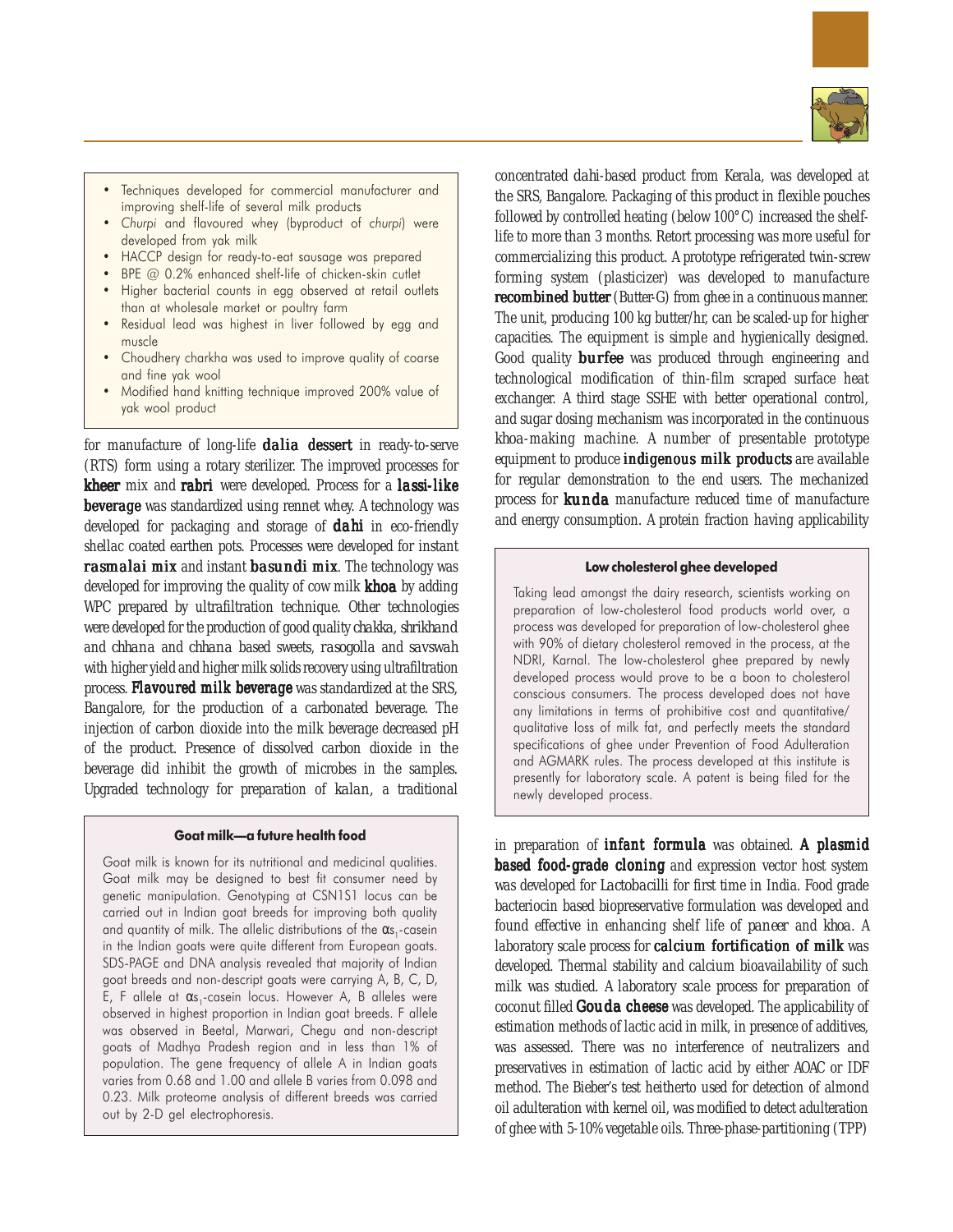- Techniques developed for commercial manufacturer and improving shelf-life of several milk products
- *Churpi* and flavoured whey (byproduct of *churpi*) were developed from yak milk
- HACCP design for ready-to-eat sausage was prepared
- BPE @ 0.2% enhanced shelf-life of chicken-skin cutlet
- Higher bacterial counts in egg observed at retail outlets than at wholesale market or poultry farm
- Residual lead was highest in liver followed by egg and muscle
- Choudhery charkha was used to improve quality of coarse and fine yak wool
- Modified hand knitting technique improved 200% value of yak wool product

for manufacture of long-life **dalia dessert** in ready-to-serve (RTS) form using a rotary sterilizer. The improved processes for **kheer** mix and **rabri** were developed. Process for a **lassi-like beverage** was standardized using rennet whey. A technology was developed for packaging and storage of **dahi** in eco-friendly shellac coated earthen pots. Processes were developed for instant **rasmalai mix** and instant **basundi mix**. The technology was developed for improving the quality of cow milk **khoa** by adding WPC prepared by ultrafiltration technique. Other technologies were developed for the production of good quality *chakka*, *shrikhand* and *chhana* and *chhana* based sweets, *rasogolla* and *savswah* with higher yield and higher milk solids recovery using ultrafiltration process. **Flavoured milk beverage** was standardized at the SRS, Bangalore, for the production of a carbonated beverage. The injection of carbon dioxide into the milk beverage decreased pH of the product. Presence of dissolved carbon dioxide in the beverage did inhibit the growth of microbes in the samples. Upgraded technology for preparation of *kalan*, a traditional concentrated *dahi*-based product from Kerala, was developed at the SRS, Bangalore. Packaging of this product in flexible pouches followed by controlled heating (below 100°C) increased the shelf-life to more than 3 months. Retort processing was more useful for commercializing this product. A prototype refrigerated twin-screw forming system (plasticizer) was developed to manufacture **recombined butter** (Butter-G) from ghee in a continuous manner. The unit, producing 100 kg butter/hr, can be scaled-up for higher capacities. The equipment is simple and hygienically designed. Good quality **burfee** was produced through engineering and technological modification of thin-film scraped surface heat exchanger. A third stage SSHE with better operational control, and sugar dosing mechanism was incorporated in the continuous khoa-making machine. A number of presentable prototype equipment to produce **indigenous milk products** are available for regular demonstration to the end users. The mechanized process for **kunda** manufacture reduced time of manufacture and energy consumption. A protein fraction having applicability in preparation of **infant formula** was obtained. **A plasmid based food-grade cloning** and expression vector host system was developed for *Lactobacilli* for first time in India. Food grade bacteriocin based biopreservative formulation was developed and found effective in enhancing shelf life of *paneer* and *khoa*. A laboratory scale process for **calcium fortification of milk** was developed. Thermal stability and calcium bioavailability of such milk was studied. A laboratory scale process for preparation of coconut filled **Gouda cheese** was developed. The applicability of estimation methods of lactic acid in milk, in presence of additives, was assessed. There was no interference of neutralizers and preservatives in estimation of lactic acid by either AOAC or IDF method. The Bieber's test heitherto used for detection of almond oil adulteration with kernel oil, was modified to detect adulteration of ghee with 5-10% vegetable oils. Three-phase-partitioning (TPP)

### Goat milk—a future health food

Goat milk is known for its nutritional and medicinal qualities. Goat milk may be designed to best fit consumer need by genetic manipulation. Genotyping at CSN1S1 locus can be carried out in Indian goat breeds for improving both quality and quantity of milk. The allelic distributions of the $\alpha_{s1}$-casein in the Indian goats were quite different from European goats. SDS-PAGE and DNA analysis revealed that majority of Indian goat breeds and non-descript goats were carrying A, B, C, D, E, F allele at $\alpha_{s1}$-casein locus. However A, B alleles were observed in highest proportion in Indian goat breeds. F allele was observed in Beetal, Marwari, Chegu and non-descript goats of Madhya Pradesh region and in less than 1% of population. The gene frequency of allele A in Indian goats varies from 0.68 and 1.00 and allele B varies from 0.098 and 0.23. Milk proteome analysis of different breeds was carried out by 2-D gel electrophoresis.

### Low cholesterol ghee developed

Taking lead amongst the dairy research, scientists working on preparation of low-cholesterol food products world over, a process was developed for preparation of low-cholesterol ghee with 90% of dietary cholesterol removed in the process, at the NDRI, Karnal. The low-cholesterol ghee prepared by newly developed process would prove to be a boon to cholesterol conscious consumers. The process developed does not have any limitations in terms of prohibitive cost and quantitative/ qualitative loss of milk fat, and perfectly meets the standard specifications of ghee under Prevention of Food Adulteration and AGMARK rules. The process developed at this institute is presently for laboratory scale. A patent is being filed for the newly developed process.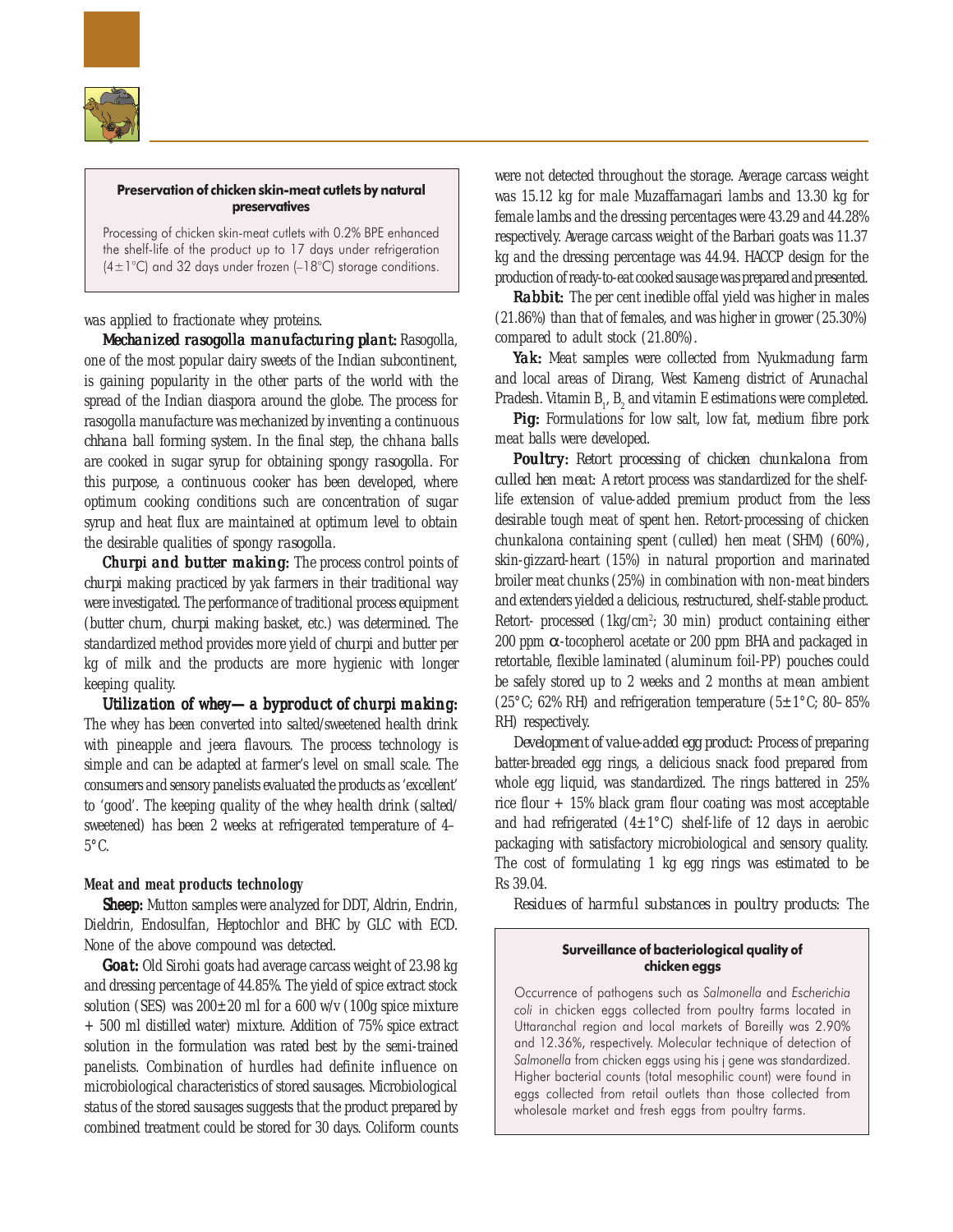> **Preservation of chicken skin-meat cutlets by natural preservatives**
>
> Processing of chicken skin-meat cutlets with 0.2% BPE enhanced the shelf-life of the product up to 17 days under refrigeration (4±1°C) and 32 days under frozen (–18°C) storage conditions.

was applied to fractionate whey proteins.

***Mechanized rasogolla manufacturing plant:*** Rasogolla, one of the most popular dairy sweets of the Indian subcontinent, is gaining popularity in the other parts of the world with the spread of the Indian diaspora around the globe. The process for rasogolla manufacture was mechanized by inventing a continuous *chhana* ball forming system. In the final step, the chhana balls are cooked in sugar syrup for obtaining spongy *rasogolla*. For this purpose, a continuous cooker has been developed, where optimum cooking conditions such are concentration of sugar syrup and heat flux are maintained at optimum level to obtain the desirable qualities of spongy *rasogolla*.

***Churpi and butter making:*** The process control points of *churpi* making practiced by yak farmers in their traditional way were investigated. The performance of traditional process equipment (butter churn, *churpi* making basket, etc.) was determined. The standardized method provides more yield of *churpi* and butter per kg of milk and the products are more hygienic with longer keeping quality.

***Utilization of whey—a byproduct of churpi making:*** The whey has been converted into salted/sweetened health drink with pineapple and jeera flavours. The process technology is simple and can be adapted at farmer's level on small scale. The consumers and sensory panelists evaluated the products as 'excellent' to 'good'. The keeping quality of the whey health drink (salted/sweetened) has been 2 weeks at refrigerated temperature of 4–5°C.

### Meat and meat products technology

***Sheep:*** Mutton samples were analyzed for DDT, Aldrin, Endrin, Dieldrin, Endosulfan, Heptochlor and BHC by GLC with ECD. None of the above compound was detected.

***Goat:*** Old Sirohi goats had average carcass weight of 23.98 kg and dressing percentage of 44.85%. The yield of spice extract stock solution (SES) was 200±20 ml for a 600 w/v (100g spice mixture + 500 ml distilled water) mixture. Addition of 75% spice extract solution in the formulation was rated best by the semi-trained panelists. Combination of hurdles had definite influence on microbiological characteristics of stored sausages. Microbiological status of the stored sausages suggests that the product prepared by combined treatment could be stored for 30 days. Coliform counts were not detected throughout the storage. Average carcass weight was 15.12 kg for male Muzaffarnagari lambs and 13.30 kg for female lambs and the dressing percentages were 43.29 and 44.28% respectively. Average carcass weight of the Barbari goats was 11.37 kg and the dressing percentage was 44.94. HACCP design for the production of ready-to-eat cooked sausage was prepared and presented.

***Rabbit:*** The per cent inedible offal yield was higher in males (21.86%) than that of females, and was higher in grower (25.30%) compared to adult stock (21.80%).

***Yak:*** Meat samples were collected from Nyukmadung farm and local areas of Dirang, West Kameng district of Arunachal Pradesh. Vitamin $B_1$, $B_2$ and vitamin E estimations were completed.

***Pig:*** Formulations for low salt, low fat, medium fibre pork meat balls were developed.

***Poultry:*** *Retort processing of chicken chunkalona from culled hen meat:* A retort process was standardized for the shelf-life extension of value-added premium product from the less desirable tough meat of spent hen. Retort-processing of chicken chunkalona containing spent (culled) hen meat (SHM) (60%), skin-gizzard-heart (15%) in natural proportion and marinated broiler meat chunks (25%) in combination with non-meat binders and extenders yielded a delicious, restructured, shelf-stable product. Retort- processed (1kg/cm$^2$; 30 min) product containing either 200 ppm $\alpha$-tocopherol acetate or 200 ppm BHA and packaged in retortable, flexible laminated (aluminum foil-PP) pouches could be safely stored up to 2 weeks and 2 months at mean ambient (25°C; 62% RH) and refrigeration temperature (5±1°C; 80–85% RH) respectively.

*Development of value-added egg product:* Process of preparing batter-breaded egg rings, a delicious snack food prepared from whole egg liquid, was standardized. The rings battered in 25% rice flour + 15% black gram flour coating was most acceptable and had refrigerated (4±1°C) shelf-life of 12 days in aerobic packaging with satisfactory microbiological and sensory quality. The cost of formulating 1 kg egg rings was estimated to be Rs 39.04.

*Residues of harmful substances in poultry products:* The

> **Surveillance of bacteriological quality of chicken eggs**
>
> Occurrence of pathogens such as *Salmonella* and *Escherichia coli* in chicken eggs collected from poultry farms located in Uttaranchal region and local markets of Bareilly was 2.90% and 12.36%, respectively. Molecular technique of detection of *Salmonella* from chicken eggs using his j gene was standardized. Higher bacterial counts (total mesophilic count) were found in eggs collected from retail outlets than those collected from wholesale market and fresh eggs from poultry farms.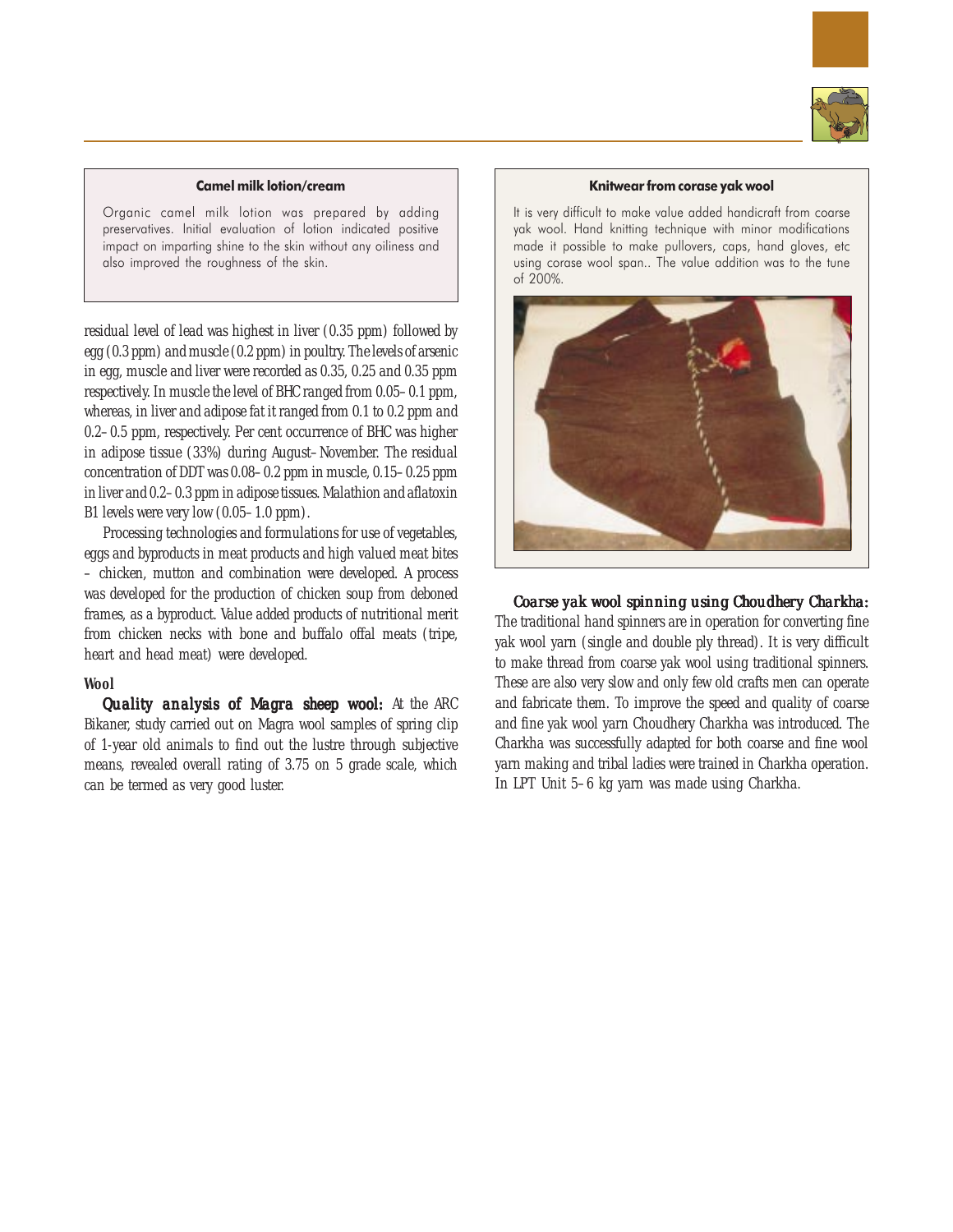**Camel milk lotion/cream**

Organic camel milk lotion was prepared by adding preservatives. Initial evaluation of lotion indicated positive impact on imparting shine to the skin without any oiliness and also improved the roughness of the skin.

residual level of lead was highest in liver (0.35 ppm) followed by egg (0.3 ppm) and muscle (0.2 ppm) in poultry. The levels of arsenic in egg, muscle and liver were recorded as 0.35, 0.25 and 0.35 ppm respectively. In muscle the level of BHC ranged from 0.05–0.1 ppm, whereas, in liver and adipose fat it ranged from 0.1 to 0.2 ppm and 0.2–0.5 ppm, respectively. Per cent occurrence of BHC was higher in adipose tissue (33%) during August–November. The residual concentration of DDT was 0.08–0.2 ppm in muscle, 0.15–0.25 ppm in liver and 0.2–0.3 ppm in adipose tissues. Malathion and aflatoxin B1 levels were very low (0.05–1.0 ppm).

Processing technologies and formulations for use of vegetables, eggs and byproducts in meat products and high valued meat bites – chicken, mutton and combination were developed. A process was developed for the production of chicken soup from deboned frames, as a byproduct. Value added products of nutritional merit from chicken necks with bone and buffalo offal meats (tripe, heart and head meat) were developed.

***Wool***

***Quality analysis of Magra sheep wool:*** At the ARC Bikaner, study carried out on Magra wool samples of spring clip of 1-year old animals to find out the lustre through subjective means, revealed overall rating of 3.75 on 5 grade scale, which can be termed as very good luster.

**Knitwear from corase yak wool**

It is very difficult to make value added handicraft from coarse yak wool. Hand knitting technique with minor modifications made it possible to make pullovers, caps, hand gloves, etc using corase wool span.. The value addition was to the tune of 200%.

***Coarse yak wool spinning using Choudhery Charkha:*** The traditional hand spinners are in operation for converting fine yak wool yarn (single and double ply thread). It is very difficult to make thread from coarse yak wool using traditional spinners. These are also very slow and only few old crafts men can operate and fabricate them. To improve the speed and quality of coarse and fine yak wool yarn Choudhery Charkha was introduced. The Charkha was successfully adapted for both coarse and fine wool yarn making and tribal ladies were trained in Charkha operation. In LPT Unit 5–6 kg yarn was made using Charkha.